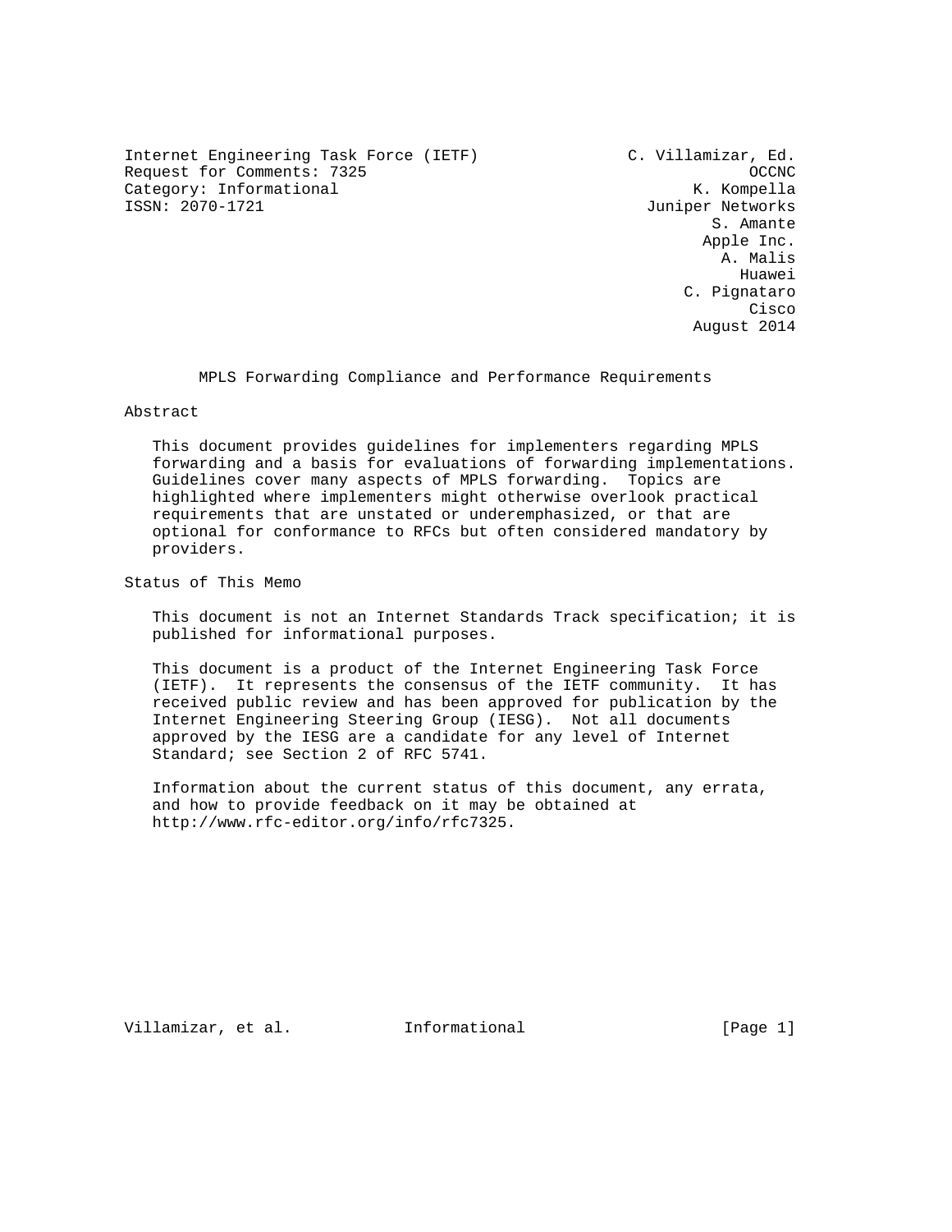Internet Engineering Task Force (IETF) — C. Villamizar, Ed., OCCNC
Request for Comments: 7325 — K. Kompella, Juniper Networks
Category: Informational — S. Amante, Apple Inc.
ISSN: 2070-1721 — A. Malis, Huawei
C. Pignataro, Cisco
August 2014

# MPLS Forwarding Compliance and Performance Requirements

## Abstract

This document provides guidelines for implementers regarding MPLS forwarding and a basis for evaluations of forwarding implementations. Guidelines cover many aspects of MPLS forwarding. Topics are highlighted where implementers might otherwise overlook practical requirements that are unstated or underemphasized, or that are optional for conformance to RFCs but often considered mandatory by providers.

## Status of This Memo

This document is not an Internet Standards Track specification; it is published for informational purposes.

This document is a product of the Internet Engineering Task Force (IETF). It represents the consensus of the IETF community. It has received public review and has been approved for publication by the Internet Engineering Steering Group (IESG). Not all documents approved by the IESG are a candidate for any level of Internet Standard; see Section 2 of RFC 5741.

Information about the current status of this document, any errata, and how to provide feedback on it may be obtained at http://www.rfc-editor.org/info/rfc7325.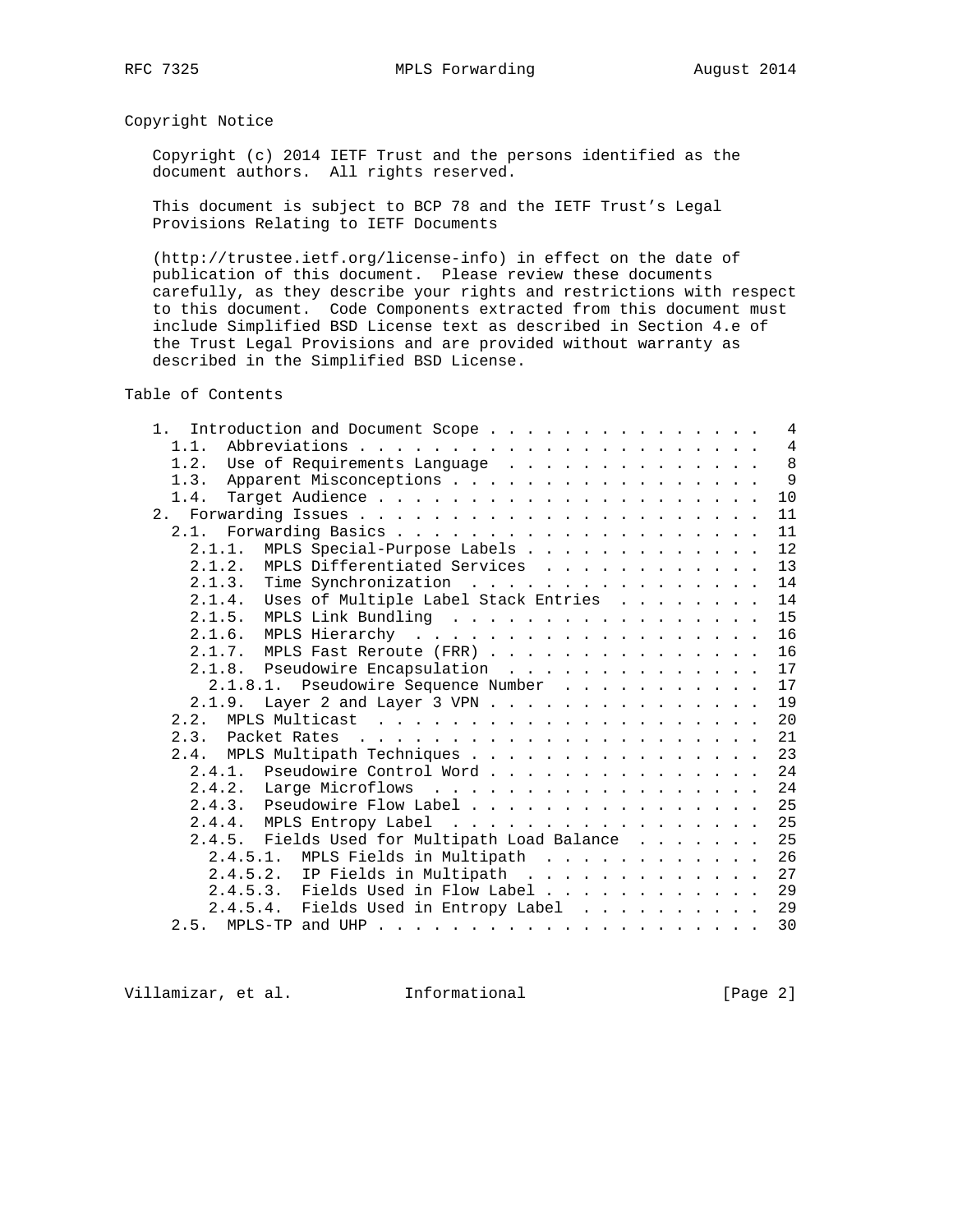## Copyright Notice

Copyright (c) 2014 IETF Trust and the persons identified as the document authors. All rights reserved.

This document is subject to BCP 78 and the IETF Trust's Legal Provisions Relating to IETF Documents

(http://trustee.ietf.org/license-info) in effect on the date of publication of this document. Please review these documents carefully, as they describe your rights and restrictions with respect to this document. Code Components extracted from this document must include Simplified BSD License text as described in Section 4.e of the Trust Legal Provisions and are provided without warranty as described in the Simplified BSD License.

## Table of Contents

```
   1.  Introduction and Document Scope . . . . . . . . . . . . . . .   4
     1.1.  Abbreviations . . . . . . . . . . . . . . . . . . . . . .   4
     1.2.  Use of Requirements Language  . . . . . . . . . . . . . .   8
     1.3.  Apparent Misconceptions . . . . . . . . . . . . . . . . .   9
     1.4.  Target Audience . . . . . . . . . . . . . . . . . . . . .  10
   2.  Forwarding Issues . . . . . . . . . . . . . . . . . . . . . .  11
     2.1.  Forwarding Basics . . . . . . . . . . . . . . . . . . . .  11
       2.1.1.  MPLS Special-Purpose Labels . . . . . . . . . . . . .  12
       2.1.2.  MPLS Differentiated Services  . . . . . . . . . . . .  13
       2.1.3.  Time Synchronization  . . . . . . . . . . . . . . . .  14
       2.1.4.  Uses of Multiple Label Stack Entries  . . . . . . . .  14
       2.1.5.  MPLS Link Bundling  . . . . . . . . . . . . . . . . .  15
       2.1.6.  MPLS Hierarchy  . . . . . . . . . . . . . . . . . . .  16
       2.1.7.  MPLS Fast Reroute (FRR) . . . . . . . . . . . . . . .  16
       2.1.8.  Pseudowire Encapsulation  . . . . . . . . . . . . . .  17
         2.1.8.1.  Pseudowire Sequence Number  . . . . . . . . . . .  17
       2.1.9.  Layer 2 and Layer 3 VPN . . . . . . . . . . . . . . .  19
     2.2.  MPLS Multicast  . . . . . . . . . . . . . . . . . . . . .  20
     2.3.  Packet Rates  . . . . . . . . . . . . . . . . . . . . . .  21
     2.4.  MPLS Multipath Techniques . . . . . . . . . . . . . . . .  23
       2.4.1.  Pseudowire Control Word . . . . . . . . . . . . . . .  24
       2.4.2.  Large Microflows  . . . . . . . . . . . . . . . . . .  24
       2.4.3.  Pseudowire Flow Label . . . . . . . . . . . . . . . .  25
       2.4.4.  MPLS Entropy Label  . . . . . . . . . . . . . . . . .  25
       2.4.5.  Fields Used for Multipath Load Balance  . . . . . . .  25
         2.4.5.1.  MPLS Fields in Multipath  . . . . . . . . . . . .  26
         2.4.5.2.  IP Fields in Multipath  . . . . . . . . . . . . .  27
         2.4.5.3.  Fields Used in Flow Label . . . . . . . . . . . .  29
         2.4.5.4.  Fields Used in Entropy Label  . . . . . . . . . .  29
     2.5.  MPLS-TP and UHP . . . . . . . . . . . . . . . . . . . . .  30
```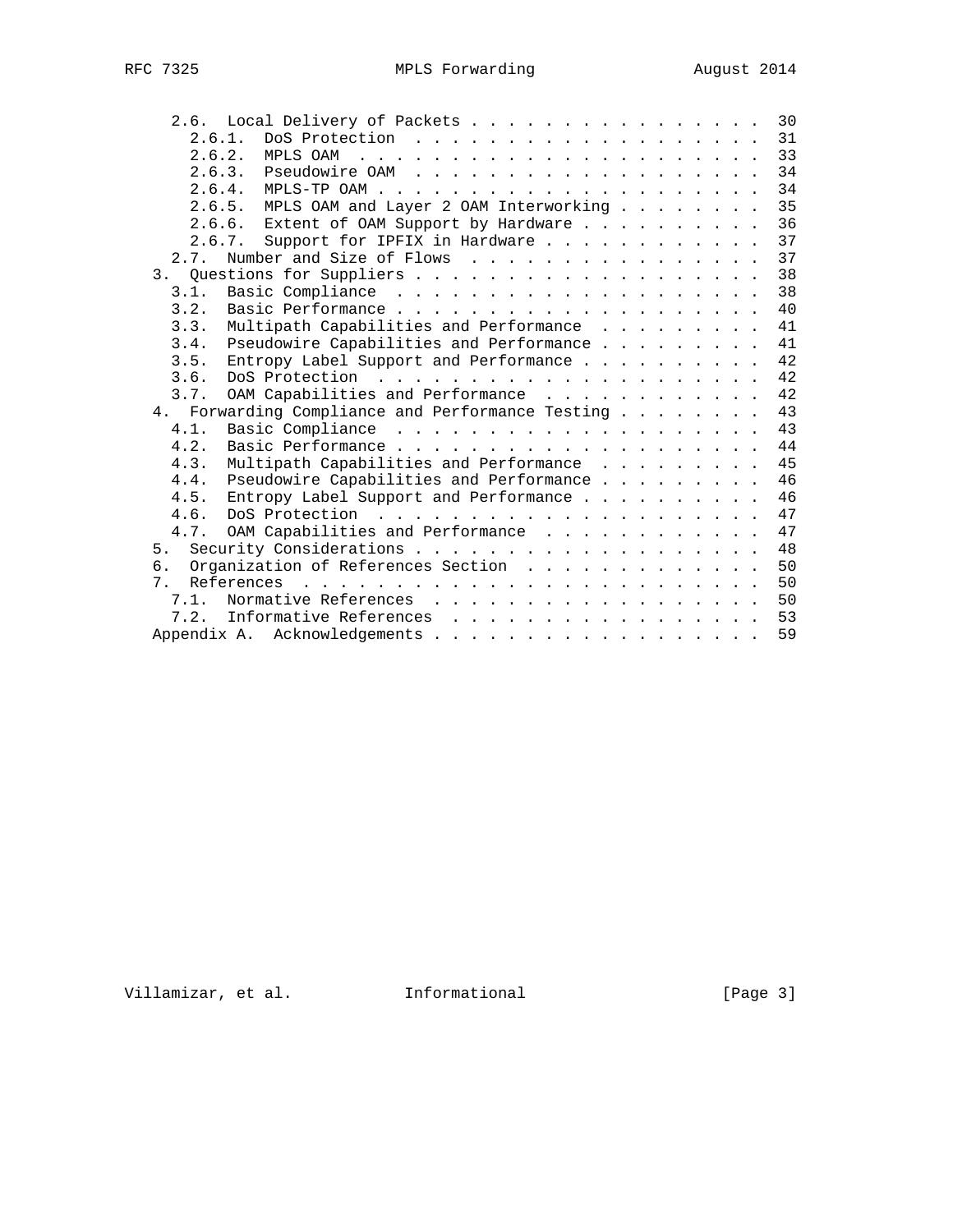```
   2.6.  Local Delivery of Packets . . . . . . . . . . . . . . . . .  30
     2.6.1.  DoS Protection  . . . . . . . . . . . . . . . . . . . .  31
     2.6.2.  MPLS OAM  . . . . . . . . . . . . . . . . . . . . . . .  33
     2.6.3.  Pseudowire OAM  . . . . . . . . . . . . . . . . . . . .  34
     2.6.4.  MPLS-TP OAM . . . . . . . . . . . . . . . . . . . . . .  34
     2.6.5.  MPLS OAM and Layer 2 OAM Interworking . . . . . . . . .  35
     2.6.6.  Extent of OAM Support by Hardware . . . . . . . . . . .  36
     2.6.7.  Support for IPFIX in Hardware . . . . . . . . . . . . .  37
   2.7.  Number and Size of Flows  . . . . . . . . . . . . . . . . .  37
 3.  Questions for Suppliers . . . . . . . . . . . . . . . . . . . .  38
   3.1.  Basic Compliance  . . . . . . . . . . . . . . . . . . . . .  38
   3.2.  Basic Performance . . . . . . . . . . . . . . . . . . . . .  40
   3.3.  Multipath Capabilities and Performance  . . . . . . . . . .  41
   3.4.  Pseudowire Capabilities and Performance . . . . . . . . . .  41
   3.5.  Entropy Label Support and Performance . . . . . . . . . . .  42
   3.6.  DoS Protection  . . . . . . . . . . . . . . . . . . . . . .  42
   3.7.  OAM Capabilities and Performance  . . . . . . . . . . . . .  42
 4.  Forwarding Compliance and Performance Testing . . . . . . . . .  43
   4.1.  Basic Compliance  . . . . . . . . . . . . . . . . . . . . .  43
   4.2.  Basic Performance . . . . . . . . . . . . . . . . . . . . .  44
   4.3.  Multipath Capabilities and Performance  . . . . . . . . . .  45
   4.4.  Pseudowire Capabilities and Performance . . . . . . . . . .  46
   4.5.  Entropy Label Support and Performance . . . . . . . . . . .  46
   4.6.  DoS Protection  . . . . . . . . . . . . . . . . . . . . . .  47
   4.7.  OAM Capabilities and Performance  . . . . . . . . . . . . .  47
 5.  Security Considerations . . . . . . . . . . . . . . . . . . . .  48
 6.  Organization of References Section  . . . . . . . . . . . . . .  50
 7.  References  . . . . . . . . . . . . . . . . . . . . . . . . . .  50
   7.1.  Normative References  . . . . . . . . . . . . . . . . . . .  50
   7.2.  Informative References  . . . . . . . . . . . . . . . . . .  53
 Appendix A.  Acknowledgements . . . . . . . . . . . . . . . . . . .  59
```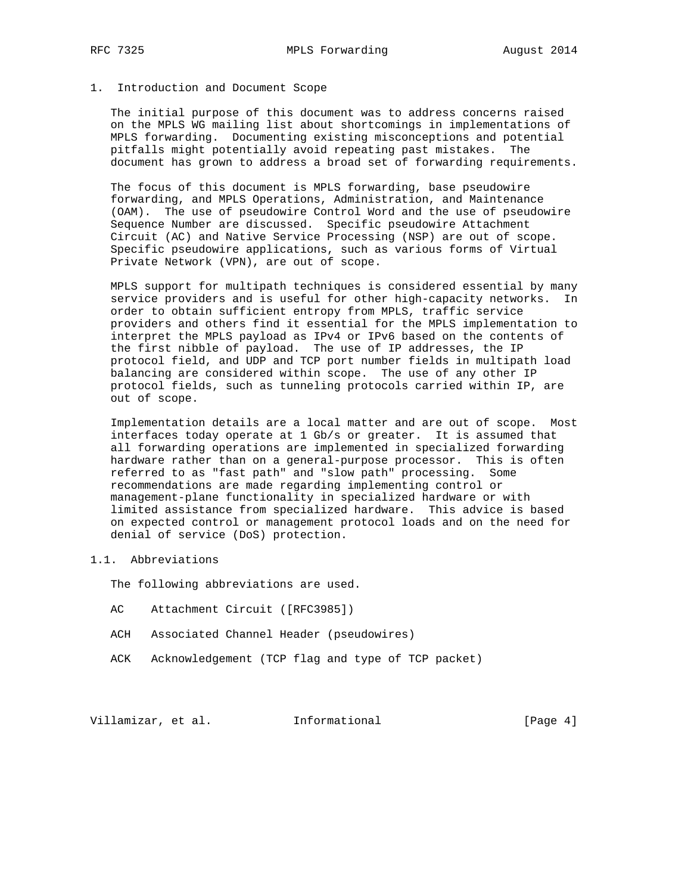## 1. Introduction and Document Scope

The initial purpose of this document was to address concerns raised on the MPLS WG mailing list about shortcomings in implementations of MPLS forwarding. Documenting existing misconceptions and potential pitfalls might potentially avoid repeating past mistakes. The document has grown to address a broad set of forwarding requirements.

The focus of this document is MPLS forwarding, base pseudowire forwarding, and MPLS Operations, Administration, and Maintenance (OAM). The use of pseudowire Control Word and the use of pseudowire Sequence Number are discussed. Specific pseudowire Attachment Circuit (AC) and Native Service Processing (NSP) are out of scope. Specific pseudowire applications, such as various forms of Virtual Private Network (VPN), are out of scope.

MPLS support for multipath techniques is considered essential by many service providers and is useful for other high-capacity networks. In order to obtain sufficient entropy from MPLS, traffic service providers and others find it essential for the MPLS implementation to interpret the MPLS payload as IPv4 or IPv6 based on the contents of the first nibble of payload. The use of IP addresses, the IP protocol field, and UDP and TCP port number fields in multipath load balancing are considered within scope. The use of any other IP protocol fields, such as tunneling protocols carried within IP, are out of scope.

Implementation details are a local matter and are out of scope. Most interfaces today operate at 1 Gb/s or greater. It is assumed that all forwarding operations are implemented in specialized forwarding hardware rather than on a general-purpose processor. This is often referred to as "fast path" and "slow path" processing. Some recommendations are made regarding implementing control or management-plane functionality in specialized hardware or with limited assistance from specialized hardware. This advice is based on expected control or management protocol loads and on the need for denial of service (DoS) protection.

### 1.1. Abbreviations

The following abbreviations are used.

- AC    Attachment Circuit ([RFC3985])
- ACH   Associated Channel Header (pseudowires)
- ACK   Acknowledgement (TCP flag and type of TCP packet)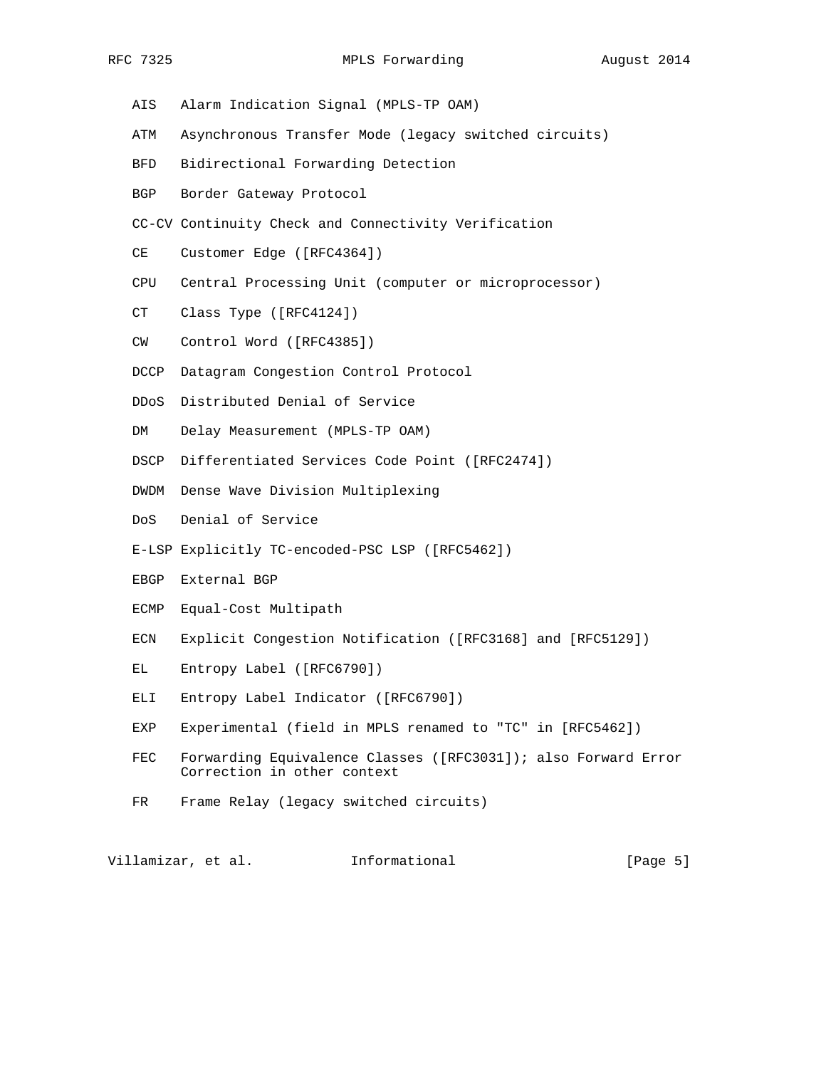AIS   Alarm Indication Signal (MPLS-TP OAM)

ATM   Asynchronous Transfer Mode (legacy switched circuits)

BFD   Bidirectional Forwarding Detection

BGP   Border Gateway Protocol

CC-CV Continuity Check and Connectivity Verification

CE    Customer Edge ([RFC4364])

CPU   Central Processing Unit (computer or microprocessor)

CT    Class Type ([RFC4124])

CW    Control Word ([RFC4385])

DCCP  Datagram Congestion Control Protocol

DDoS  Distributed Denial of Service

DM    Delay Measurement (MPLS-TP OAM)

DSCP  Differentiated Services Code Point ([RFC2474])

DWDM  Dense Wave Division Multiplexing

DoS   Denial of Service

E-LSP Explicitly TC-encoded-PSC LSP ([RFC5462])

EBGP  External BGP

ECMP  Equal-Cost Multipath

ECN   Explicit Congestion Notification ([RFC3168] and [RFC5129])

EL    Entropy Label ([RFC6790])

ELI   Entropy Label Indicator ([RFC6790])

EXP   Experimental (field in MPLS renamed to "TC" in [RFC5462])

FEC   Forwarding Equivalence Classes ([RFC3031]); also Forward Error Correction in other context

FR    Frame Relay (legacy switched circuits)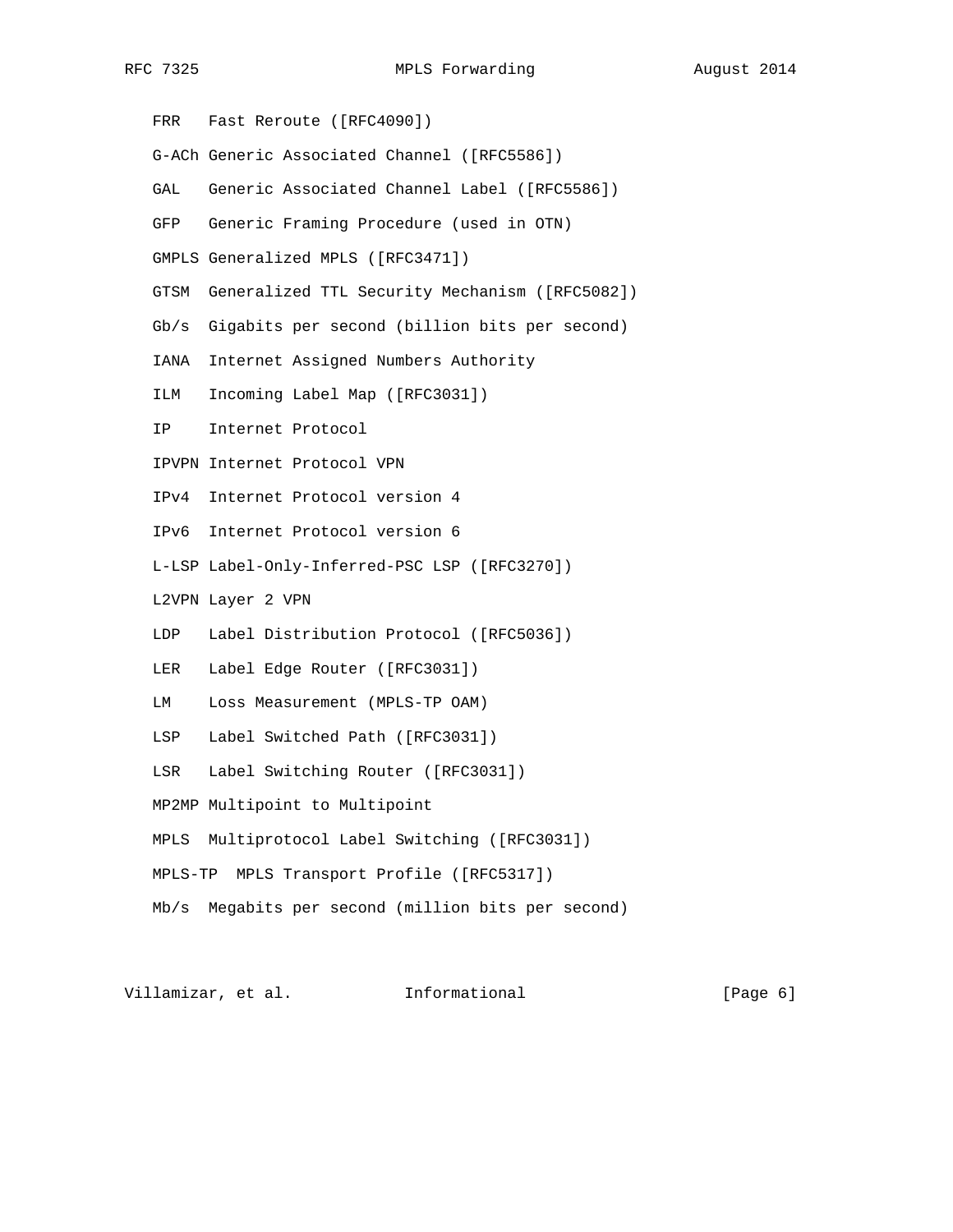FRR   Fast Reroute ([RFC4090])

G-ACh Generic Associated Channel ([RFC5586])

GAL   Generic Associated Channel Label ([RFC5586])

GFP   Generic Framing Procedure (used in OTN)

GMPLS Generalized MPLS ([RFC3471])

GTSM  Generalized TTL Security Mechanism ([RFC5082])

Gb/s  Gigabits per second (billion bits per second)

IANA  Internet Assigned Numbers Authority

ILM   Incoming Label Map ([RFC3031])

IP    Internet Protocol

IPVPN Internet Protocol VPN

IPv4  Internet Protocol version 4

IPv6  Internet Protocol version 6

L-LSP Label-Only-Inferred-PSC LSP ([RFC3270])

L2VPN Layer 2 VPN

LDP   Label Distribution Protocol ([RFC5036])

LER   Label Edge Router ([RFC3031])

LM    Loss Measurement (MPLS-TP OAM)

LSP   Label Switched Path ([RFC3031])

LSR   Label Switching Router ([RFC3031])

MP2MP Multipoint to Multipoint

MPLS  Multiprotocol Label Switching ([RFC3031])

MPLS-TP  MPLS Transport Profile ([RFC5317])

Mb/s  Megabits per second (million bits per second)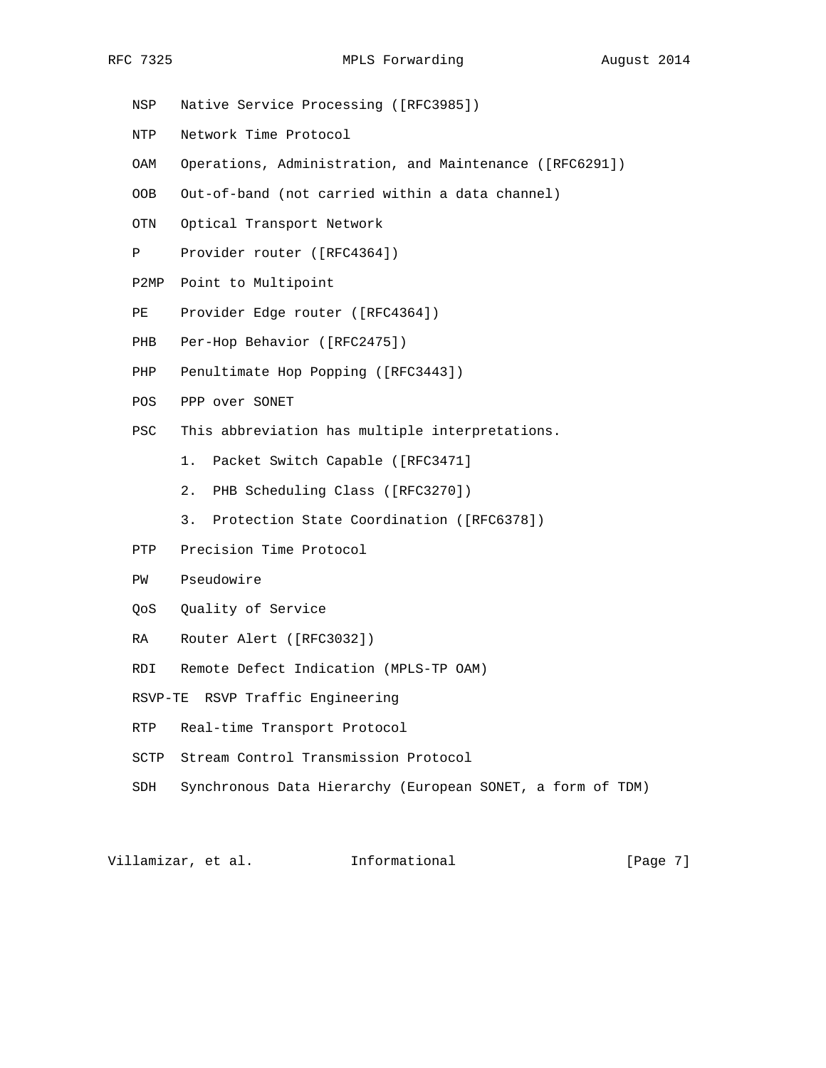NSP   Native Service Processing ([RFC3985])

NTP   Network Time Protocol

OAM   Operations, Administration, and Maintenance ([RFC6291])

OOB   Out-of-band (not carried within a data channel)

OTN   Optical Transport Network

P     Provider router ([RFC4364])

P2MP  Point to Multipoint

PE    Provider Edge router ([RFC4364])

PHB   Per-Hop Behavior ([RFC2475])

PHP   Penultimate Hop Popping ([RFC3443])

POS   PPP over SONET

PSC   This abbreviation has multiple interpretations.

1. Packet Switch Capable ([RFC3471]
2. PHB Scheduling Class ([RFC3270])
3. Protection State Coordination ([RFC6378])

PTP   Precision Time Protocol

PW    Pseudowire

QoS   Quality of Service

RA    Router Alert ([RFC3032])

RDI   Remote Defect Indication (MPLS-TP OAM)

RSVP-TE  RSVP Traffic Engineering

RTP   Real-time Transport Protocol

SCTP  Stream Control Transmission Protocol

SDH   Synchronous Data Hierarchy (European SONET, a form of TDM)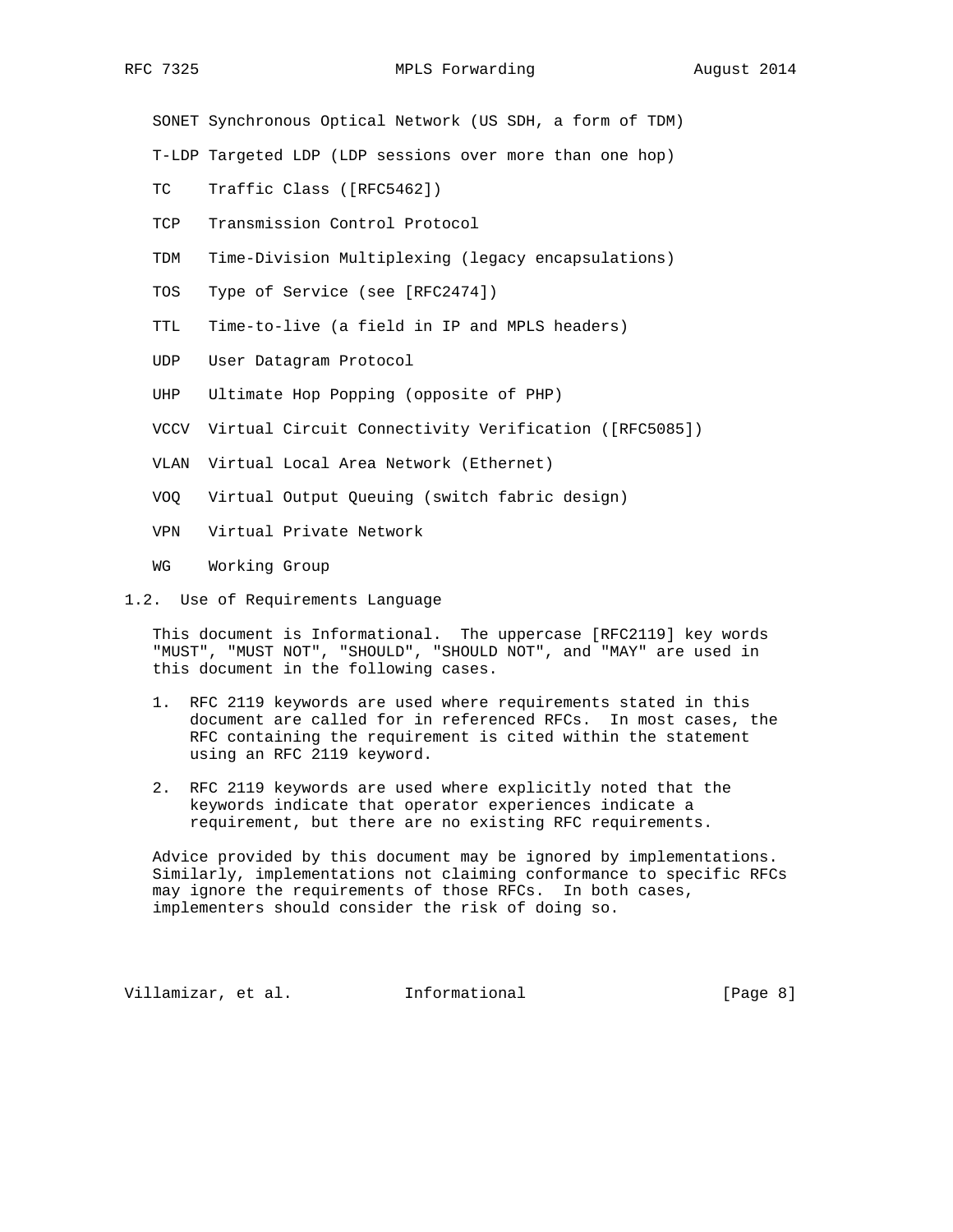SONET Synchronous Optical Network (US SDH, a form of TDM)

T-LDP Targeted LDP (LDP sessions over more than one hop)

TC Traffic Class ([RFC5462])

TCP Transmission Control Protocol

TDM Time-Division Multiplexing (legacy encapsulations)

TOS Type of Service (see [RFC2474])

TTL Time-to-live (a field in IP and MPLS headers)

UDP User Datagram Protocol

UHP Ultimate Hop Popping (opposite of PHP)

VCCV Virtual Circuit Connectivity Verification ([RFC5085])

VLAN Virtual Local Area Network (Ethernet)

VOQ Virtual Output Queuing (switch fabric design)

VPN Virtual Private Network

WG Working Group

### 1.2. Use of Requirements Language

This document is Informational. The uppercase [RFC2119] key words "MUST", "MUST NOT", "SHOULD", "SHOULD NOT", and "MAY" are used in this document in the following cases.

1. RFC 2119 keywords are used where requirements stated in this document are called for in referenced RFCs. In most cases, the RFC containing the requirement is cited within the statement using an RFC 2119 keyword.

2. RFC 2119 keywords are used where explicitly noted that the keywords indicate that operator experiences indicate a requirement, but there are no existing RFC requirements.

Advice provided by this document may be ignored by implementations. Similarly, implementations not claiming conformance to specific RFCs may ignore the requirements of those RFCs. In both cases, implementers should consider the risk of doing so.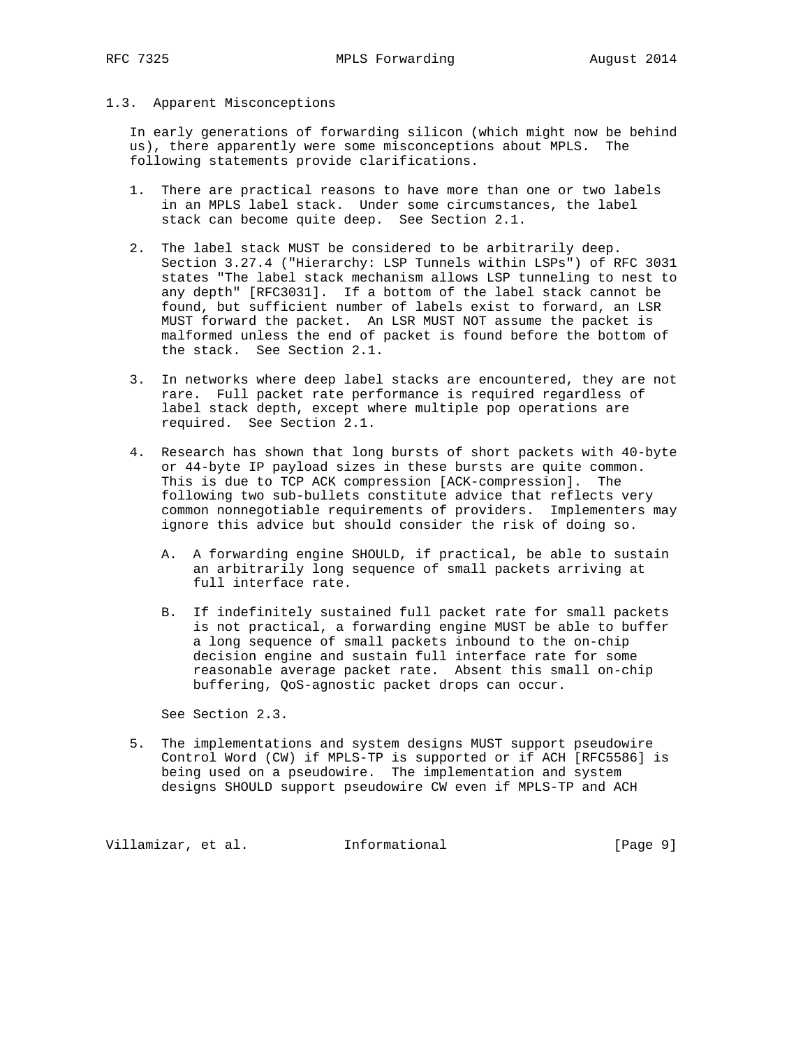### 1.3. Apparent Misconceptions

In early generations of forwarding silicon (which might now be behind us), there apparently were some misconceptions about MPLS. The following statements provide clarifications.

1. There are practical reasons to have more than one or two labels in an MPLS label stack. Under some circumstances, the label stack can become quite deep. See Section 2.1.

2. The label stack MUST be considered to be arbitrarily deep. Section 3.27.4 ("Hierarchy: LSP Tunnels within LSPs") of RFC 3031 states "The label stack mechanism allows LSP tunneling to nest to any depth" [RFC3031]. If a bottom of the label stack cannot be found, but sufficient number of labels exist to forward, an LSR MUST forward the packet. An LSR MUST NOT assume the packet is malformed unless the end of packet is found before the bottom of the stack. See Section 2.1.

3. In networks where deep label stacks are encountered, they are not rare. Full packet rate performance is required regardless of label stack depth, except where multiple pop operations are required. See Section 2.1.

4. Research has shown that long bursts of short packets with 40-byte or 44-byte IP payload sizes in these bursts are quite common. This is due to TCP ACK compression [ACK-compression]. The following two sub-bullets constitute advice that reflects very common nonnegotiable requirements of providers. Implementers may ignore this advice but should consider the risk of doing so.

   A. A forwarding engine SHOULD, if practical, be able to sustain an arbitrarily long sequence of small packets arriving at full interface rate.

   B. If indefinitely sustained full packet rate for small packets is not practical, a forwarding engine MUST be able to buffer a long sequence of small packets inbound to the on-chip decision engine and sustain full interface rate for some reasonable average packet rate. Absent this small on-chip buffering, QoS-agnostic packet drops can occur.

   See Section 2.3.

5. The implementations and system designs MUST support pseudowire Control Word (CW) if MPLS-TP is supported or if ACH [RFC5586] is being used on a pseudowire. The implementation and system designs SHOULD support pseudowire CW even if MPLS-TP and ACH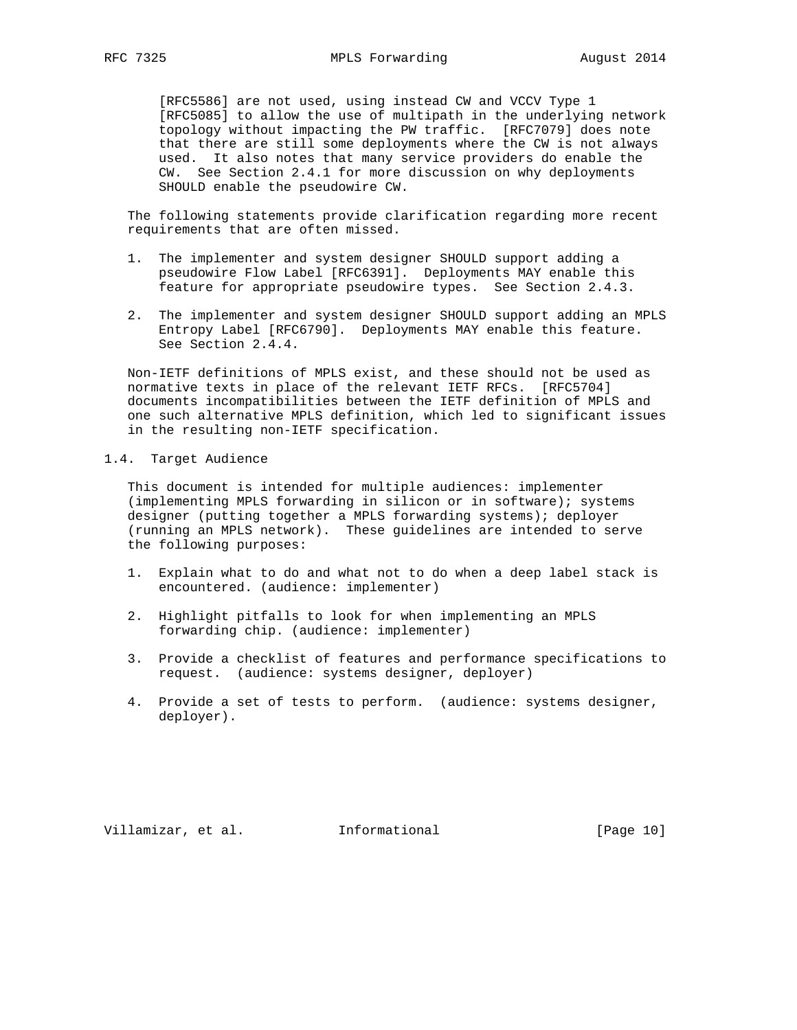[RFC5586] are not used, using instead CW and VCCV Type 1 [RFC5085] to allow the use of multipath in the underlying network topology without impacting the PW traffic. [RFC7079] does note that there are still some deployments where the CW is not always used. It also notes that many service providers do enable the CW. See Section 2.4.1 for more discussion on why deployments SHOULD enable the pseudowire CW.

The following statements provide clarification regarding more recent requirements that are often missed.

1. The implementer and system designer SHOULD support adding a pseudowire Flow Label [RFC6391]. Deployments MAY enable this feature for appropriate pseudowire types. See Section 2.4.3.

2. The implementer and system designer SHOULD support adding an MPLS Entropy Label [RFC6790]. Deployments MAY enable this feature. See Section 2.4.4.

Non-IETF definitions of MPLS exist, and these should not be used as normative texts in place of the relevant IETF RFCs. [RFC5704] documents incompatibilities between the IETF definition of MPLS and one such alternative MPLS definition, which led to significant issues in the resulting non-IETF specification.

### 1.4. Target Audience

This document is intended for multiple audiences: implementer (implementing MPLS forwarding in silicon or in software); systems designer (putting together a MPLS forwarding systems); deployer (running an MPLS network). These guidelines are intended to serve the following purposes:

1. Explain what to do and what not to do when a deep label stack is encountered. (audience: implementer)

2. Highlight pitfalls to look for when implementing an MPLS forwarding chip. (audience: implementer)

3. Provide a checklist of features and performance specifications to request. (audience: systems designer, deployer)

4. Provide a set of tests to perform. (audience: systems designer, deployer).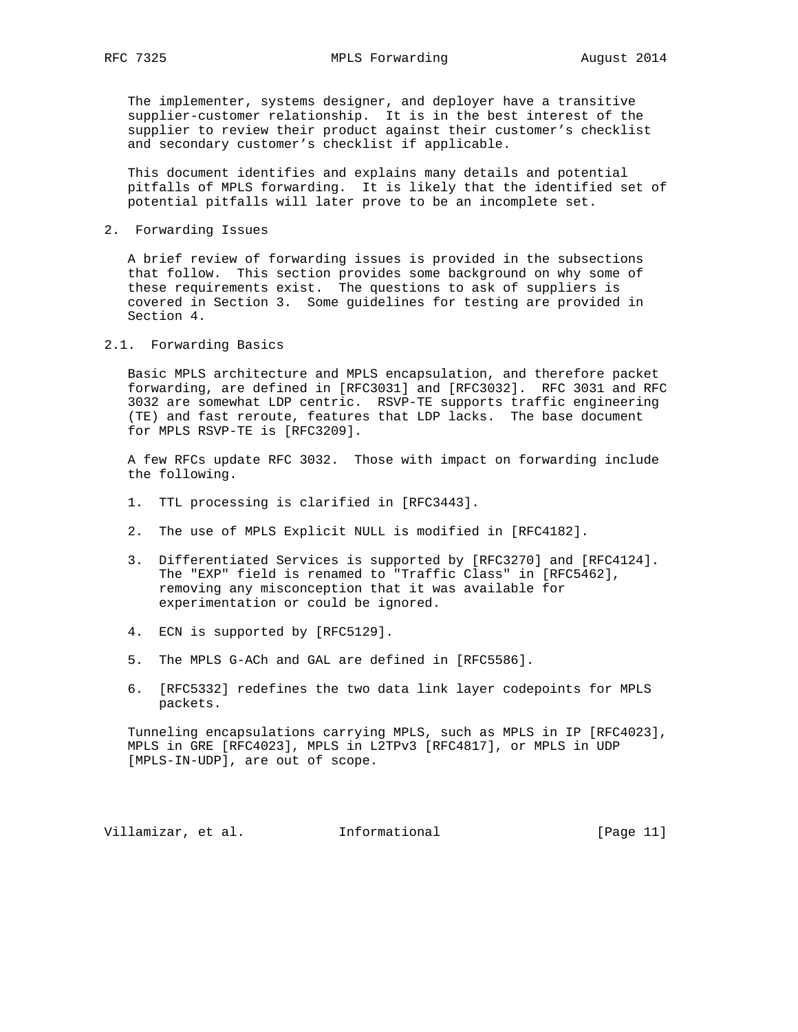The implementer, systems designer, and deployer have a transitive supplier-customer relationship. It is in the best interest of the supplier to review their product against their customer's checklist and secondary customer's checklist if applicable.

This document identifies and explains many details and potential pitfalls of MPLS forwarding. It is likely that the identified set of potential pitfalls will later prove to be an incomplete set.

## 2. Forwarding Issues

A brief review of forwarding issues is provided in the subsections that follow. This section provides some background on why some of these requirements exist. The questions to ask of suppliers is covered in Section 3. Some guidelines for testing are provided in Section 4.

### 2.1. Forwarding Basics

Basic MPLS architecture and MPLS encapsulation, and therefore packet forwarding, are defined in [RFC3031] and [RFC3032]. RFC 3031 and RFC 3032 are somewhat LDP centric. RSVP-TE supports traffic engineering (TE) and fast reroute, features that LDP lacks. The base document for MPLS RSVP-TE is [RFC3209].

A few RFCs update RFC 3032. Those with impact on forwarding include the following.

1. TTL processing is clarified in [RFC3443].
2. The use of MPLS Explicit NULL is modified in [RFC4182].
3. Differentiated Services is supported by [RFC3270] and [RFC4124]. The "EXP" field is renamed to "Traffic Class" in [RFC5462], removing any misconception that it was available for experimentation or could be ignored.
4. ECN is supported by [RFC5129].
5. The MPLS G-ACh and GAL are defined in [RFC5586].
6. [RFC5332] redefines the two data link layer codepoints for MPLS packets.

Tunneling encapsulations carrying MPLS, such as MPLS in IP [RFC4023], MPLS in GRE [RFC4023], MPLS in L2TPv3 [RFC4817], or MPLS in UDP [MPLS-IN-UDP], are out of scope.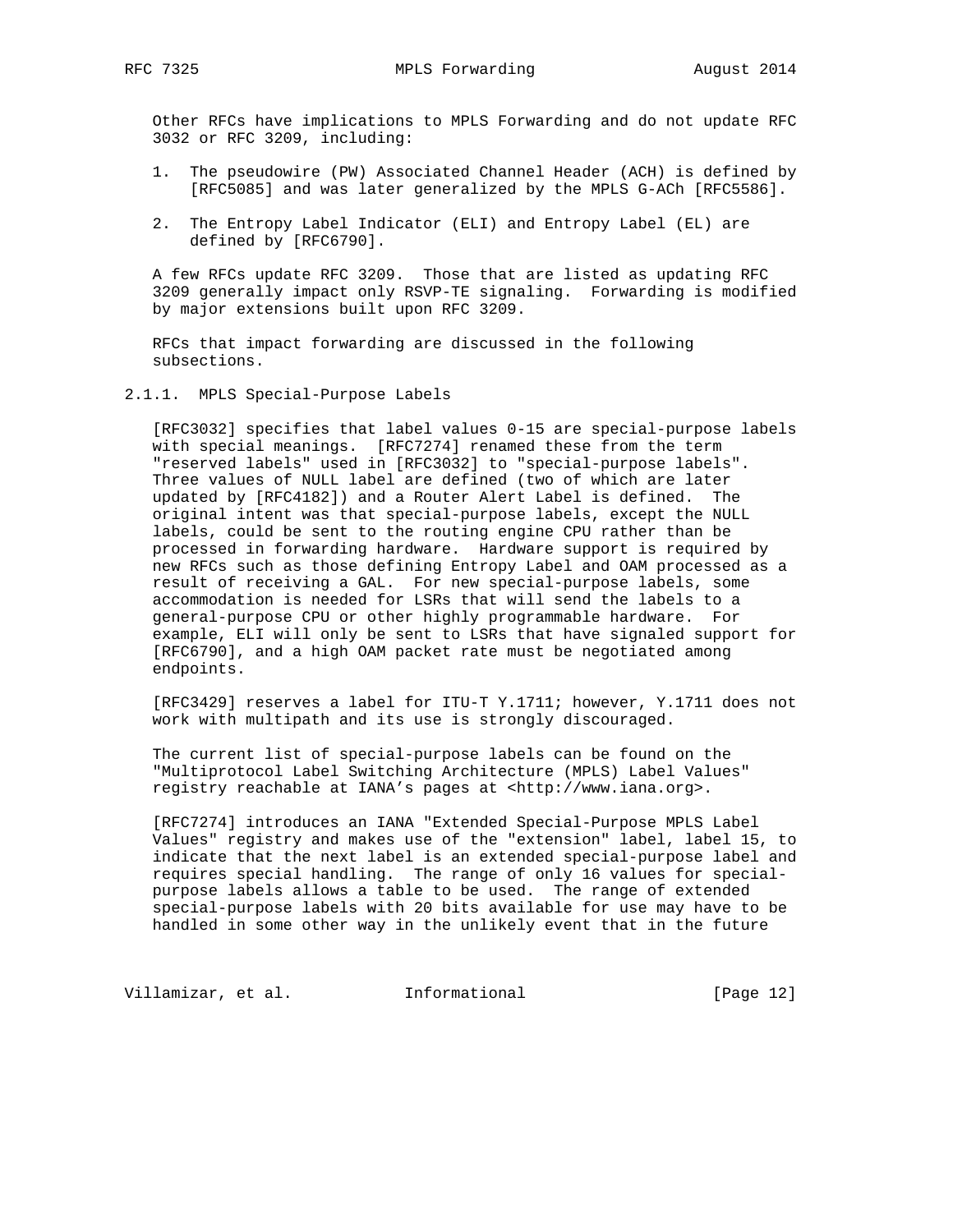Other RFCs have implications to MPLS Forwarding and do not update RFC 3032 or RFC 3209, including:

1. The pseudowire (PW) Associated Channel Header (ACH) is defined by [RFC5085] and was later generalized by the MPLS G-ACh [RFC5586].

2. The Entropy Label Indicator (ELI) and Entropy Label (EL) are defined by [RFC6790].

A few RFCs update RFC 3209. Those that are listed as updating RFC 3209 generally impact only RSVP-TE signaling. Forwarding is modified by major extensions built upon RFC 3209.

RFCs that impact forwarding are discussed in the following subsections.

#### 2.1.1. MPLS Special-Purpose Labels

[RFC3032] specifies that label values 0-15 are special-purpose labels with special meanings. [RFC7274] renamed these from the term "reserved labels" used in [RFC3032] to "special-purpose labels". Three values of NULL label are defined (two of which are later updated by [RFC4182]) and a Router Alert Label is defined. The original intent was that special-purpose labels, except the NULL labels, could be sent to the routing engine CPU rather than be processed in forwarding hardware. Hardware support is required by new RFCs such as those defining Entropy Label and OAM processed as a result of receiving a GAL. For new special-purpose labels, some accommodation is needed for LSRs that will send the labels to a general-purpose CPU or other highly programmable hardware. For example, ELI will only be sent to LSRs that have signaled support for [RFC6790], and a high OAM packet rate must be negotiated among endpoints.

[RFC3429] reserves a label for ITU-T Y.1711; however, Y.1711 does not work with multipath and its use is strongly discouraged.

The current list of special-purpose labels can be found on the "Multiprotocol Label Switching Architecture (MPLS) Label Values" registry reachable at IANA's pages at <http://www.iana.org>.

[RFC7274] introduces an IANA "Extended Special-Purpose MPLS Label Values" registry and makes use of the "extension" label, label 15, to indicate that the next label is an extended special-purpose label and requires special handling. The range of only 16 values for special-purpose labels allows a table to be used. The range of extended special-purpose labels with 20 bits available for use may have to be handled in some other way in the unlikely event that in the future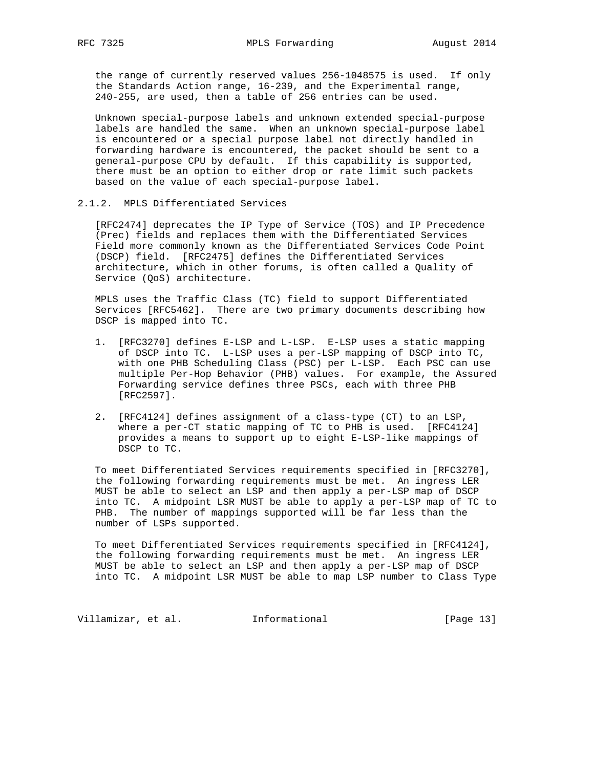the range of currently reserved values 256-1048575 is used. If only the Standards Action range, 16-239, and the Experimental range, 240-255, are used, then a table of 256 entries can be used.

Unknown special-purpose labels and unknown extended special-purpose labels are handled the same. When an unknown special-purpose label is encountered or a special purpose label not directly handled in forwarding hardware is encountered, the packet should be sent to a general-purpose CPU by default. If this capability is supported, there must be an option to either drop or rate limit such packets based on the value of each special-purpose label.

### 2.1.2. MPLS Differentiated Services

[RFC2474] deprecates the IP Type of Service (TOS) and IP Precedence (Prec) fields and replaces them with the Differentiated Services Field more commonly known as the Differentiated Services Code Point (DSCP) field. [RFC2475] defines the Differentiated Services architecture, which in other forums, is often called a Quality of Service (QoS) architecture.

MPLS uses the Traffic Class (TC) field to support Differentiated Services [RFC5462]. There are two primary documents describing how DSCP is mapped into TC.

1. [RFC3270] defines E-LSP and L-LSP. E-LSP uses a static mapping of DSCP into TC. L-LSP uses a per-LSP mapping of DSCP into TC, with one PHB Scheduling Class (PSC) per L-LSP. Each PSC can use multiple Per-Hop Behavior (PHB) values. For example, the Assured Forwarding service defines three PSCs, each with three PHB [RFC2597].

2. [RFC4124] defines assignment of a class-type (CT) to an LSP, where a per-CT static mapping of TC to PHB is used. [RFC4124] provides a means to support up to eight E-LSP-like mappings of DSCP to TC.

To meet Differentiated Services requirements specified in [RFC3270], the following forwarding requirements must be met. An ingress LER MUST be able to select an LSP and then apply a per-LSP map of DSCP into TC. A midpoint LSR MUST be able to apply a per-LSP map of TC to PHB. The number of mappings supported will be far less than the number of LSPs supported.

To meet Differentiated Services requirements specified in [RFC4124], the following forwarding requirements must be met. An ingress LER MUST be able to select an LSP and then apply a per-LSP map of DSCP into TC. A midpoint LSR MUST be able to map LSP number to Class Type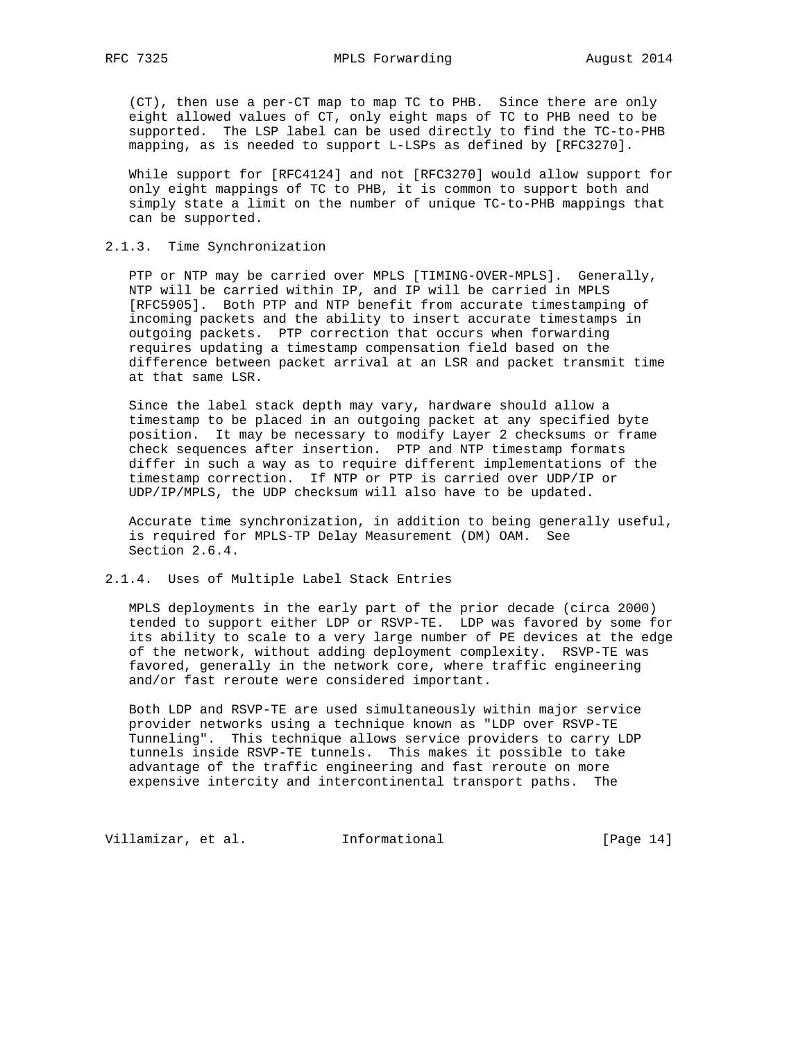(CT), then use a per-CT map to map TC to PHB. Since there are only eight allowed values of CT, only eight maps of TC to PHB need to be supported. The LSP label can be used directly to find the TC-to-PHB mapping, as is needed to support L-LSPs as defined by [RFC3270].

While support for [RFC4124] and not [RFC3270] would allow support for only eight mappings of TC to PHB, it is common to support both and simply state a limit on the number of unique TC-to-PHB mappings that can be supported.

### 2.1.3. Time Synchronization

PTP or NTP may be carried over MPLS [TIMING-OVER-MPLS]. Generally, NTP will be carried within IP, and IP will be carried in MPLS [RFC5905]. Both PTP and NTP benefit from accurate timestamping of incoming packets and the ability to insert accurate timestamps in outgoing packets. PTP correction that occurs when forwarding requires updating a timestamp compensation field based on the difference between packet arrival at an LSR and packet transmit time at that same LSR.

Since the label stack depth may vary, hardware should allow a timestamp to be placed in an outgoing packet at any specified byte position. It may be necessary to modify Layer 2 checksums or frame check sequences after insertion. PTP and NTP timestamp formats differ in such a way as to require different implementations of the timestamp correction. If NTP or PTP is carried over UDP/IP or UDP/IP/MPLS, the UDP checksum will also have to be updated.

Accurate time synchronization, in addition to being generally useful, is required for MPLS-TP Delay Measurement (DM) OAM. See Section 2.6.4.

### 2.1.4. Uses of Multiple Label Stack Entries

MPLS deployments in the early part of the prior decade (circa 2000) tended to support either LDP or RSVP-TE. LDP was favored by some for its ability to scale to a very large number of PE devices at the edge of the network, without adding deployment complexity. RSVP-TE was favored, generally in the network core, where traffic engineering and/or fast reroute were considered important.

Both LDP and RSVP-TE are used simultaneously within major service provider networks using a technique known as "LDP over RSVP-TE Tunneling". This technique allows service providers to carry LDP tunnels inside RSVP-TE tunnels. This makes it possible to take advantage of the traffic engineering and fast reroute on more expensive intercity and intercontinental transport paths. The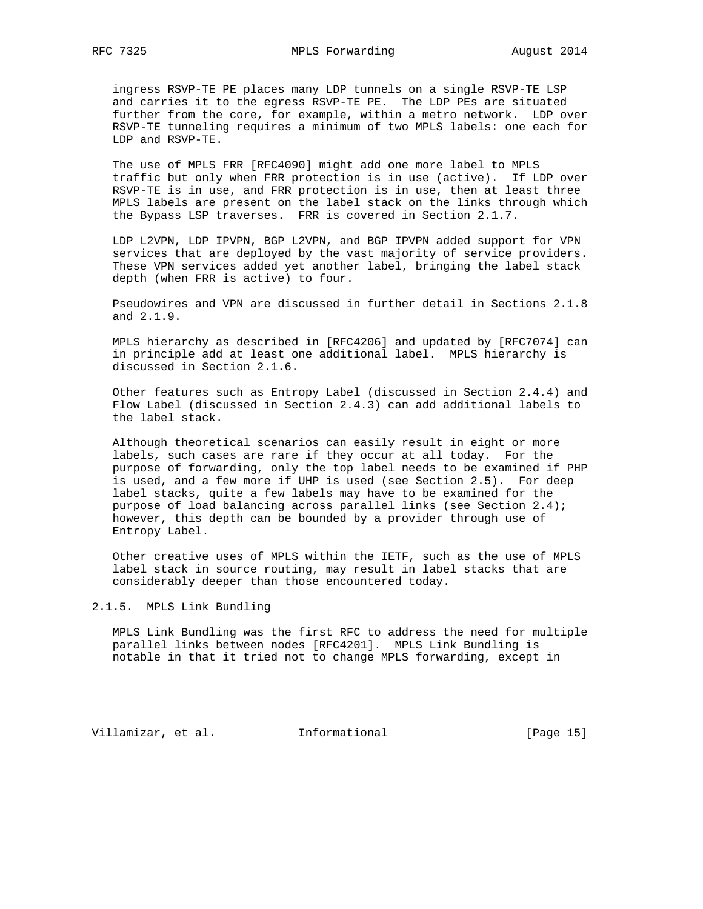ingress RSVP-TE PE places many LDP tunnels on a single RSVP-TE LSP and carries it to the egress RSVP-TE PE. The LDP PEs are situated further from the core, for example, within a metro network. LDP over RSVP-TE tunneling requires a minimum of two MPLS labels: one each for LDP and RSVP-TE.

The use of MPLS FRR [RFC4090] might add one more label to MPLS traffic but only when FRR protection is in use (active). If LDP over RSVP-TE is in use, and FRR protection is in use, then at least three MPLS labels are present on the label stack on the links through which the Bypass LSP traverses. FRR is covered in Section 2.1.7.

LDP L2VPN, LDP IPVPN, BGP L2VPN, and BGP IPVPN added support for VPN services that are deployed by the vast majority of service providers. These VPN services added yet another label, bringing the label stack depth (when FRR is active) to four.

Pseudowires and VPN are discussed in further detail in Sections 2.1.8 and 2.1.9.

MPLS hierarchy as described in [RFC4206] and updated by [RFC7074] can in principle add at least one additional label. MPLS hierarchy is discussed in Section 2.1.6.

Other features such as Entropy Label (discussed in Section 2.4.4) and Flow Label (discussed in Section 2.4.3) can add additional labels to the label stack.

Although theoretical scenarios can easily result in eight or more labels, such cases are rare if they occur at all today. For the purpose of forwarding, only the top label needs to be examined if PHP is used, and a few more if UHP is used (see Section 2.5). For deep label stacks, quite a few labels may have to be examined for the purpose of load balancing across parallel links (see Section 2.4); however, this depth can be bounded by a provider through use of Entropy Label.

Other creative uses of MPLS within the IETF, such as the use of MPLS label stack in source routing, may result in label stacks that are considerably deeper than those encountered today.

#### 2.1.5. MPLS Link Bundling

MPLS Link Bundling was the first RFC to address the need for multiple parallel links between nodes [RFC4201]. MPLS Link Bundling is notable in that it tried not to change MPLS forwarding, except in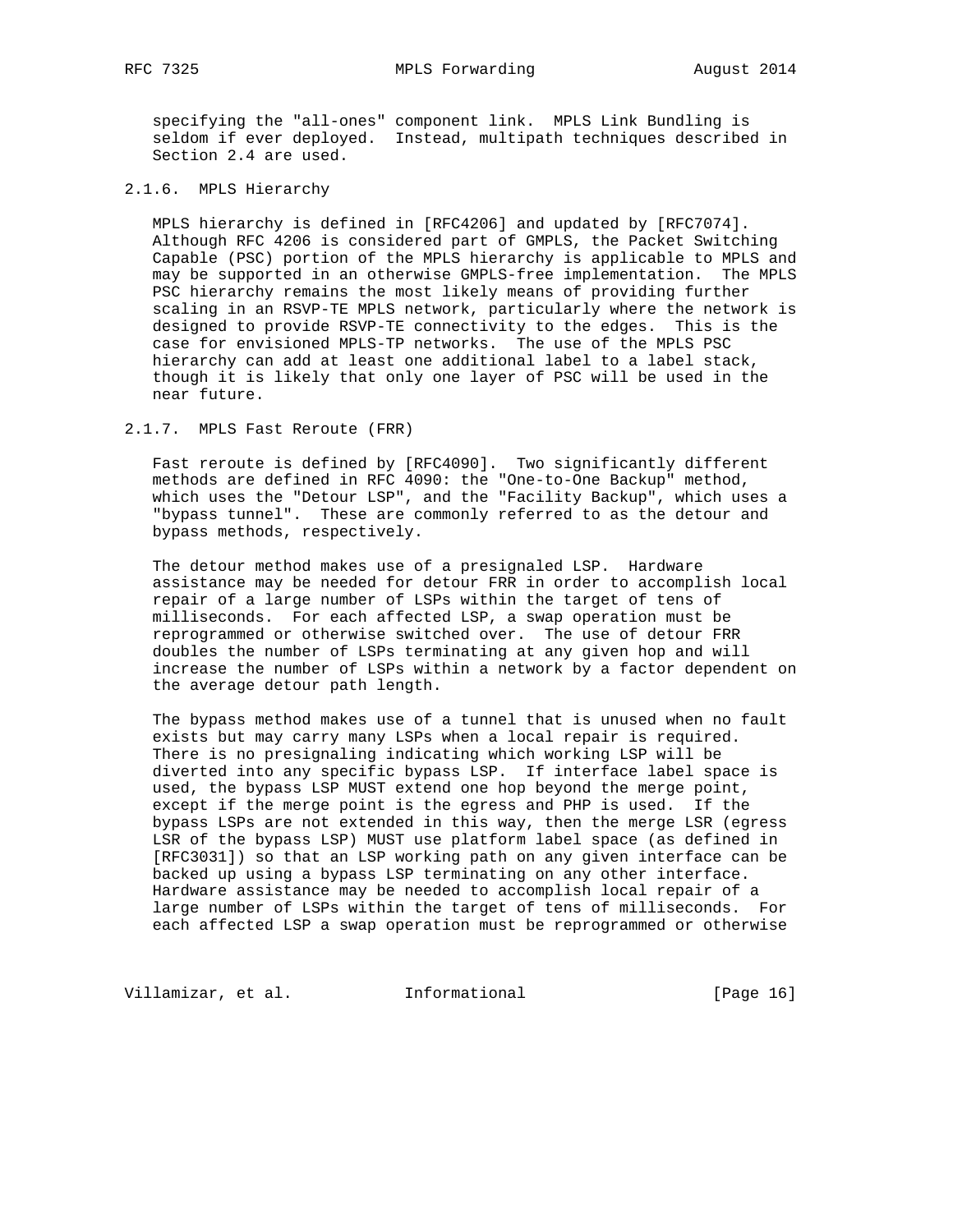specifying the "all-ones" component link. MPLS Link Bundling is seldom if ever deployed. Instead, multipath techniques described in Section 2.4 are used.

#### 2.1.6. MPLS Hierarchy

MPLS hierarchy is defined in [RFC4206] and updated by [RFC7074]. Although RFC 4206 is considered part of GMPLS, the Packet Switching Capable (PSC) portion of the MPLS hierarchy is applicable to MPLS and may be supported in an otherwise GMPLS-free implementation. The MPLS PSC hierarchy remains the most likely means of providing further scaling in an RSVP-TE MPLS network, particularly where the network is designed to provide RSVP-TE connectivity to the edges. This is the case for envisioned MPLS-TP networks. The use of the MPLS PSC hierarchy can add at least one additional label to a label stack, though it is likely that only one layer of PSC will be used in the near future.

#### 2.1.7. MPLS Fast Reroute (FRR)

Fast reroute is defined by [RFC4090]. Two significantly different methods are defined in RFC 4090: the "One-to-One Backup" method, which uses the "Detour LSP", and the "Facility Backup", which uses a "bypass tunnel". These are commonly referred to as the detour and bypass methods, respectively.

The detour method makes use of a presignaled LSP. Hardware assistance may be needed for detour FRR in order to accomplish local repair of a large number of LSPs within the target of tens of milliseconds. For each affected LSP, a swap operation must be reprogrammed or otherwise switched over. The use of detour FRR doubles the number of LSPs terminating at any given hop and will increase the number of LSPs within a network by a factor dependent on the average detour path length.

The bypass method makes use of a tunnel that is unused when no fault exists but may carry many LSPs when a local repair is required. There is no presignaling indicating which working LSP will be diverted into any specific bypass LSP. If interface label space is used, the bypass LSP MUST extend one hop beyond the merge point, except if the merge point is the egress and PHP is used. If the bypass LSPs are not extended in this way, then the merge LSR (egress LSR of the bypass LSP) MUST use platform label space (as defined in [RFC3031]) so that an LSP working path on any given interface can be backed up using a bypass LSP terminating on any other interface. Hardware assistance may be needed to accomplish local repair of a large number of LSPs within the target of tens of milliseconds. For each affected LSP a swap operation must be reprogrammed or otherwise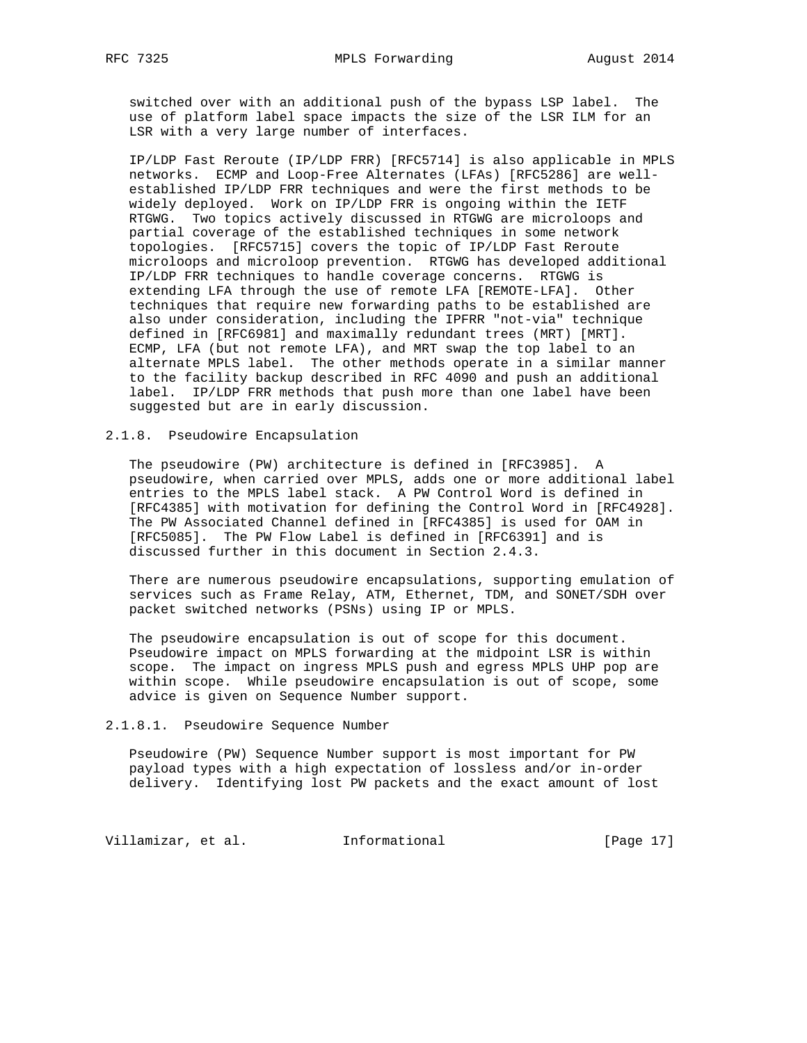switched over with an additional push of the bypass LSP label. The use of platform label space impacts the size of the LSR ILM for an LSR with a very large number of interfaces.

IP/LDP Fast Reroute (IP/LDP FRR) [RFC5714] is also applicable in MPLS networks. ECMP and Loop-Free Alternates (LFAs) [RFC5286] are well-established IP/LDP FRR techniques and were the first methods to be widely deployed. Work on IP/LDP FRR is ongoing within the IETF RTGWG. Two topics actively discussed in RTGWG are microloops and partial coverage of the established techniques in some network topologies. [RFC5715] covers the topic of IP/LDP Fast Reroute microloops and microloop prevention. RTGWG has developed additional IP/LDP FRR techniques to handle coverage concerns. RTGWG is extending LFA through the use of remote LFA [REMOTE-LFA]. Other techniques that require new forwarding paths to be established are also under consideration, including the IPFRR "not-via" technique defined in [RFC6981] and maximally redundant trees (MRT) [MRT]. ECMP, LFA (but not remote LFA), and MRT swap the top label to an alternate MPLS label. The other methods operate in a similar manner to the facility backup described in RFC 4090 and push an additional label. IP/LDP FRR methods that push more than one label have been suggested but are in early discussion.

#### 2.1.8. Pseudowire Encapsulation

The pseudowire (PW) architecture is defined in [RFC3985]. A pseudowire, when carried over MPLS, adds one or more additional label entries to the MPLS label stack. A PW Control Word is defined in [RFC4385] with motivation for defining the Control Word in [RFC4928]. The PW Associated Channel defined in [RFC4385] is used for OAM in [RFC5085]. The PW Flow Label is defined in [RFC6391] and is discussed further in this document in Section 2.4.3.

There are numerous pseudowire encapsulations, supporting emulation of services such as Frame Relay, ATM, Ethernet, TDM, and SONET/SDH over packet switched networks (PSNs) using IP or MPLS.

The pseudowire encapsulation is out of scope for this document. Pseudowire impact on MPLS forwarding at the midpoint LSR is within scope. The impact on ingress MPLS push and egress MPLS UHP pop are within scope. While pseudowire encapsulation is out of scope, some advice is given on Sequence Number support.

##### 2.1.8.1. Pseudowire Sequence Number

Pseudowire (PW) Sequence Number support is most important for PW payload types with a high expectation of lossless and/or in-order delivery. Identifying lost PW packets and the exact amount of lost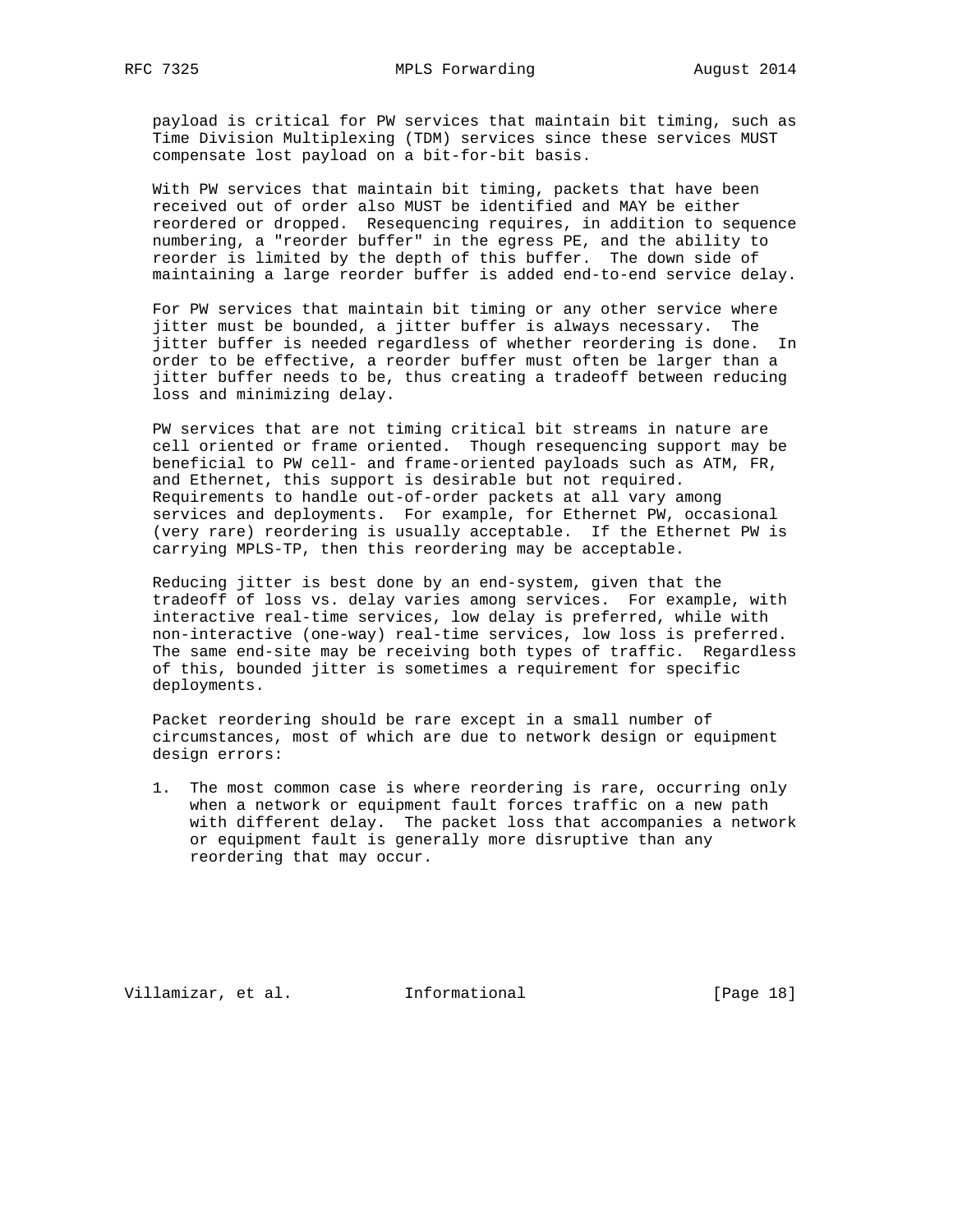payload is critical for PW services that maintain bit timing, such as Time Division Multiplexing (TDM) services since these services MUST compensate lost payload on a bit-for-bit basis.

With PW services that maintain bit timing, packets that have been received out of order also MUST be identified and MAY be either reordered or dropped. Resequencing requires, in addition to sequence numbering, a "reorder buffer" in the egress PE, and the ability to reorder is limited by the depth of this buffer. The down side of maintaining a large reorder buffer is added end-to-end service delay.

For PW services that maintain bit timing or any other service where jitter must be bounded, a jitter buffer is always necessary. The jitter buffer is needed regardless of whether reordering is done. In order to be effective, a reorder buffer must often be larger than a jitter buffer needs to be, thus creating a tradeoff between reducing loss and minimizing delay.

PW services that are not timing critical bit streams in nature are cell oriented or frame oriented. Though resequencing support may be beneficial to PW cell- and frame-oriented payloads such as ATM, FR, and Ethernet, this support is desirable but not required. Requirements to handle out-of-order packets at all vary among services and deployments. For example, for Ethernet PW, occasional (very rare) reordering is usually acceptable. If the Ethernet PW is carrying MPLS-TP, then this reordering may be acceptable.

Reducing jitter is best done by an end-system, given that the tradeoff of loss vs. delay varies among services. For example, with interactive real-time services, low delay is preferred, while with non-interactive (one-way) real-time services, low loss is preferred. The same end-site may be receiving both types of traffic. Regardless of this, bounded jitter is sometimes a requirement for specific deployments.

Packet reordering should be rare except in a small number of circumstances, most of which are due to network design or equipment design errors:

1. The most common case is where reordering is rare, occurring only when a network or equipment fault forces traffic on a new path with different delay. The packet loss that accompanies a network or equipment fault is generally more disruptive than any reordering that may occur.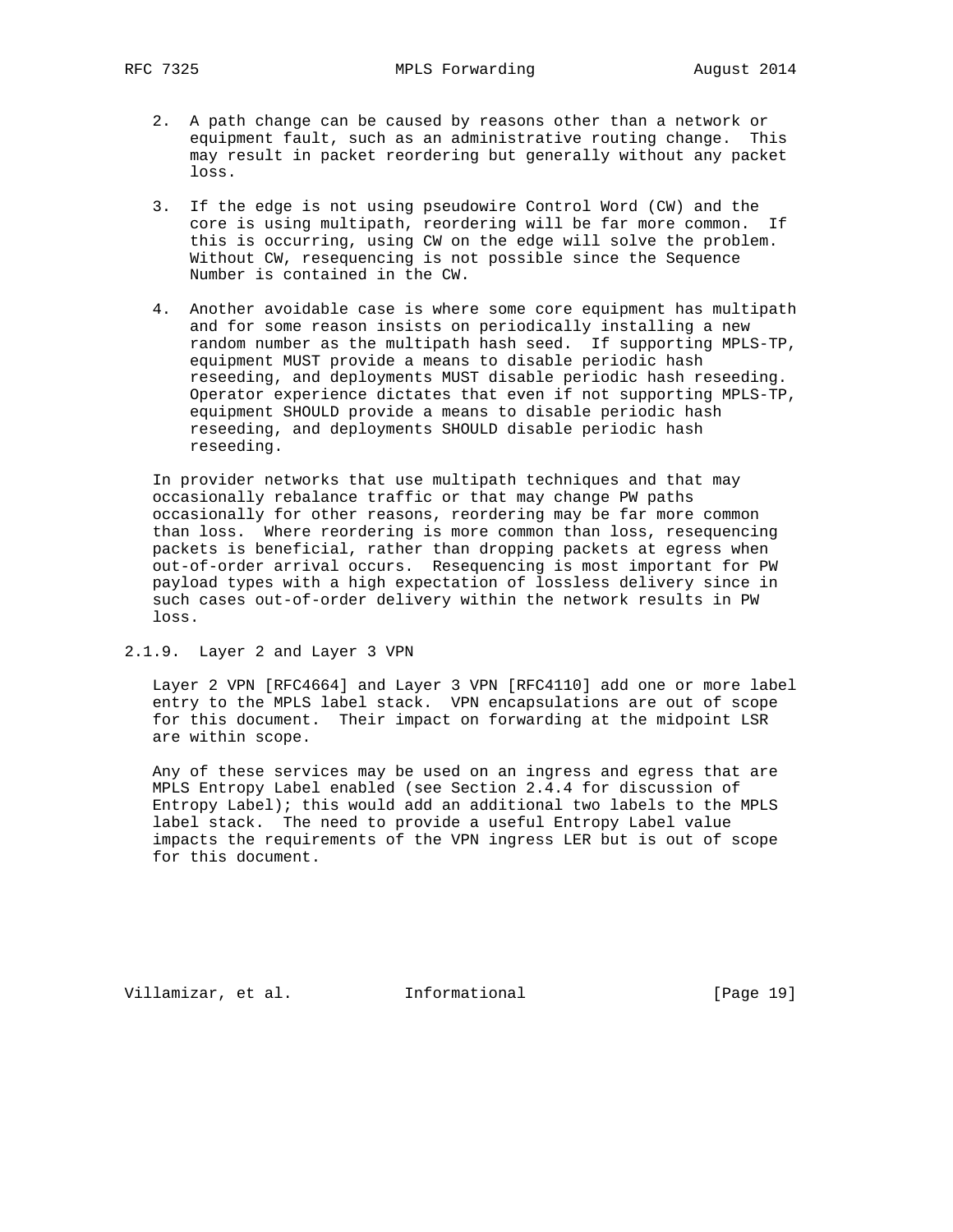2. A path change can be caused by reasons other than a network or equipment fault, such as an administrative routing change. This may result in packet reordering but generally without any packet loss.

3. If the edge is not using pseudowire Control Word (CW) and the core is using multipath, reordering will be far more common. If this is occurring, using CW on the edge will solve the problem. Without CW, resequencing is not possible since the Sequence Number is contained in the CW.

4. Another avoidable case is where some core equipment has multipath and for some reason insists on periodically installing a new random number as the multipath hash seed. If supporting MPLS-TP, equipment MUST provide a means to disable periodic hash reseeding, and deployments MUST disable periodic hash reseeding. Operator experience dictates that even if not supporting MPLS-TP, equipment SHOULD provide a means to disable periodic hash reseeding, and deployments SHOULD disable periodic hash reseeding.

In provider networks that use multipath techniques and that may occasionally rebalance traffic or that may change PW paths occasionally for other reasons, reordering may be far more common than loss. Where reordering is more common than loss, resequencing packets is beneficial, rather than dropping packets at egress when out-of-order arrival occurs. Resequencing is most important for PW payload types with a high expectation of lossless delivery since in such cases out-of-order delivery within the network results in PW loss.

### 2.1.9. Layer 2 and Layer 3 VPN

Layer 2 VPN [RFC4664] and Layer 3 VPN [RFC4110] add one or more label entry to the MPLS label stack. VPN encapsulations are out of scope for this document. Their impact on forwarding at the midpoint LSR are within scope.

Any of these services may be used on an ingress and egress that are MPLS Entropy Label enabled (see Section 2.4.4 for discussion of Entropy Label); this would add an additional two labels to the MPLS label stack. The need to provide a useful Entropy Label value impacts the requirements of the VPN ingress LER but is out of scope for this document.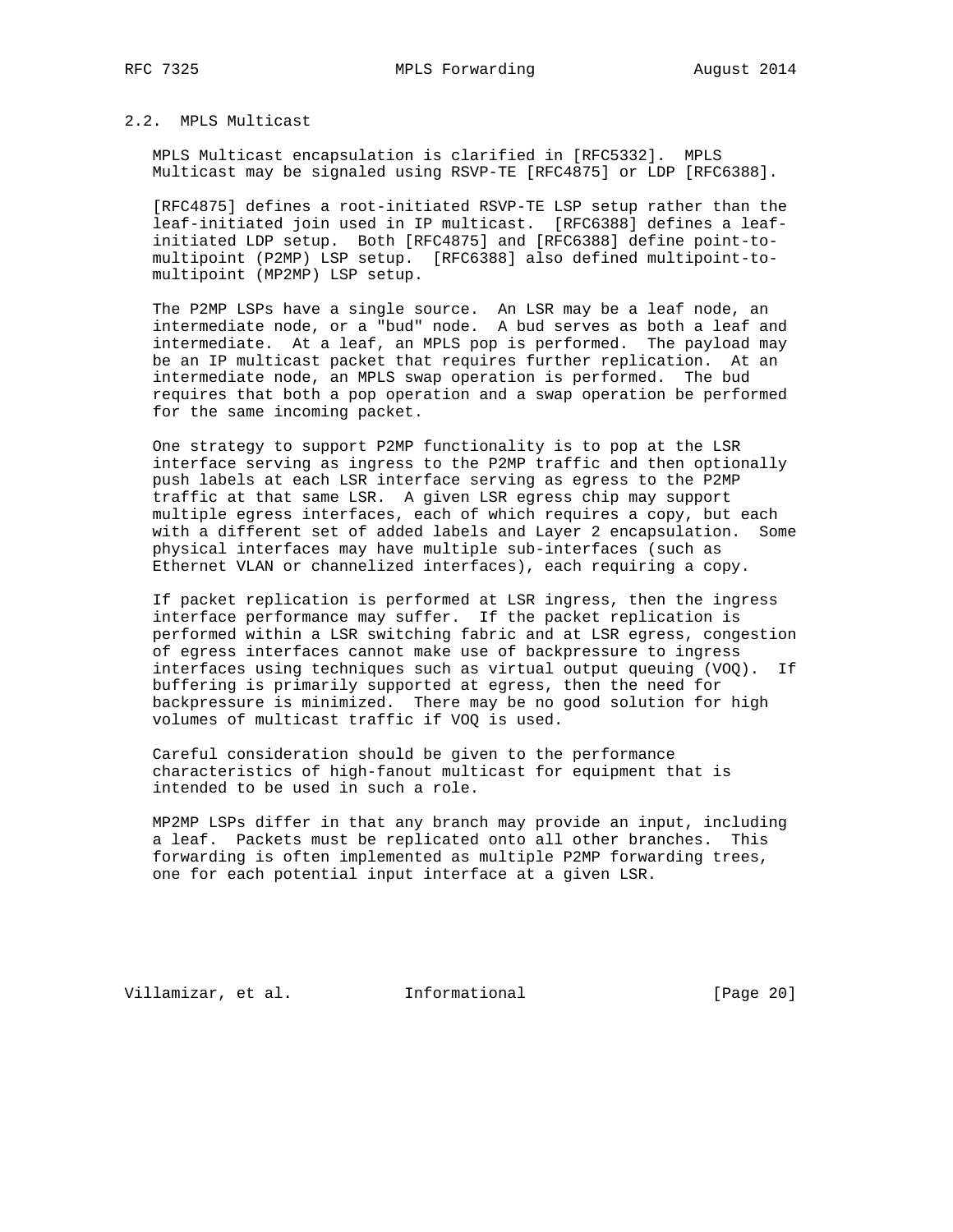### 2.2. MPLS Multicast

MPLS Multicast encapsulation is clarified in [RFC5332]. MPLS Multicast may be signaled using RSVP-TE [RFC4875] or LDP [RFC6388].

[RFC4875] defines a root-initiated RSVP-TE LSP setup rather than the leaf-initiated join used in IP multicast. [RFC6388] defines a leaf-initiated LDP setup. Both [RFC4875] and [RFC6388] define point-to-multipoint (P2MP) LSP setup. [RFC6388] also defined multipoint-to-multipoint (MP2MP) LSP setup.

The P2MP LSPs have a single source. An LSR may be a leaf node, an intermediate node, or a "bud" node. A bud serves as both a leaf and intermediate. At a leaf, an MPLS pop is performed. The payload may be an IP multicast packet that requires further replication. At an intermediate node, an MPLS swap operation is performed. The bud requires that both a pop operation and a swap operation be performed for the same incoming packet.

One strategy to support P2MP functionality is to pop at the LSR interface serving as ingress to the P2MP traffic and then optionally push labels at each LSR interface serving as egress to the P2MP traffic at that same LSR. A given LSR egress chip may support multiple egress interfaces, each of which requires a copy, but each with a different set of added labels and Layer 2 encapsulation. Some physical interfaces may have multiple sub-interfaces (such as Ethernet VLAN or channelized interfaces), each requiring a copy.

If packet replication is performed at LSR ingress, then the ingress interface performance may suffer. If the packet replication is performed within a LSR switching fabric and at LSR egress, congestion of egress interfaces cannot make use of backpressure to ingress interfaces using techniques such as virtual output queuing (VOQ). If buffering is primarily supported at egress, then the need for backpressure is minimized. There may be no good solution for high volumes of multicast traffic if VOQ is used.

Careful consideration should be given to the performance characteristics of high-fanout multicast for equipment that is intended to be used in such a role.

MP2MP LSPs differ in that any branch may provide an input, including a leaf. Packets must be replicated onto all other branches. This forwarding is often implemented as multiple P2MP forwarding trees, one for each potential input interface at a given LSR.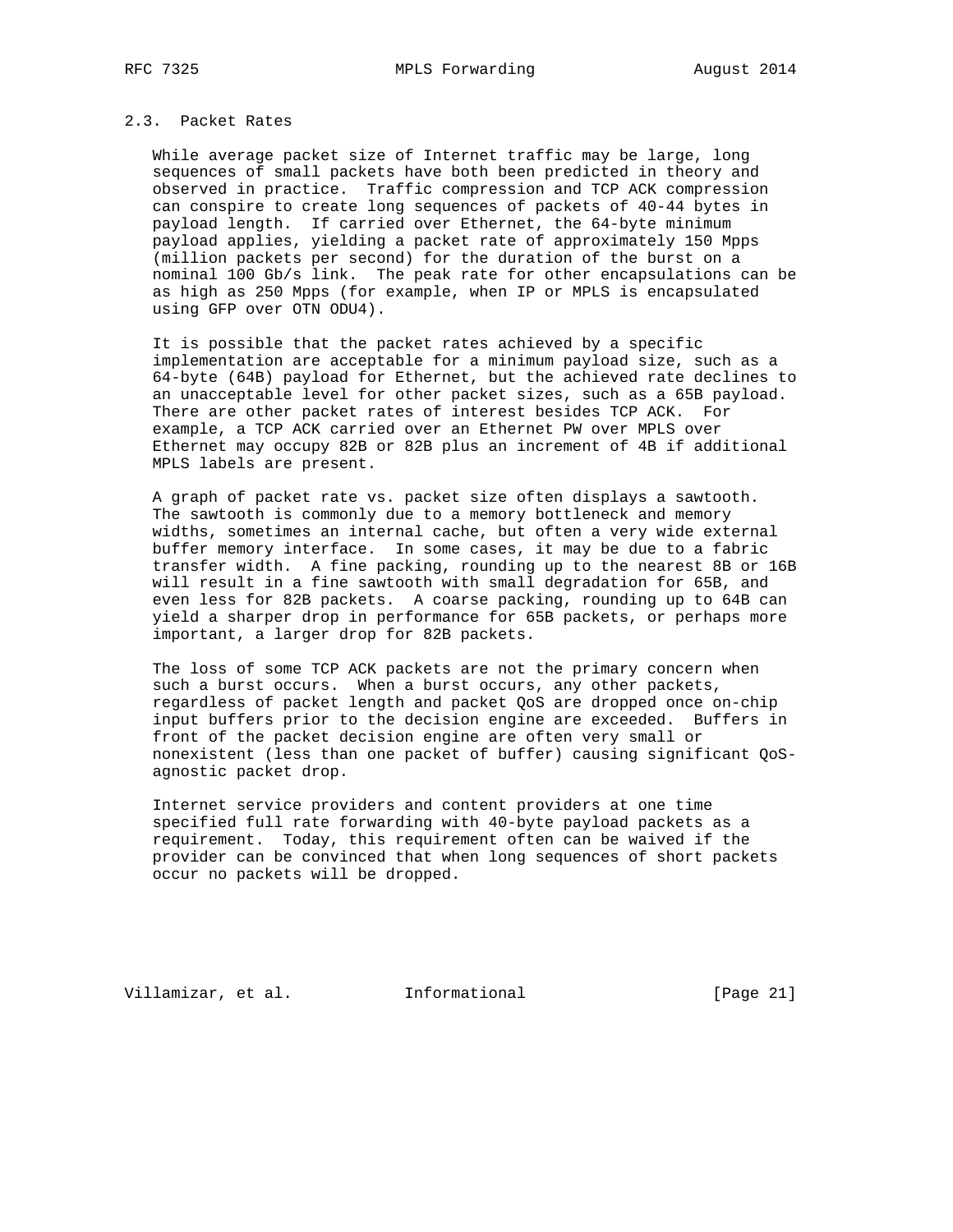### 2.3. Packet Rates

While average packet size of Internet traffic may be large, long sequences of small packets have both been predicted in theory and observed in practice. Traffic compression and TCP ACK compression can conspire to create long sequences of packets of 40-44 bytes in payload length. If carried over Ethernet, the 64-byte minimum payload applies, yielding a packet rate of approximately 150 Mpps (million packets per second) for the duration of the burst on a nominal 100 Gb/s link. The peak rate for other encapsulations can be as high as 250 Mpps (for example, when IP or MPLS is encapsulated using GFP over OTN ODU4).

It is possible that the packet rates achieved by a specific implementation are acceptable for a minimum payload size, such as a 64-byte (64B) payload for Ethernet, but the achieved rate declines to an unacceptable level for other packet sizes, such as a 65B payload. There are other packet rates of interest besides TCP ACK. For example, a TCP ACK carried over an Ethernet PW over MPLS over Ethernet may occupy 82B or 82B plus an increment of 4B if additional MPLS labels are present.

A graph of packet rate vs. packet size often displays a sawtooth. The sawtooth is commonly due to a memory bottleneck and memory widths, sometimes an internal cache, but often a very wide external buffer memory interface. In some cases, it may be due to a fabric transfer width. A fine packing, rounding up to the nearest 8B or 16B will result in a fine sawtooth with small degradation for 65B, and even less for 82B packets. A coarse packing, rounding up to 64B can yield a sharper drop in performance for 65B packets, or perhaps more important, a larger drop for 82B packets.

The loss of some TCP ACK packets are not the primary concern when such a burst occurs. When a burst occurs, any other packets, regardless of packet length and packet QoS are dropped once on-chip input buffers prior to the decision engine are exceeded. Buffers in front of the packet decision engine are often very small or nonexistent (less than one packet of buffer) causing significant QoS-agnostic packet drop.

Internet service providers and content providers at one time specified full rate forwarding with 40-byte payload packets as a requirement. Today, this requirement often can be waived if the provider can be convinced that when long sequences of short packets occur no packets will be dropped.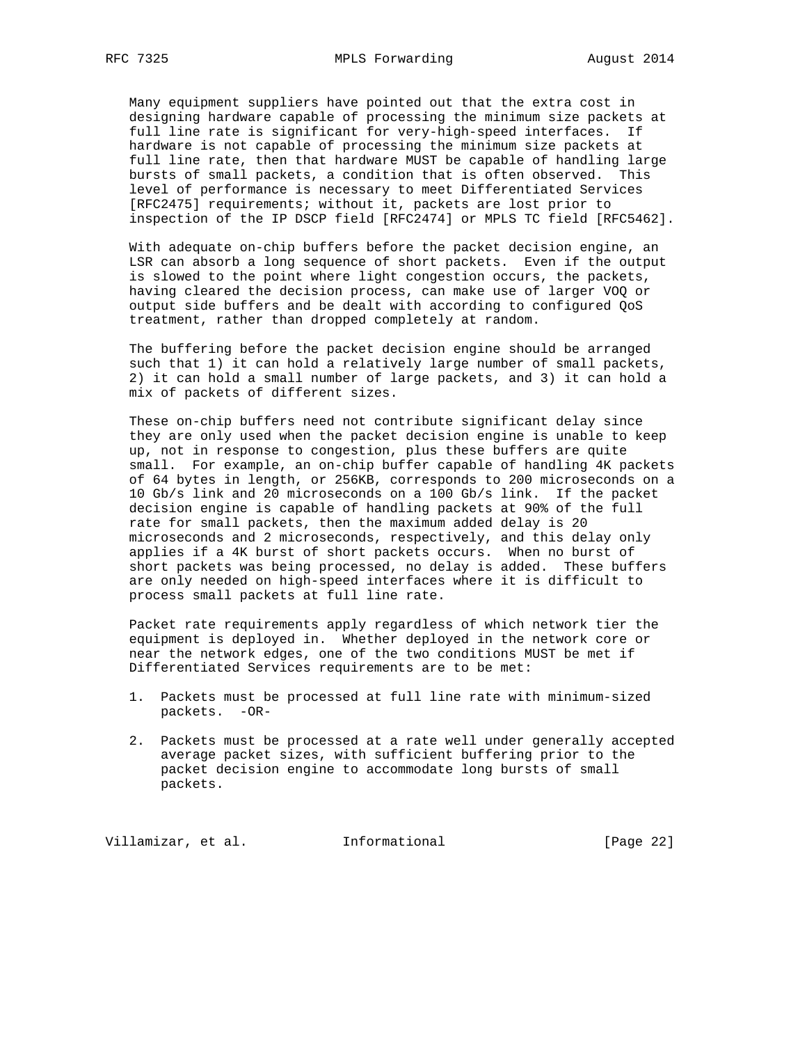Many equipment suppliers have pointed out that the extra cost in designing hardware capable of processing the minimum size packets at full line rate is significant for very-high-speed interfaces. If hardware is not capable of processing the minimum size packets at full line rate, then that hardware MUST be capable of handling large bursts of small packets, a condition that is often observed. This level of performance is necessary to meet Differentiated Services [RFC2475] requirements; without it, packets are lost prior to inspection of the IP DSCP field [RFC2474] or MPLS TC field [RFC5462].

With adequate on-chip buffers before the packet decision engine, an LSR can absorb a long sequence of short packets. Even if the output is slowed to the point where light congestion occurs, the packets, having cleared the decision process, can make use of larger VOQ or output side buffers and be dealt with according to configured QoS treatment, rather than dropped completely at random.

The buffering before the packet decision engine should be arranged such that 1) it can hold a relatively large number of small packets, 2) it can hold a small number of large packets, and 3) it can hold a mix of packets of different sizes.

These on-chip buffers need not contribute significant delay since they are only used when the packet decision engine is unable to keep up, not in response to congestion, plus these buffers are quite small. For example, an on-chip buffer capable of handling 4K packets of 64 bytes in length, or 256KB, corresponds to 200 microseconds on a 10 Gb/s link and 20 microseconds on a 100 Gb/s link. If the packet decision engine is capable of handling packets at 90% of the full rate for small packets, then the maximum added delay is 20 microseconds and 2 microseconds, respectively, and this delay only applies if a 4K burst of short packets occurs. When no burst of short packets was being processed, no delay is added. These buffers are only needed on high-speed interfaces where it is difficult to process small packets at full line rate.

Packet rate requirements apply regardless of which network tier the equipment is deployed in. Whether deployed in the network core or near the network edges, one of the two conditions MUST be met if Differentiated Services requirements are to be met:

1. Packets must be processed at full line rate with minimum-sized packets. -OR-

2. Packets must be processed at a rate well under generally accepted average packet sizes, with sufficient buffering prior to the packet decision engine to accommodate long bursts of small packets.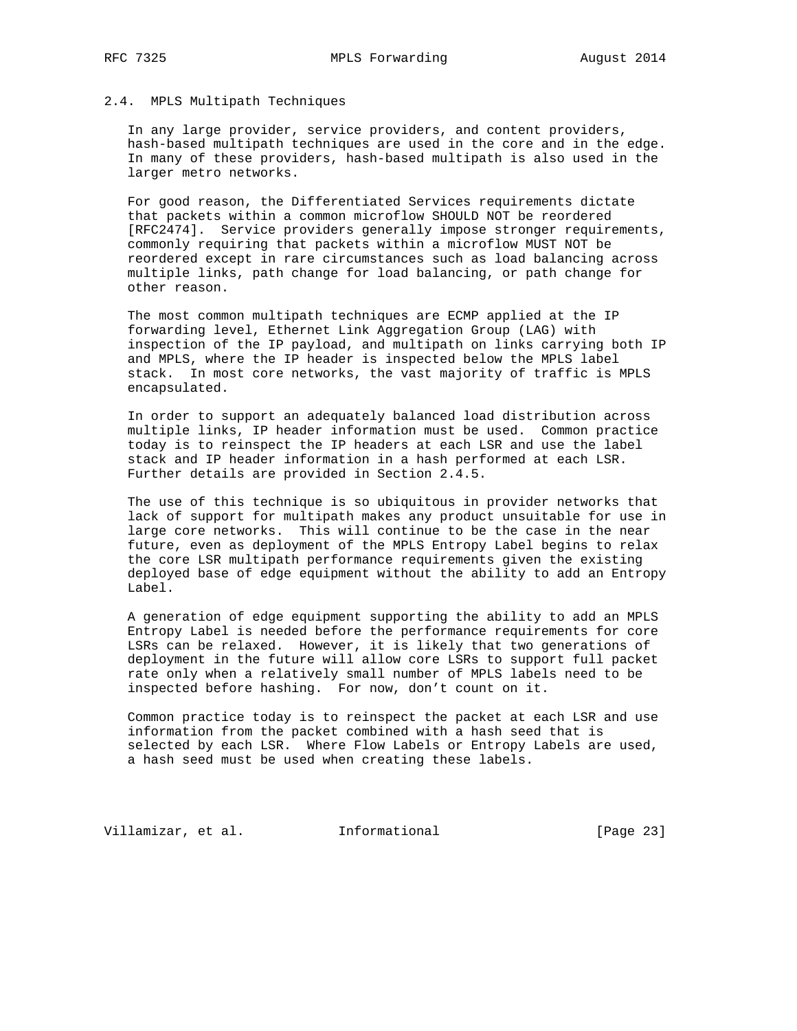### 2.4. MPLS Multipath Techniques

In any large provider, service providers, and content providers, hash-based multipath techniques are used in the core and in the edge. In many of these providers, hash-based multipath is also used in the larger metro networks.

For good reason, the Differentiated Services requirements dictate that packets within a common microflow SHOULD NOT be reordered [RFC2474]. Service providers generally impose stronger requirements, commonly requiring that packets within a microflow MUST NOT be reordered except in rare circumstances such as load balancing across multiple links, path change for load balancing, or path change for other reason.

The most common multipath techniques are ECMP applied at the IP forwarding level, Ethernet Link Aggregation Group (LAG) with inspection of the IP payload, and multipath on links carrying both IP and MPLS, where the IP header is inspected below the MPLS label stack. In most core networks, the vast majority of traffic is MPLS encapsulated.

In order to support an adequately balanced load distribution across multiple links, IP header information must be used. Common practice today is to reinspect the IP headers at each LSR and use the label stack and IP header information in a hash performed at each LSR. Further details are provided in Section 2.4.5.

The use of this technique is so ubiquitous in provider networks that lack of support for multipath makes any product unsuitable for use in large core networks. This will continue to be the case in the near future, even as deployment of the MPLS Entropy Label begins to relax the core LSR multipath performance requirements given the existing deployed base of edge equipment without the ability to add an Entropy Label.

A generation of edge equipment supporting the ability to add an MPLS Entropy Label is needed before the performance requirements for core LSRs can be relaxed. However, it is likely that two generations of deployment in the future will allow core LSRs to support full packet rate only when a relatively small number of MPLS labels need to be inspected before hashing. For now, don’t count on it.

Common practice today is to reinspect the packet at each LSR and use information from the packet combined with a hash seed that is selected by each LSR. Where Flow Labels or Entropy Labels are used, a hash seed must be used when creating these labels.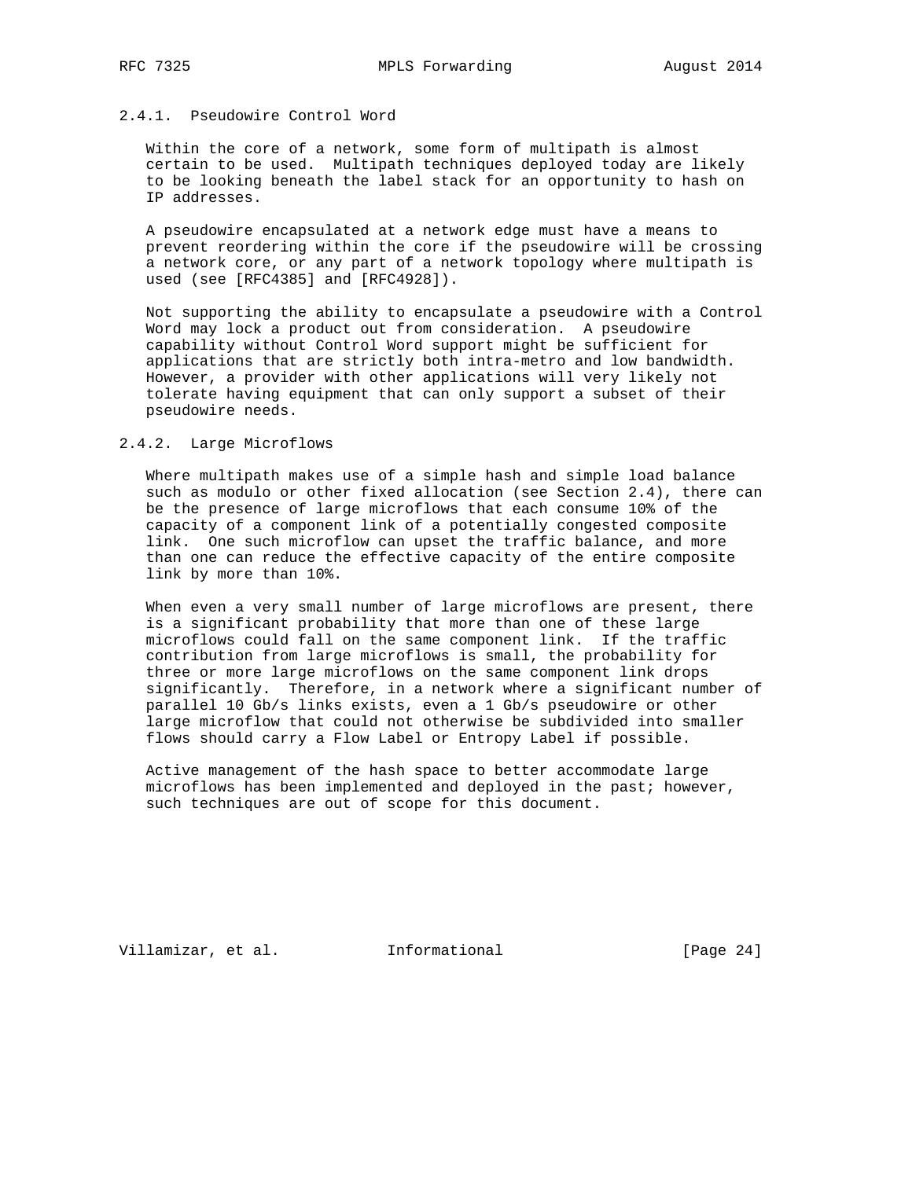#### 2.4.1. Pseudowire Control Word

Within the core of a network, some form of multipath is almost certain to be used. Multipath techniques deployed today are likely to be looking beneath the label stack for an opportunity to hash on IP addresses.

A pseudowire encapsulated at a network edge must have a means to prevent reordering within the core if the pseudowire will be crossing a network core, or any part of a network topology where multipath is used (see [RFC4385] and [RFC4928]).

Not supporting the ability to encapsulate a pseudowire with a Control Word may lock a product out from consideration. A pseudowire capability without Control Word support might be sufficient for applications that are strictly both intra-metro and low bandwidth. However, a provider with other applications will very likely not tolerate having equipment that can only support a subset of their pseudowire needs.

#### 2.4.2. Large Microflows

Where multipath makes use of a simple hash and simple load balance such as modulo or other fixed allocation (see Section 2.4), there can be the presence of large microflows that each consume 10% of the capacity of a component link of a potentially congested composite link. One such microflow can upset the traffic balance, and more than one can reduce the effective capacity of the entire composite link by more than 10%.

When even a very small number of large microflows are present, there is a significant probability that more than one of these large microflows could fall on the same component link. If the traffic contribution from large microflows is small, the probability for three or more large microflows on the same component link drops significantly. Therefore, in a network where a significant number of parallel 10 Gb/s links exists, even a 1 Gb/s pseudowire or other large microflow that could not otherwise be subdivided into smaller flows should carry a Flow Label or Entropy Label if possible.

Active management of the hash space to better accommodate large microflows has been implemented and deployed in the past; however, such techniques are out of scope for this document.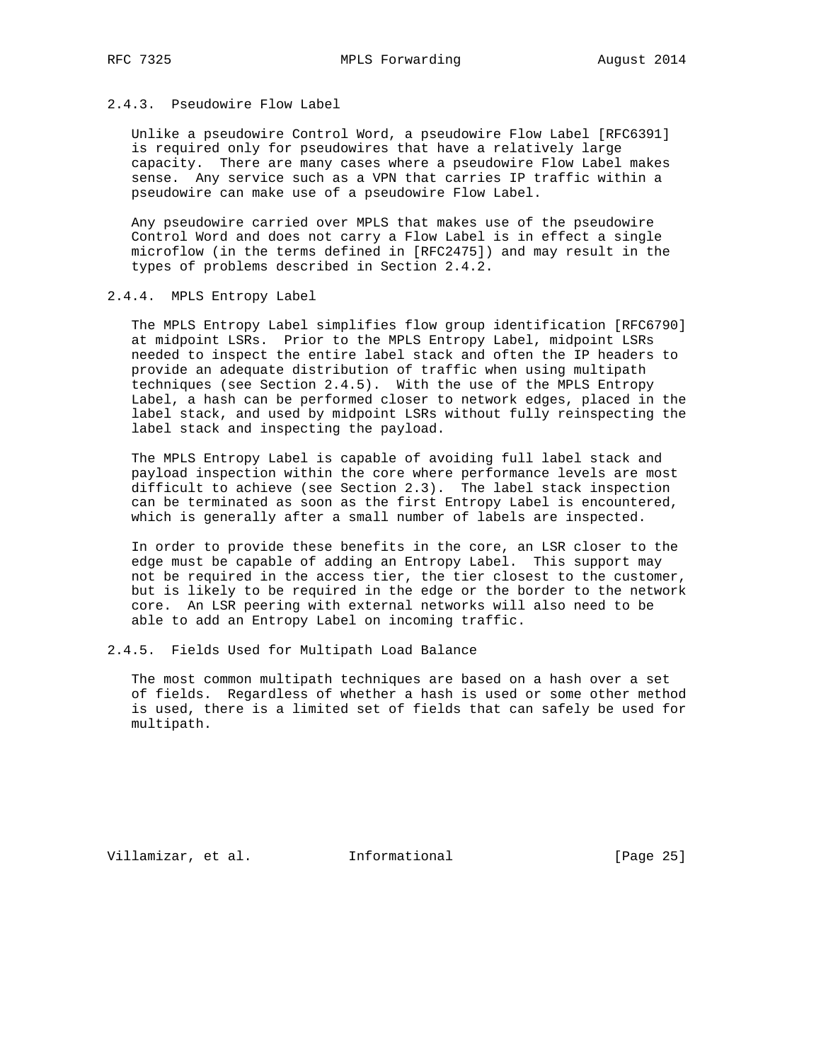#### 2.4.3. Pseudowire Flow Label

Unlike a pseudowire Control Word, a pseudowire Flow Label [RFC6391] is required only for pseudowires that have a relatively large capacity. There are many cases where a pseudowire Flow Label makes sense. Any service such as a VPN that carries IP traffic within a pseudowire can make use of a pseudowire Flow Label.

Any pseudowire carried over MPLS that makes use of the pseudowire Control Word and does not carry a Flow Label is in effect a single microflow (in the terms defined in [RFC2475]) and may result in the types of problems described in Section 2.4.2.

#### 2.4.4. MPLS Entropy Label

The MPLS Entropy Label simplifies flow group identification [RFC6790] at midpoint LSRs. Prior to the MPLS Entropy Label, midpoint LSRs needed to inspect the entire label stack and often the IP headers to provide an adequate distribution of traffic when using multipath techniques (see Section 2.4.5). With the use of the MPLS Entropy Label, a hash can be performed closer to network edges, placed in the label stack, and used by midpoint LSRs without fully reinspecting the label stack and inspecting the payload.

The MPLS Entropy Label is capable of avoiding full label stack and payload inspection within the core where performance levels are most difficult to achieve (see Section 2.3). The label stack inspection can be terminated as soon as the first Entropy Label is encountered, which is generally after a small number of labels are inspected.

In order to provide these benefits in the core, an LSR closer to the edge must be capable of adding an Entropy Label. This support may not be required in the access tier, the tier closest to the customer, but is likely to be required in the edge or the border to the network core. An LSR peering with external networks will also need to be able to add an Entropy Label on incoming traffic.

#### 2.4.5. Fields Used for Multipath Load Balance

The most common multipath techniques are based on a hash over a set of fields. Regardless of whether a hash is used or some other method is used, there is a limited set of fields that can safely be used for multipath.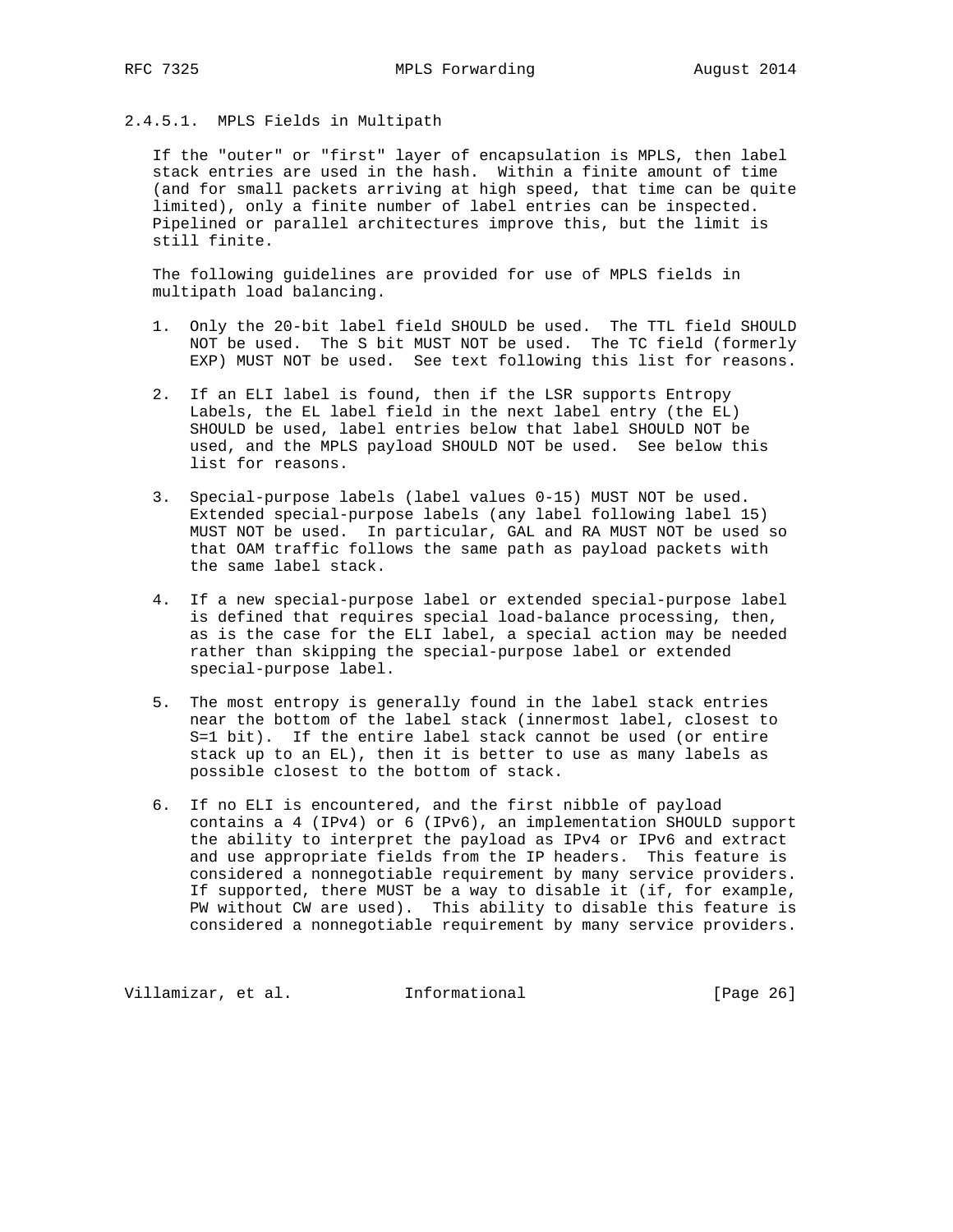#### 2.4.5.1. MPLS Fields in Multipath

If the "outer" or "first" layer of encapsulation is MPLS, then label stack entries are used in the hash. Within a finite amount of time (and for small packets arriving at high speed, that time can be quite limited), only a finite number of label entries can be inspected. Pipelined or parallel architectures improve this, but the limit is still finite.

The following guidelines are provided for use of MPLS fields in multipath load balancing.

1. Only the 20-bit label field SHOULD be used. The TTL field SHOULD NOT be used. The S bit MUST NOT be used. The TC field (formerly EXP) MUST NOT be used. See text following this list for reasons.

2. If an ELI label is found, then if the LSR supports Entropy Labels, the EL label field in the next label entry (the EL) SHOULD be used, label entries below that label SHOULD NOT be used, and the MPLS payload SHOULD NOT be used. See below this list for reasons.

3. Special-purpose labels (label values 0-15) MUST NOT be used. Extended special-purpose labels (any label following label 15) MUST NOT be used. In particular, GAL and RA MUST NOT be used so that OAM traffic follows the same path as payload packets with the same label stack.

4. If a new special-purpose label or extended special-purpose label is defined that requires special load-balance processing, then, as is the case for the ELI label, a special action may be needed rather than skipping the special-purpose label or extended special-purpose label.

5. The most entropy is generally found in the label stack entries near the bottom of the label stack (innermost label, closest to S=1 bit). If the entire label stack cannot be used (or entire stack up to an EL), then it is better to use as many labels as possible closest to the bottom of stack.

6. If no ELI is encountered, and the first nibble of payload contains a 4 (IPv4) or 6 (IPv6), an implementation SHOULD support the ability to interpret the payload as IPv4 or IPv6 and extract and use appropriate fields from the IP headers. This feature is considered a nonnegotiable requirement by many service providers. If supported, there MUST be a way to disable it (if, for example, PW without CW are used). This ability to disable this feature is considered a nonnegotiable requirement by many service providers.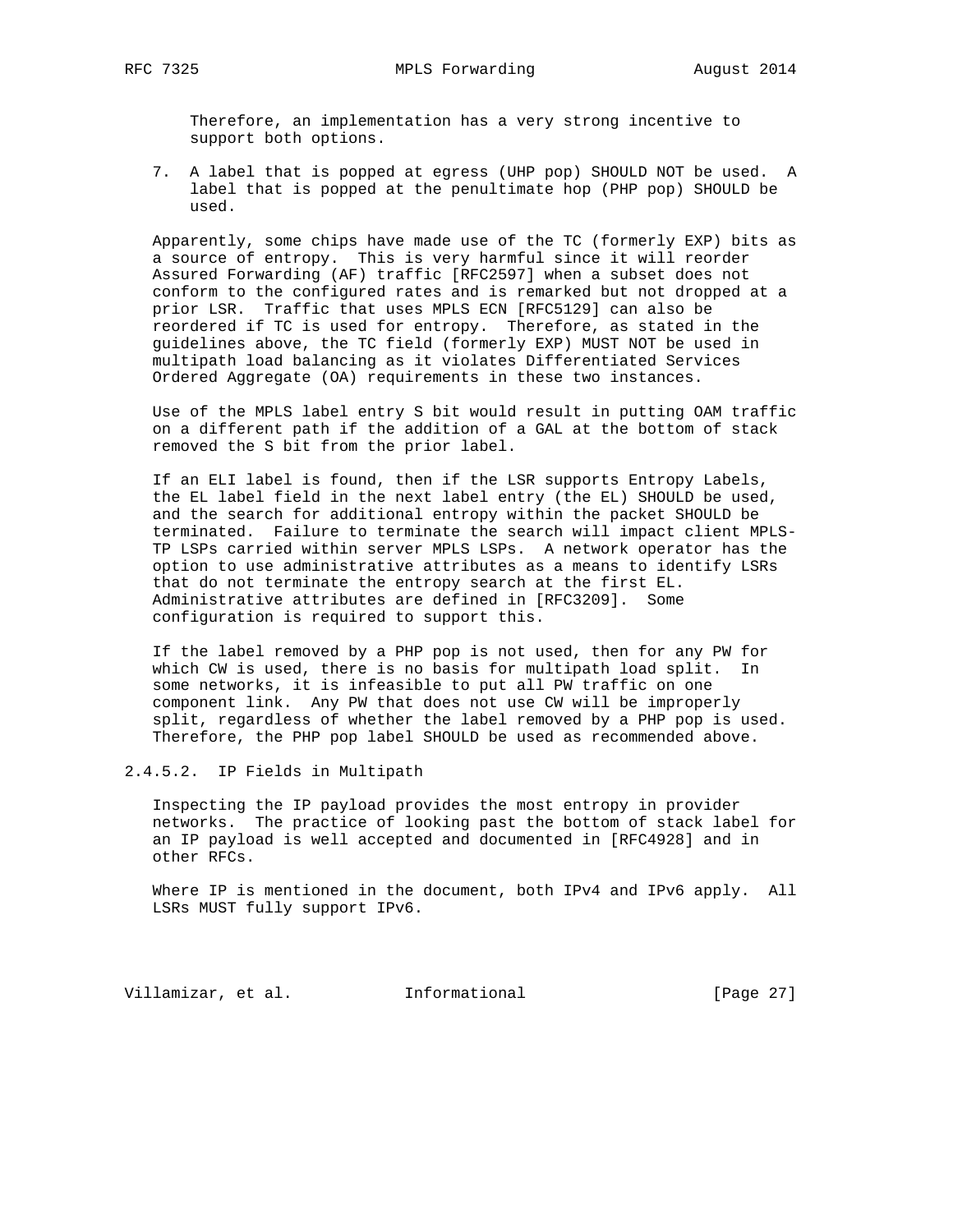Therefore, an implementation has a very strong incentive to support both options.

7. A label that is popped at egress (UHP pop) SHOULD NOT be used. A label that is popped at the penultimate hop (PHP pop) SHOULD be used.

Apparently, some chips have made use of the TC (formerly EXP) bits as a source of entropy. This is very harmful since it will reorder Assured Forwarding (AF) traffic [RFC2597] when a subset does not conform to the configured rates and is remarked but not dropped at a prior LSR. Traffic that uses MPLS ECN [RFC5129] can also be reordered if TC is used for entropy. Therefore, as stated in the guidelines above, the TC field (formerly EXP) MUST NOT be used in multipath load balancing as it violates Differentiated Services Ordered Aggregate (OA) requirements in these two instances.

Use of the MPLS label entry S bit would result in putting OAM traffic on a different path if the addition of a GAL at the bottom of stack removed the S bit from the prior label.

If an ELI label is found, then if the LSR supports Entropy Labels, the EL label field in the next label entry (the EL) SHOULD be used, and the search for additional entropy within the packet SHOULD be terminated. Failure to terminate the search will impact client MPLS-TP LSPs carried within server MPLS LSPs. A network operator has the option to use administrative attributes as a means to identify LSRs that do not terminate the entropy search at the first EL. Administrative attributes are defined in [RFC3209]. Some configuration is required to support this.

If the label removed by a PHP pop is not used, then for any PW for which CW is used, there is no basis for multipath load split. In some networks, it is infeasible to put all PW traffic on one component link. Any PW that does not use CW will be improperly split, regardless of whether the label removed by a PHP pop is used. Therefore, the PHP pop label SHOULD be used as recommended above.

#### 2.4.5.2. IP Fields in Multipath

Inspecting the IP payload provides the most entropy in provider networks. The practice of looking past the bottom of stack label for an IP payload is well accepted and documented in [RFC4928] and in other RFCs.

Where IP is mentioned in the document, both IPv4 and IPv6 apply. All LSRs MUST fully support IPv6.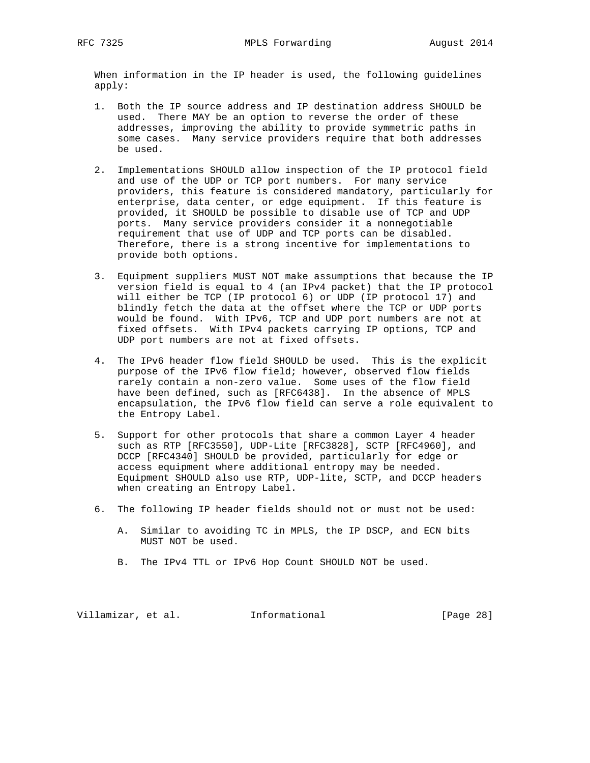When information in the IP header is used, the following guidelines apply:

1. Both the IP source address and IP destination address SHOULD be used. There MAY be an option to reverse the order of these addresses, improving the ability to provide symmetric paths in some cases. Many service providers require that both addresses be used.

2. Implementations SHOULD allow inspection of the IP protocol field and use of the UDP or TCP port numbers. For many service providers, this feature is considered mandatory, particularly for enterprise, data center, or edge equipment. If this feature is provided, it SHOULD be possible to disable use of TCP and UDP ports. Many service providers consider it a nonnegotiable requirement that use of UDP and TCP ports can be disabled. Therefore, there is a strong incentive for implementations to provide both options.

3. Equipment suppliers MUST NOT make assumptions that because the IP version field is equal to 4 (an IPv4 packet) that the IP protocol will either be TCP (IP protocol 6) or UDP (IP protocol 17) and blindly fetch the data at the offset where the TCP or UDP ports would be found. With IPv6, TCP and UDP port numbers are not at fixed offsets. With IPv4 packets carrying IP options, TCP and UDP port numbers are not at fixed offsets.

4. The IPv6 header flow field SHOULD be used. This is the explicit purpose of the IPv6 flow field; however, observed flow fields rarely contain a non-zero value. Some uses of the flow field have been defined, such as [RFC6438]. In the absence of MPLS encapsulation, the IPv6 flow field can serve a role equivalent to the Entropy Label.

5. Support for other protocols that share a common Layer 4 header such as RTP [RFC3550], UDP-Lite [RFC3828], SCTP [RFC4960], and DCCP [RFC4340] SHOULD be provided, particularly for edge or access equipment where additional entropy may be needed. Equipment SHOULD also use RTP, UDP-lite, SCTP, and DCCP headers when creating an Entropy Label.

6. The following IP header fields should not or must not be used:

    A. Similar to avoiding TC in MPLS, the IP DSCP, and ECN bits MUST NOT be used.

    B. The IPv4 TTL or IPv6 Hop Count SHOULD NOT be used.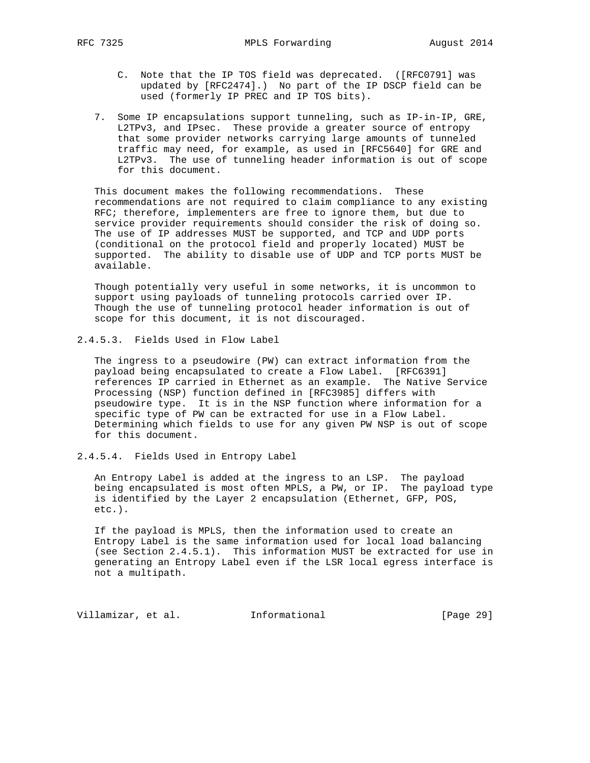C. Note that the IP TOS field was deprecated. ([RFC0791] was updated by [RFC2474].) No part of the IP DSCP field can be used (formerly IP PREC and IP TOS bits).

7. Some IP encapsulations support tunneling, such as IP-in-IP, GRE, L2TPv3, and IPsec. These provide a greater source of entropy that some provider networks carrying large amounts of tunneled traffic may need, for example, as used in [RFC5640] for GRE and L2TPv3. The use of tunneling header information is out of scope for this document.

This document makes the following recommendations. These recommendations are not required to claim compliance to any existing RFC; therefore, implementers are free to ignore them, but due to service provider requirements should consider the risk of doing so. The use of IP addresses MUST be supported, and TCP and UDP ports (conditional on the protocol field and properly located) MUST be supported. The ability to disable use of UDP and TCP ports MUST be available.

Though potentially very useful in some networks, it is uncommon to support using payloads of tunneling protocols carried over IP. Though the use of tunneling protocol header information is out of scope for this document, it is not discouraged.

#### 2.4.5.3. Fields Used in Flow Label

The ingress to a pseudowire (PW) can extract information from the payload being encapsulated to create a Flow Label. [RFC6391] references IP carried in Ethernet as an example. The Native Service Processing (NSP) function defined in [RFC3985] differs with pseudowire type. It is in the NSP function where information for a specific type of PW can be extracted for use in a Flow Label. Determining which fields to use for any given PW NSP is out of scope for this document.

#### 2.4.5.4. Fields Used in Entropy Label

An Entropy Label is added at the ingress to an LSP. The payload being encapsulated is most often MPLS, a PW, or IP. The payload type is identified by the Layer 2 encapsulation (Ethernet, GFP, POS, etc.).

If the payload is MPLS, then the information used to create an Entropy Label is the same information used for local load balancing (see Section 2.4.5.1). This information MUST be extracted for use in generating an Entropy Label even if the LSR local egress interface is not a multipath.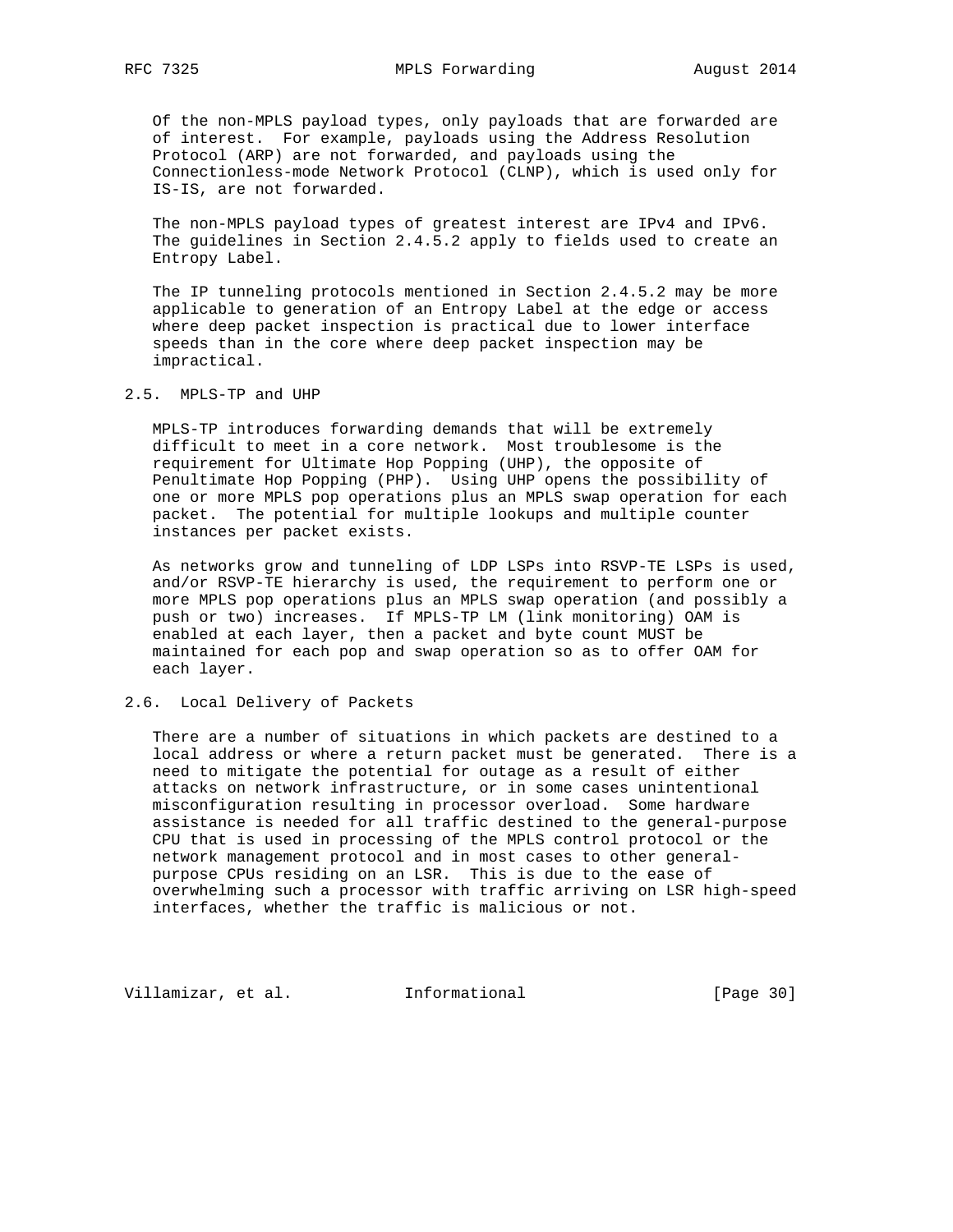Of the non-MPLS payload types, only payloads that are forwarded are of interest. For example, payloads using the Address Resolution Protocol (ARP) are not forwarded, and payloads using the Connectionless-mode Network Protocol (CLNP), which is used only for IS-IS, are not forwarded.

The non-MPLS payload types of greatest interest are IPv4 and IPv6. The guidelines in Section 2.4.5.2 apply to fields used to create an Entropy Label.

The IP tunneling protocols mentioned in Section 2.4.5.2 may be more applicable to generation of an Entropy Label at the edge or access where deep packet inspection is practical due to lower interface speeds than in the core where deep packet inspection may be impractical.

### 2.5. MPLS-TP and UHP

MPLS-TP introduces forwarding demands that will be extremely difficult to meet in a core network. Most troublesome is the requirement for Ultimate Hop Popping (UHP), the opposite of Penultimate Hop Popping (PHP). Using UHP opens the possibility of one or more MPLS pop operations plus an MPLS swap operation for each packet. The potential for multiple lookups and multiple counter instances per packet exists.

As networks grow and tunneling of LDP LSPs into RSVP-TE LSPs is used, and/or RSVP-TE hierarchy is used, the requirement to perform one or more MPLS pop operations plus an MPLS swap operation (and possibly a push or two) increases. If MPLS-TP LM (link monitoring) OAM is enabled at each layer, then a packet and byte count MUST be maintained for each pop and swap operation so as to offer OAM for each layer.

### 2.6. Local Delivery of Packets

There are a number of situations in which packets are destined to a local address or where a return packet must be generated. There is a need to mitigate the potential for outage as a result of either attacks on network infrastructure, or in some cases unintentional misconfiguration resulting in processor overload. Some hardware assistance is needed for all traffic destined to the general-purpose CPU that is used in processing of the MPLS control protocol or the network management protocol and in most cases to other general-purpose CPUs residing on an LSR. This is due to the ease of overwhelming such a processor with traffic arriving on LSR high-speed interfaces, whether the traffic is malicious or not.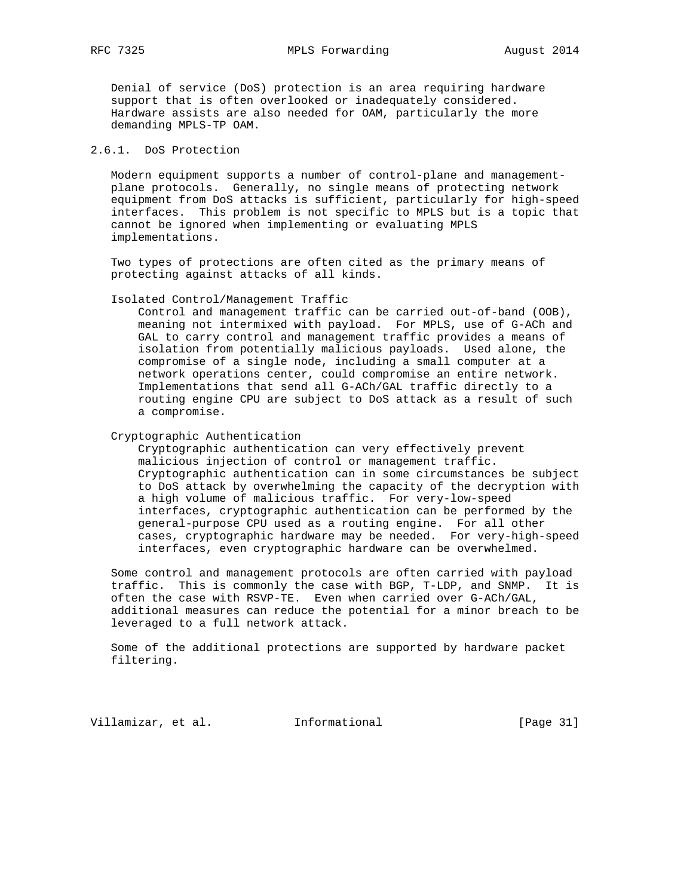Denial of service (DoS) protection is an area requiring hardware support that is often overlooked or inadequately considered. Hardware assists are also needed for OAM, particularly the more demanding MPLS-TP OAM.

### 2.6.1. DoS Protection

Modern equipment supports a number of control-plane and management-plane protocols. Generally, no single means of protecting network equipment from DoS attacks is sufficient, particularly for high-speed interfaces. This problem is not specific to MPLS but is a topic that cannot be ignored when implementing or evaluating MPLS implementations.

Two types of protections are often cited as the primary means of protecting against attacks of all kinds.

Isolated Control/Management Traffic
: Control and management traffic can be carried out-of-band (OOB), meaning not intermixed with payload. For MPLS, use of G-ACh and GAL to carry control and management traffic provides a means of isolation from potentially malicious payloads. Used alone, the compromise of a single node, including a small computer at a network operations center, could compromise an entire network. Implementations that send all G-ACh/GAL traffic directly to a routing engine CPU are subject to DoS attack as a result of such a compromise.

Cryptographic Authentication
: Cryptographic authentication can very effectively prevent malicious injection of control or management traffic. Cryptographic authentication can in some circumstances be subject to DoS attack by overwhelming the capacity of the decryption with a high volume of malicious traffic. For very-low-speed interfaces, cryptographic authentication can be performed by the general-purpose CPU used as a routing engine. For all other cases, cryptographic hardware may be needed. For very-high-speed interfaces, even cryptographic hardware can be overwhelmed.

Some control and management protocols are often carried with payload traffic. This is commonly the case with BGP, T-LDP, and SNMP. It is often the case with RSVP-TE. Even when carried over G-ACh/GAL, additional measures can reduce the potential for a minor breach to be leveraged to a full network attack.

Some of the additional protections are supported by hardware packet filtering.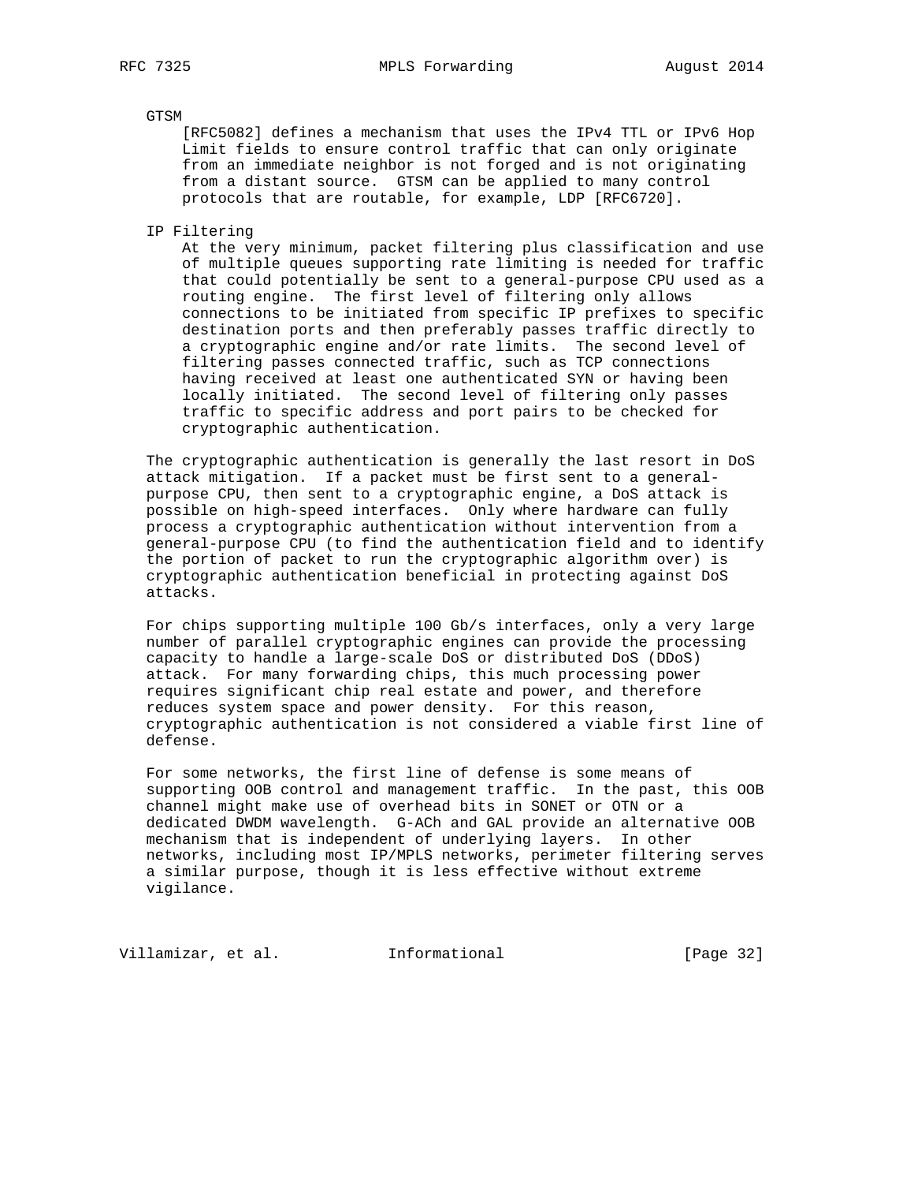GTSM

[RFC5082] defines a mechanism that uses the IPv4 TTL or IPv6 Hop Limit fields to ensure control traffic that can only originate from an immediate neighbor is not forged and is not originating from a distant source. GTSM can be applied to many control protocols that are routable, for example, LDP [RFC6720].

IP Filtering

At the very minimum, packet filtering plus classification and use of multiple queues supporting rate limiting is needed for traffic that could potentially be sent to a general-purpose CPU used as a routing engine. The first level of filtering only allows connections to be initiated from specific IP prefixes to specific destination ports and then preferably passes traffic directly to a cryptographic engine and/or rate limits. The second level of filtering passes connected traffic, such as TCP connections having received at least one authenticated SYN or having been locally initiated. The second level of filtering only passes traffic to specific address and port pairs to be checked for cryptographic authentication.

The cryptographic authentication is generally the last resort in DoS attack mitigation. If a packet must be first sent to a general-purpose CPU, then sent to a cryptographic engine, a DoS attack is possible on high-speed interfaces. Only where hardware can fully process a cryptographic authentication without intervention from a general-purpose CPU (to find the authentication field and to identify the portion of packet to run the cryptographic algorithm over) is cryptographic authentication beneficial in protecting against DoS attacks.

For chips supporting multiple 100 Gb/s interfaces, only a very large number of parallel cryptographic engines can provide the processing capacity to handle a large-scale DoS or distributed DoS (DDoS) attack. For many forwarding chips, this much processing power requires significant chip real estate and power, and therefore reduces system space and power density. For this reason, cryptographic authentication is not considered a viable first line of defense.

For some networks, the first line of defense is some means of supporting OOB control and management traffic. In the past, this OOB channel might make use of overhead bits in SONET or OTN or a dedicated DWDM wavelength. G-ACh and GAL provide an alternative OOB mechanism that is independent of underlying layers. In other networks, including most IP/MPLS networks, perimeter filtering serves a similar purpose, though it is less effective without extreme vigilance.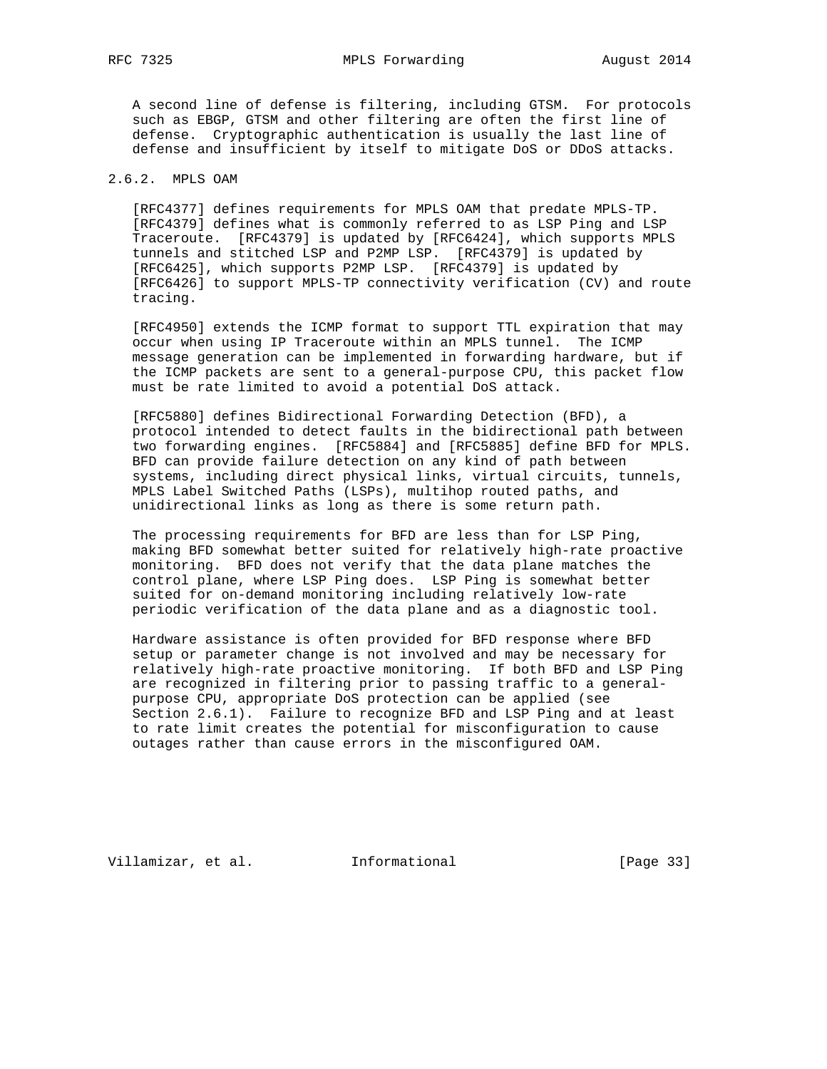A second line of defense is filtering, including GTSM. For protocols such as EBGP, GTSM and other filtering are often the first line of defense. Cryptographic authentication is usually the last line of defense and insufficient by itself to mitigate DoS or DDoS attacks.

### 2.6.2. MPLS OAM

[RFC4377] defines requirements for MPLS OAM that predate MPLS-TP. [RFC4379] defines what is commonly referred to as LSP Ping and LSP Traceroute. [RFC4379] is updated by [RFC6424], which supports MPLS tunnels and stitched LSP and P2MP LSP. [RFC4379] is updated by [RFC6425], which supports P2MP LSP. [RFC4379] is updated by [RFC6426] to support MPLS-TP connectivity verification (CV) and route tracing.

[RFC4950] extends the ICMP format to support TTL expiration that may occur when using IP Traceroute within an MPLS tunnel. The ICMP message generation can be implemented in forwarding hardware, but if the ICMP packets are sent to a general-purpose CPU, this packet flow must be rate limited to avoid a potential DoS attack.

[RFC5880] defines Bidirectional Forwarding Detection (BFD), a protocol intended to detect faults in the bidirectional path between two forwarding engines. [RFC5884] and [RFC5885] define BFD for MPLS. BFD can provide failure detection on any kind of path between systems, including direct physical links, virtual circuits, tunnels, MPLS Label Switched Paths (LSPs), multihop routed paths, and unidirectional links as long as there is some return path.

The processing requirements for BFD are less than for LSP Ping, making BFD somewhat better suited for relatively high-rate proactive monitoring. BFD does not verify that the data plane matches the control plane, where LSP Ping does. LSP Ping is somewhat better suited for on-demand monitoring including relatively low-rate periodic verification of the data plane and as a diagnostic tool.

Hardware assistance is often provided for BFD response where BFD setup or parameter change is not involved and may be necessary for relatively high-rate proactive monitoring. If both BFD and LSP Ping are recognized in filtering prior to passing traffic to a general-purpose CPU, appropriate DoS protection can be applied (see Section 2.6.1). Failure to recognize BFD and LSP Ping and at least to rate limit creates the potential for misconfiguration to cause outages rather than cause errors in the misconfigured OAM.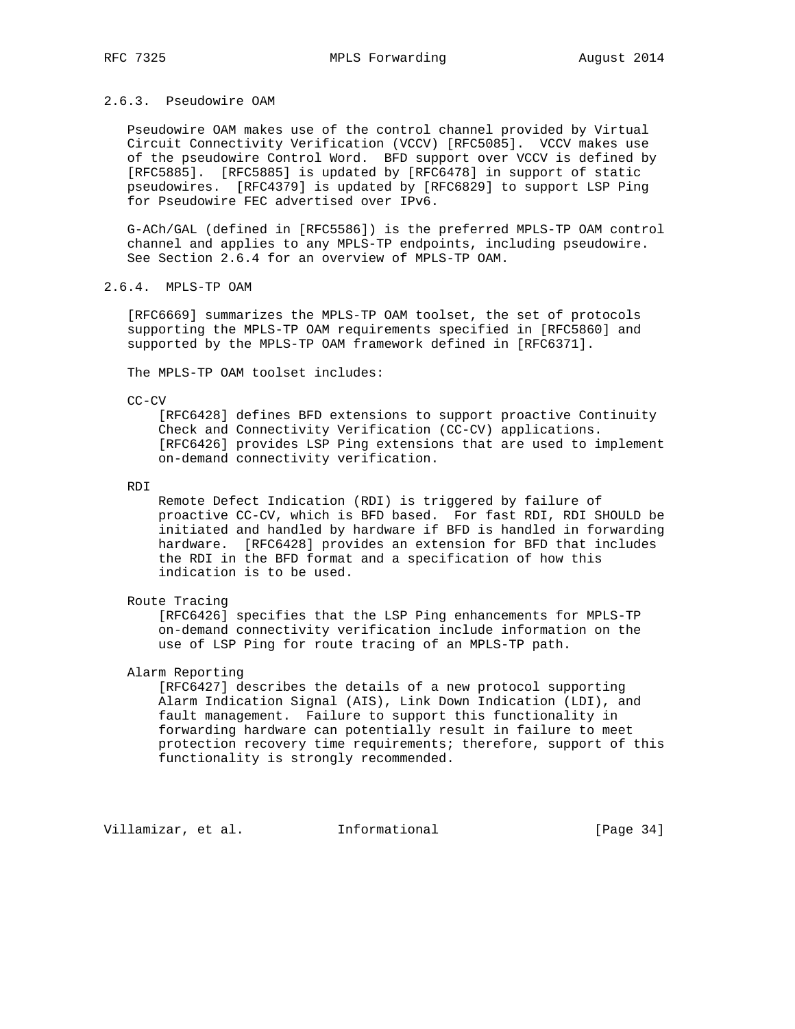### 2.6.3. Pseudowire OAM

Pseudowire OAM makes use of the control channel provided by Virtual Circuit Connectivity Verification (VCCV) [RFC5085]. VCCV makes use of the pseudowire Control Word. BFD support over VCCV is defined by [RFC5885]. [RFC5885] is updated by [RFC6478] in support of static pseudowires. [RFC4379] is updated by [RFC6829] to support LSP Ping for Pseudowire FEC advertised over IPv6.

G-ACh/GAL (defined in [RFC5586]) is the preferred MPLS-TP OAM control channel and applies to any MPLS-TP endpoints, including pseudowire. See Section 2.6.4 for an overview of MPLS-TP OAM.

### 2.6.4. MPLS-TP OAM

[RFC6669] summarizes the MPLS-TP OAM toolset, the set of protocols supporting the MPLS-TP OAM requirements specified in [RFC5860] and supported by the MPLS-TP OAM framework defined in [RFC6371].

The MPLS-TP OAM toolset includes:

CC-CV
: [RFC6428] defines BFD extensions to support proactive Continuity Check and Connectivity Verification (CC-CV) applications. [RFC6426] provides LSP Ping extensions that are used to implement on-demand connectivity verification.

RDI
: Remote Defect Indication (RDI) is triggered by failure of proactive CC-CV, which is BFD based. For fast RDI, RDI SHOULD be initiated and handled by hardware if BFD is handled in forwarding hardware. [RFC6428] provides an extension for BFD that includes the RDI in the BFD format and a specification of how this indication is to be used.

Route Tracing
: [RFC6426] specifies that the LSP Ping enhancements for MPLS-TP on-demand connectivity verification include information on the use of LSP Ping for route tracing of an MPLS-TP path.

Alarm Reporting
: [RFC6427] describes the details of a new protocol supporting Alarm Indication Signal (AIS), Link Down Indication (LDI), and fault management. Failure to support this functionality in forwarding hardware can potentially result in failure to meet protection recovery time requirements; therefore, support of this functionality is strongly recommended.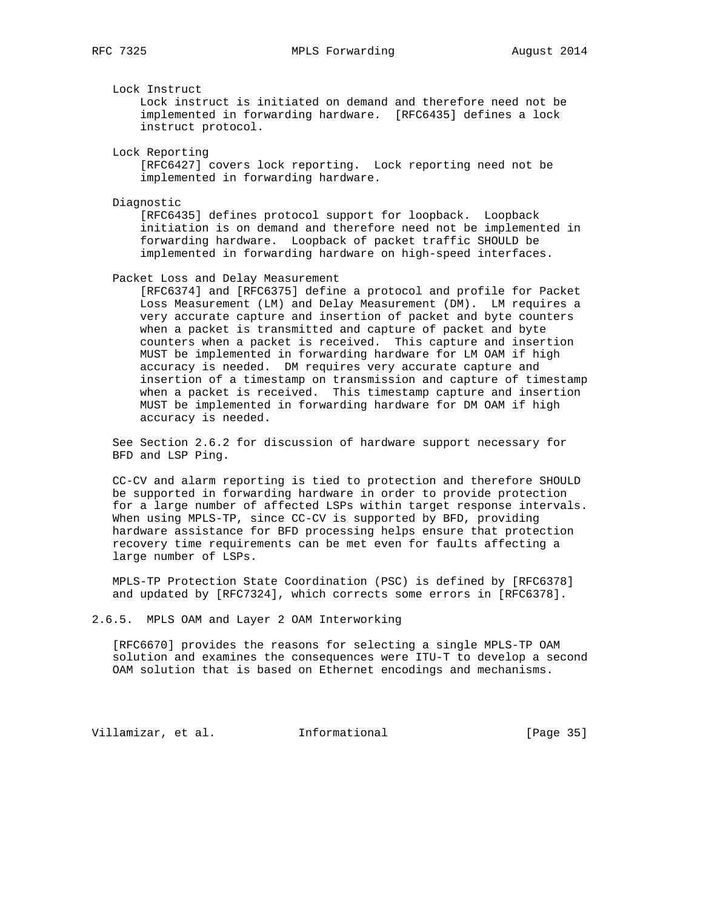Lock Instruct
: Lock instruct is initiated on demand and therefore need not be implemented in forwarding hardware. [RFC6435] defines a lock instruct protocol.

Lock Reporting
: [RFC6427] covers lock reporting. Lock reporting need not be implemented in forwarding hardware.

Diagnostic
: [RFC6435] defines protocol support for loopback. Loopback initiation is on demand and therefore need not be implemented in forwarding hardware. Loopback of packet traffic SHOULD be implemented in forwarding hardware on high-speed interfaces.

Packet Loss and Delay Measurement
: [RFC6374] and [RFC6375] define a protocol and profile for Packet Loss Measurement (LM) and Delay Measurement (DM). LM requires a very accurate capture and insertion of packet and byte counters when a packet is transmitted and capture of packet and byte counters when a packet is received. This capture and insertion MUST be implemented in forwarding hardware for LM OAM if high accuracy is needed. DM requires very accurate capture and insertion of a timestamp on transmission and capture of timestamp when a packet is received. This timestamp capture and insertion MUST be implemented in forwarding hardware for DM OAM if high accuracy is needed.

See Section 2.6.2 for discussion of hardware support necessary for BFD and LSP Ping.

CC-CV and alarm reporting is tied to protection and therefore SHOULD be supported in forwarding hardware in order to provide protection for a large number of affected LSPs within target response intervals. When using MPLS-TP, since CC-CV is supported by BFD, providing hardware assistance for BFD processing helps ensure that protection recovery time requirements can be met even for faults affecting a large number of LSPs.

MPLS-TP Protection State Coordination (PSC) is defined by [RFC6378] and updated by [RFC7324], which corrects some errors in [RFC6378].

#### 2.6.5. MPLS OAM and Layer 2 OAM Interworking

[RFC6670] provides the reasons for selecting a single MPLS-TP OAM solution and examines the consequences were ITU-T to develop a second OAM solution that is based on Ethernet encodings and mechanisms.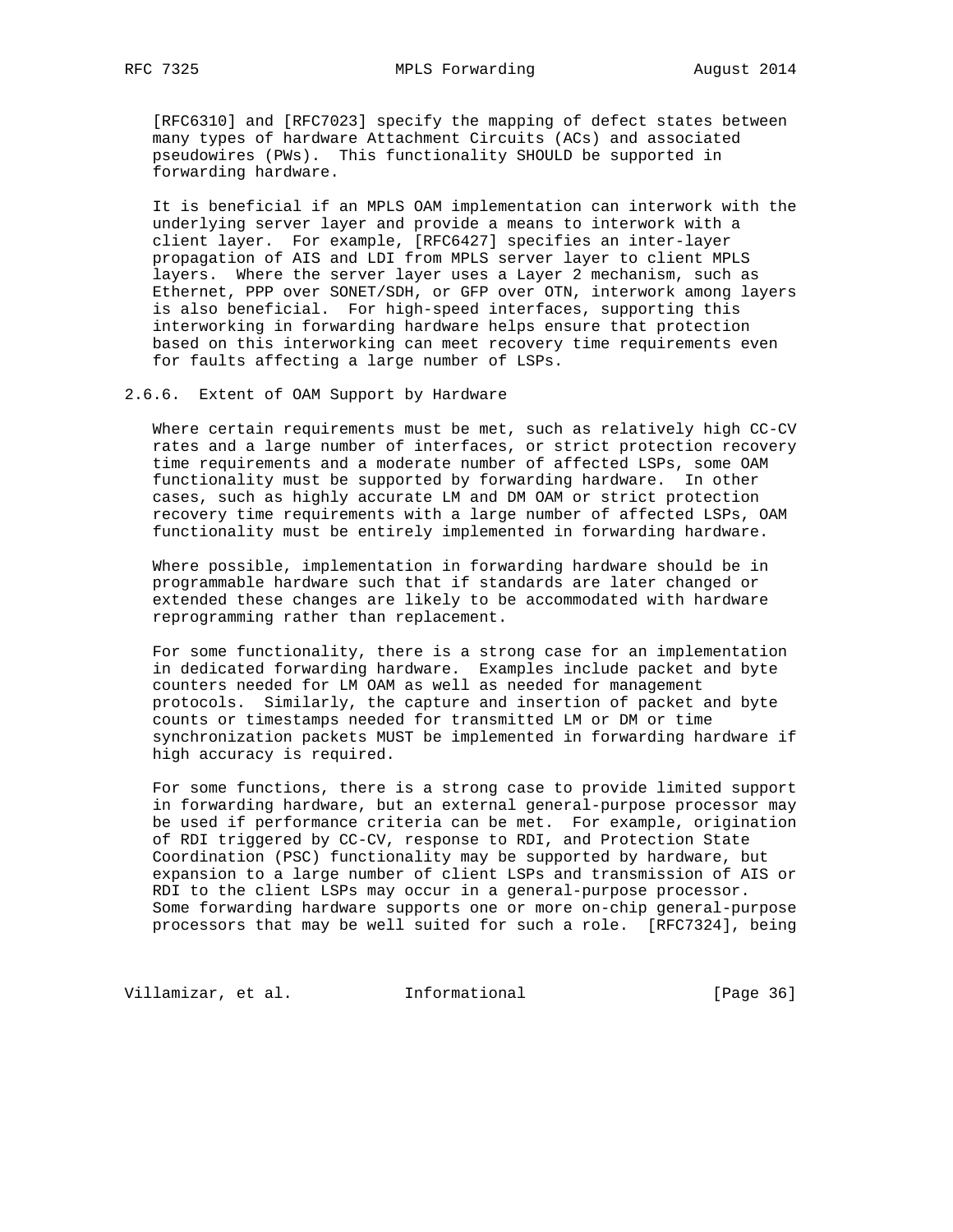[RFC6310] and [RFC7023] specify the mapping of defect states between many types of hardware Attachment Circuits (ACs) and associated pseudowires (PWs). This functionality SHOULD be supported in forwarding hardware.

It is beneficial if an MPLS OAM implementation can interwork with the underlying server layer and provide a means to interwork with a client layer. For example, [RFC6427] specifies an inter-layer propagation of AIS and LDI from MPLS server layer to client MPLS layers. Where the server layer uses a Layer 2 mechanism, such as Ethernet, PPP over SONET/SDH, or GFP over OTN, interwork among layers is also beneficial. For high-speed interfaces, supporting this interworking in forwarding hardware helps ensure that protection based on this interworking can meet recovery time requirements even for faults affecting a large number of LSPs.

### 2.6.6. Extent of OAM Support by Hardware

Where certain requirements must be met, such as relatively high CC-CV rates and a large number of interfaces, or strict protection recovery time requirements and a moderate number of affected LSPs, some OAM functionality must be supported by forwarding hardware. In other cases, such as highly accurate LM and DM OAM or strict protection recovery time requirements with a large number of affected LSPs, OAM functionality must be entirely implemented in forwarding hardware.

Where possible, implementation in forwarding hardware should be in programmable hardware such that if standards are later changed or extended these changes are likely to be accommodated with hardware reprogramming rather than replacement.

For some functionality, there is a strong case for an implementation in dedicated forwarding hardware. Examples include packet and byte counters needed for LM OAM as well as needed for management protocols. Similarly, the capture and insertion of packet and byte counts or timestamps needed for transmitted LM or DM or time synchronization packets MUST be implemented in forwarding hardware if high accuracy is required.

For some functions, there is a strong case to provide limited support in forwarding hardware, but an external general-purpose processor may be used if performance criteria can be met. For example, origination of RDI triggered by CC-CV, response to RDI, and Protection State Coordination (PSC) functionality may be supported by hardware, but expansion to a large number of client LSPs and transmission of AIS or RDI to the client LSPs may occur in a general-purpose processor. Some forwarding hardware supports one or more on-chip general-purpose processors that may be well suited for such a role. [RFC7324], being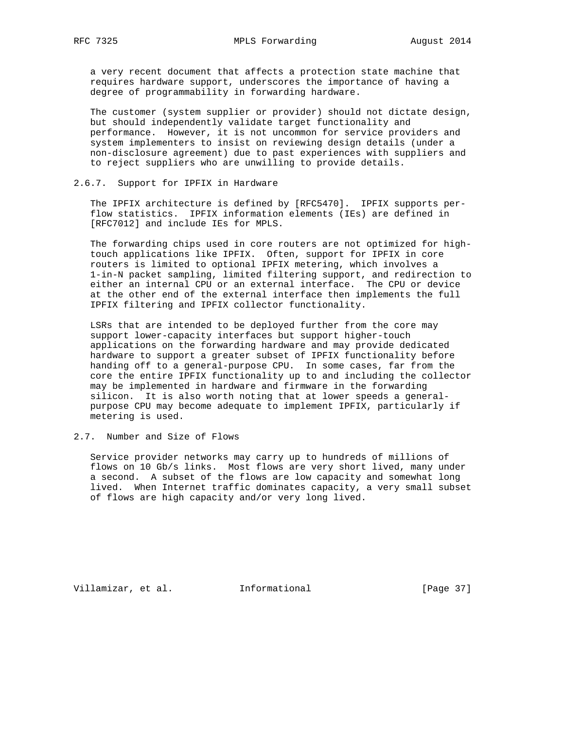a very recent document that affects a protection state machine that requires hardware support, underscores the importance of having a degree of programmability in forwarding hardware.

The customer (system supplier or provider) should not dictate design, but should independently validate target functionality and performance. However, it is not uncommon for service providers and system implementers to insist on reviewing design details (under a non-disclosure agreement) due to past experiences with suppliers and to reject suppliers who are unwilling to provide details.

#### 2.6.7. Support for IPFIX in Hardware

The IPFIX architecture is defined by [RFC5470]. IPFIX supports per-flow statistics. IPFIX information elements (IEs) are defined in [RFC7012] and include IEs for MPLS.

The forwarding chips used in core routers are not optimized for high-touch applications like IPFIX. Often, support for IPFIX in core routers is limited to optional IPFIX metering, which involves a 1-in-N packet sampling, limited filtering support, and redirection to either an internal CPU or an external interface. The CPU or device at the other end of the external interface then implements the full IPFIX filtering and IPFIX collector functionality.

LSRs that are intended to be deployed further from the core may support lower-capacity interfaces but support higher-touch applications on the forwarding hardware and may provide dedicated hardware to support a greater subset of IPFIX functionality before handing off to a general-purpose CPU. In some cases, far from the core the entire IPFIX functionality up to and including the collector may be implemented in hardware and firmware in the forwarding silicon. It is also worth noting that at lower speeds a general-purpose CPU may become adequate to implement IPFIX, particularly if metering is used.

### 2.7. Number and Size of Flows

Service provider networks may carry up to hundreds of millions of flows on 10 Gb/s links. Most flows are very short lived, many under a second. A subset of the flows are low capacity and somewhat long lived. When Internet traffic dominates capacity, a very small subset of flows are high capacity and/or very long lived.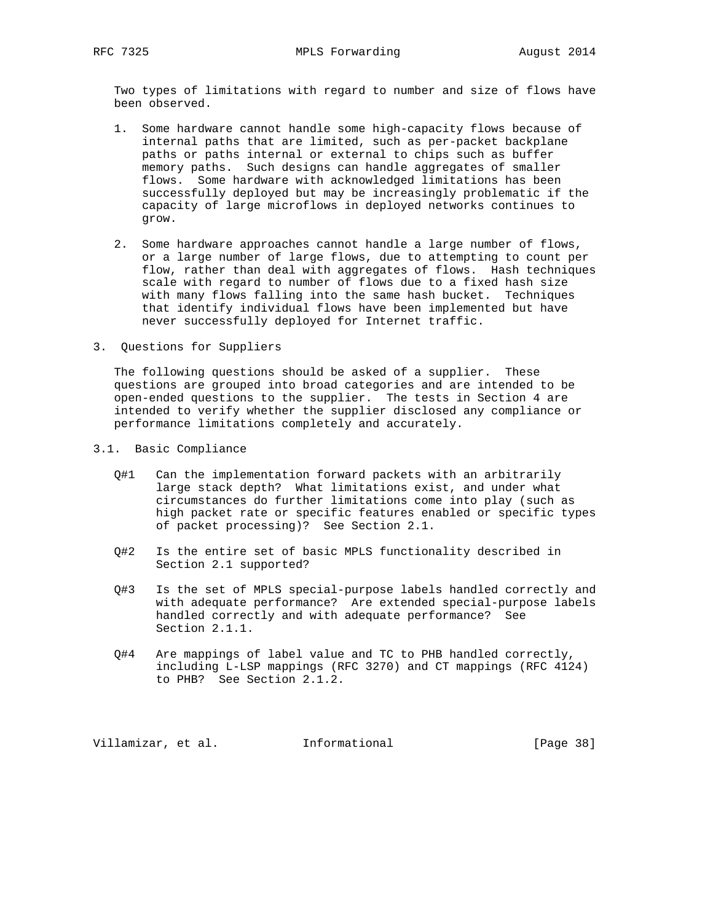Two types of limitations with regard to number and size of flows have been observed.

1. Some hardware cannot handle some high-capacity flows because of internal paths that are limited, such as per-packet backplane paths or paths internal or external to chips such as buffer memory paths. Such designs can handle aggregates of smaller flows. Some hardware with acknowledged limitations has been successfully deployed but may be increasingly problematic if the capacity of large microflows in deployed networks continues to grow.

2. Some hardware approaches cannot handle a large number of flows, or a large number of large flows, due to attempting to count per flow, rather than deal with aggregates of flows. Hash techniques scale with regard to number of flows due to a fixed hash size with many flows falling into the same hash bucket. Techniques that identify individual flows have been implemented but have never successfully deployed for Internet traffic.

## 3. Questions for Suppliers

The following questions should be asked of a supplier. These questions are grouped into broad categories and are intended to be open-ended questions to the supplier. The tests in Section 4 are intended to verify whether the supplier disclosed any compliance or performance limitations completely and accurately.

### 3.1. Basic Compliance

Q#1 Can the implementation forward packets with an arbitrarily large stack depth? What limitations exist, and under what circumstances do further limitations come into play (such as high packet rate or specific features enabled or specific types of packet processing)? See Section 2.1.

Q#2 Is the entire set of basic MPLS functionality described in Section 2.1 supported?

Q#3 Is the set of MPLS special-purpose labels handled correctly and with adequate performance? Are extended special-purpose labels handled correctly and with adequate performance? See Section 2.1.1.

Q#4 Are mappings of label value and TC to PHB handled correctly, including L-LSP mappings (RFC 3270) and CT mappings (RFC 4124) to PHB? See Section 2.1.2.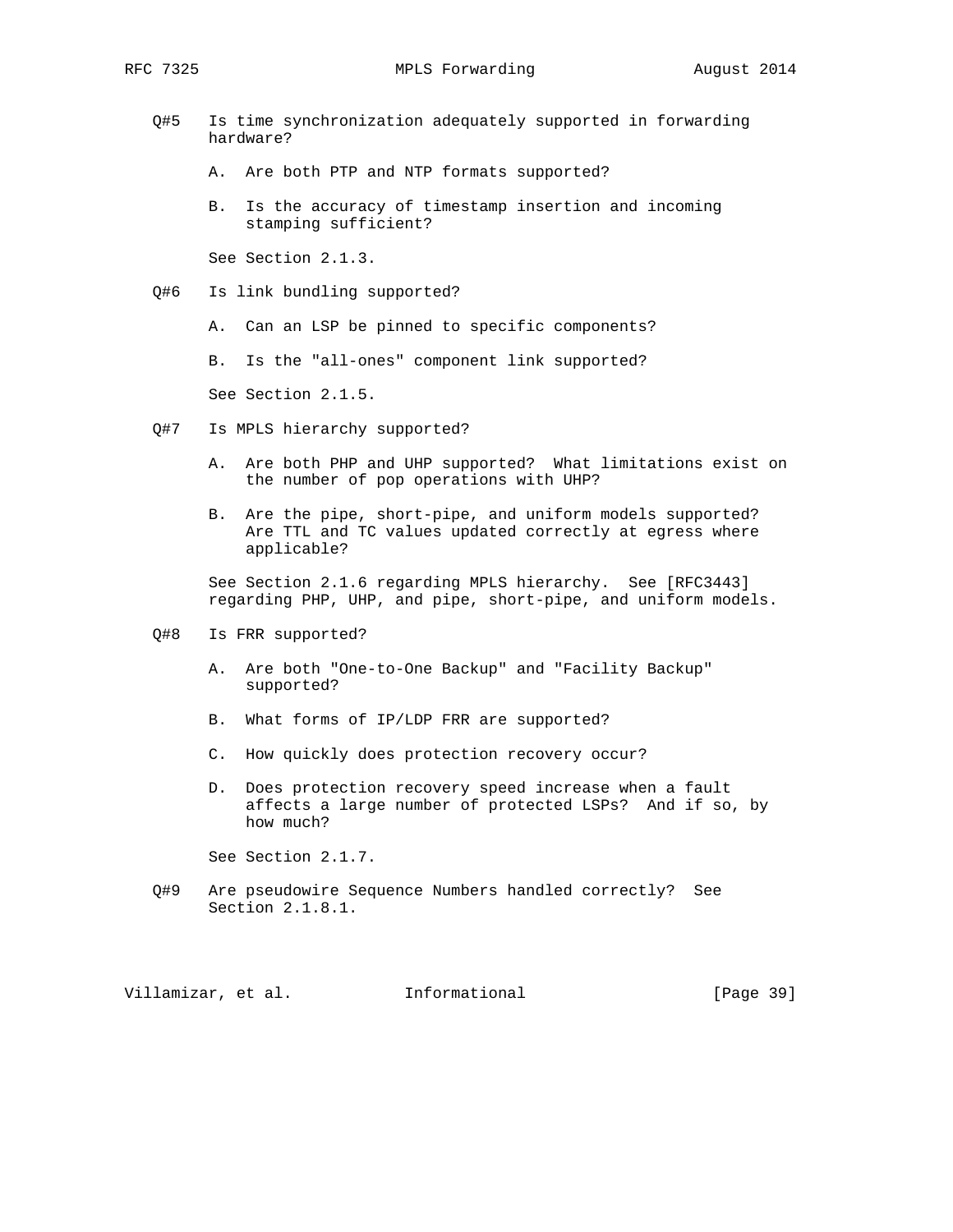Q#5 Is time synchronization adequately supported in forwarding hardware?

A. Are both PTP and NTP formats supported?

B. Is the accuracy of timestamp insertion and incoming stamping sufficient?

See Section 2.1.3.

Q#6 Is link bundling supported?

A. Can an LSP be pinned to specific components?

B. Is the "all-ones" component link supported?

See Section 2.1.5.

Q#7 Is MPLS hierarchy supported?

A. Are both PHP and UHP supported? What limitations exist on the number of pop operations with UHP?

B. Are the pipe, short-pipe, and uniform models supported? Are TTL and TC values updated correctly at egress where applicable?

See Section 2.1.6 regarding MPLS hierarchy. See [RFC3443] regarding PHP, UHP, and pipe, short-pipe, and uniform models.

Q#8 Is FRR supported?

A. Are both "One-to-One Backup" and "Facility Backup" supported?

B. What forms of IP/LDP FRR are supported?

C. How quickly does protection recovery occur?

D. Does protection recovery speed increase when a fault affects a large number of protected LSPs? And if so, by how much?

See Section 2.1.7.

Q#9 Are pseudowire Sequence Numbers handled correctly? See Section 2.1.8.1.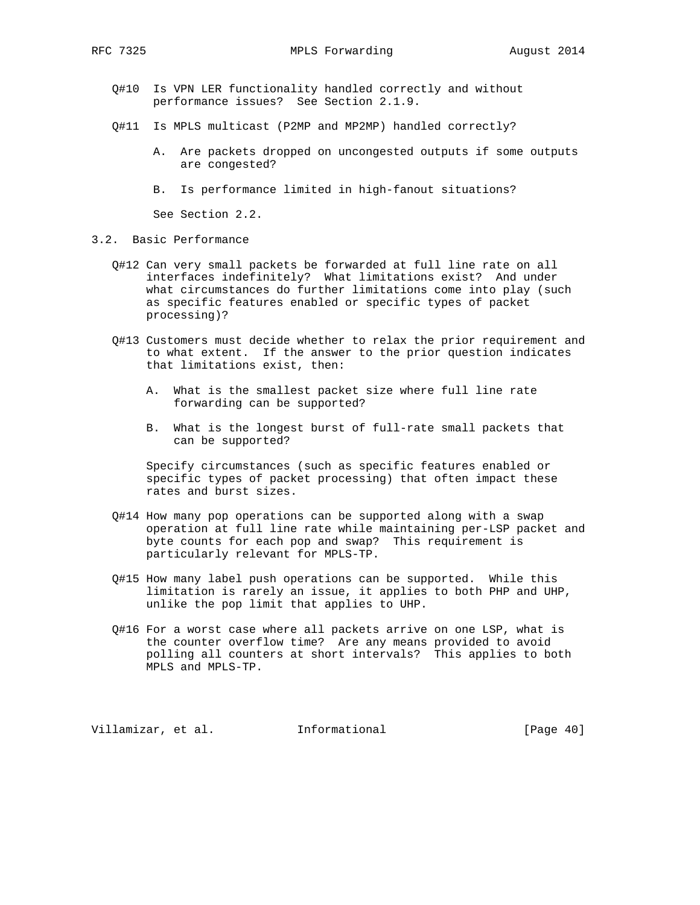Q#10 Is VPN LER functionality handled correctly and without performance issues? See Section 2.1.9.

Q#11 Is MPLS multicast (P2MP and MP2MP) handled correctly?

A. Are packets dropped on uncongested outputs if some outputs are congested?

B. Is performance limited in high-fanout situations?

See Section 2.2.

## 3.2. Basic Performance

Q#12 Can very small packets be forwarded at full line rate on all interfaces indefinitely? What limitations exist? And under what circumstances do further limitations come into play (such as specific features enabled or specific types of packet processing)?

Q#13 Customers must decide whether to relax the prior requirement and to what extent. If the answer to the prior question indicates that limitations exist, then:

A. What is the smallest packet size where full line rate forwarding can be supported?

B. What is the longest burst of full-rate small packets that can be supported?

Specify circumstances (such as specific features enabled or specific types of packet processing) that often impact these rates and burst sizes.

Q#14 How many pop operations can be supported along with a swap operation at full line rate while maintaining per-LSP packet and byte counts for each pop and swap? This requirement is particularly relevant for MPLS-TP.

Q#15 How many label push operations can be supported. While this limitation is rarely an issue, it applies to both PHP and UHP, unlike the pop limit that applies to UHP.

Q#16 For a worst case where all packets arrive on one LSP, what is the counter overflow time? Are any means provided to avoid polling all counters at short intervals? This applies to both MPLS and MPLS-TP.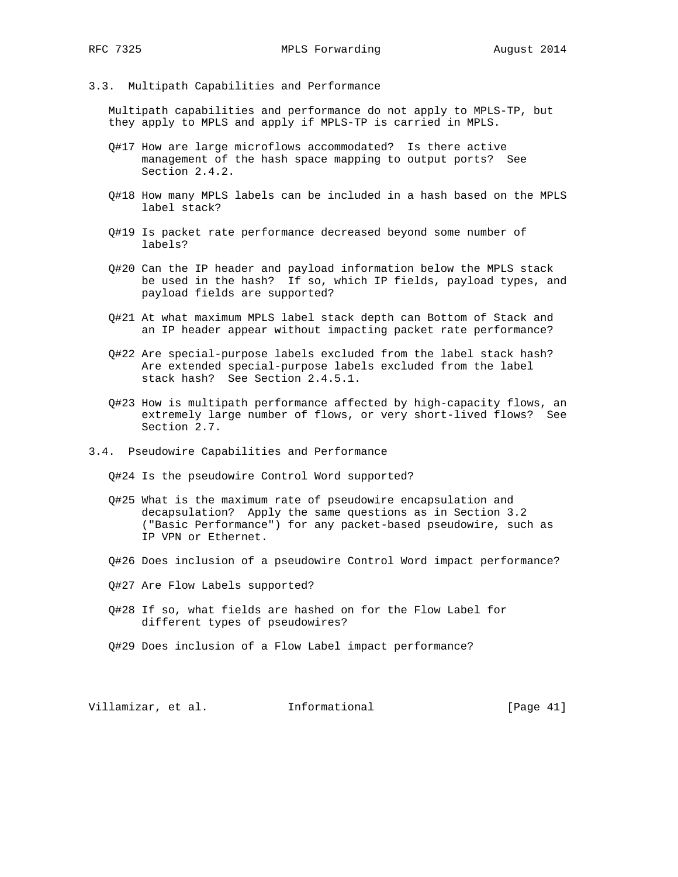### 3.3. Multipath Capabilities and Performance

Multipath capabilities and performance do not apply to MPLS-TP, but they apply to MPLS and apply if MPLS-TP is carried in MPLS.

Q#17 How are large microflows accommodated? Is there active management of the hash space mapping to output ports? See Section 2.4.2.

Q#18 How many MPLS labels can be included in a hash based on the MPLS label stack?

Q#19 Is packet rate performance decreased beyond some number of labels?

Q#20 Can the IP header and payload information below the MPLS stack be used in the hash? If so, which IP fields, payload types, and payload fields are supported?

Q#21 At what maximum MPLS label stack depth can Bottom of Stack and an IP header appear without impacting packet rate performance?

Q#22 Are special-purpose labels excluded from the label stack hash? Are extended special-purpose labels excluded from the label stack hash? See Section 2.4.5.1.

Q#23 How is multipath performance affected by high-capacity flows, an extremely large number of flows, or very short-lived flows? See Section 2.7.

### 3.4. Pseudowire Capabilities and Performance

Q#24 Is the pseudowire Control Word supported?

Q#25 What is the maximum rate of pseudowire encapsulation and decapsulation? Apply the same questions as in Section 3.2 ("Basic Performance") for any packet-based pseudowire, such as IP VPN or Ethernet.

Q#26 Does inclusion of a pseudowire Control Word impact performance?

Q#27 Are Flow Labels supported?

Q#28 If so, what fields are hashed on for the Flow Label for different types of pseudowires?

Q#29 Does inclusion of a Flow Label impact performance?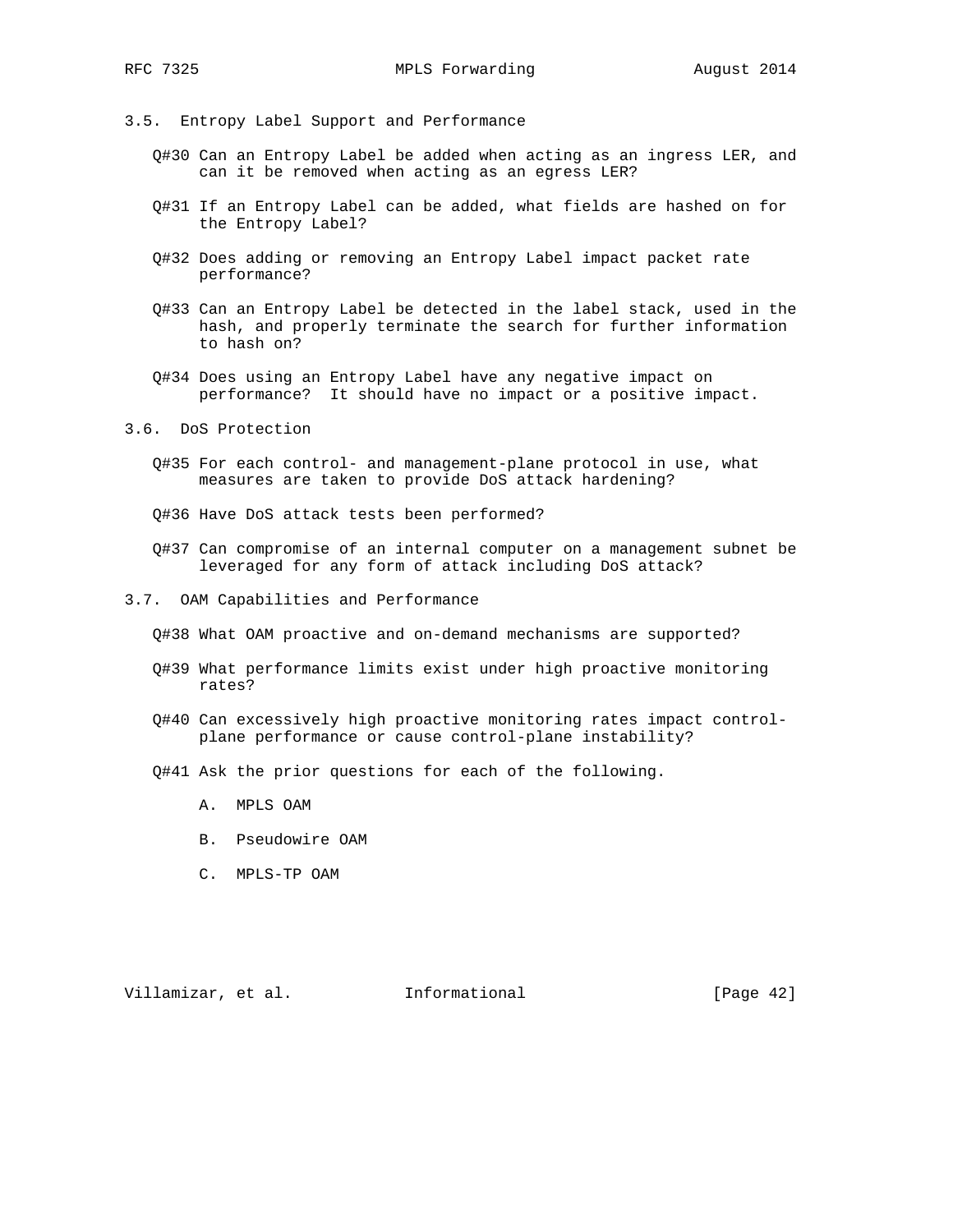### 3.5. Entropy Label Support and Performance

Q#30 Can an Entropy Label be added when acting as an ingress LER, and can it be removed when acting as an egress LER?

Q#31 If an Entropy Label can be added, what fields are hashed on for the Entropy Label?

Q#32 Does adding or removing an Entropy Label impact packet rate performance?

Q#33 Can an Entropy Label be detected in the label stack, used in the hash, and properly terminate the search for further information to hash on?

Q#34 Does using an Entropy Label have any negative impact on performance? It should have no impact or a positive impact.

### 3.6. DoS Protection

Q#35 For each control- and management-plane protocol in use, what measures are taken to provide DoS attack hardening?

Q#36 Have DoS attack tests been performed?

Q#37 Can compromise of an internal computer on a management subnet be leveraged for any form of attack including DoS attack?

### 3.7. OAM Capabilities and Performance

Q#38 What OAM proactive and on-demand mechanisms are supported?

Q#39 What performance limits exist under high proactive monitoring rates?

Q#40 Can excessively high proactive monitoring rates impact control-plane performance or cause control-plane instability?

Q#41 Ask the prior questions for each of the following.

A. MPLS OAM

B. Pseudowire OAM

C. MPLS-TP OAM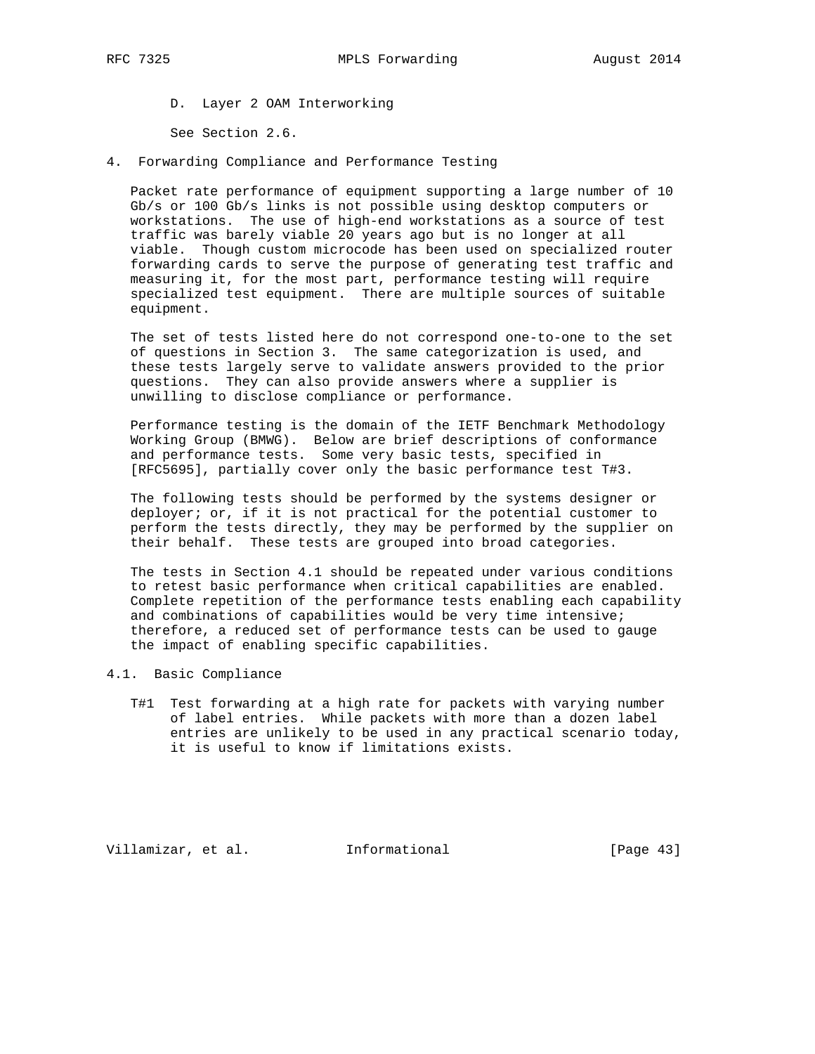D. Layer 2 OAM Interworking

See Section 2.6.

# 4. Forwarding Compliance and Performance Testing

Packet rate performance of equipment supporting a large number of 10 Gb/s or 100 Gb/s links is not possible using desktop computers or workstations. The use of high-end workstations as a source of test traffic was barely viable 20 years ago but is no longer at all viable. Though custom microcode has been used on specialized router forwarding cards to serve the purpose of generating test traffic and measuring it, for the most part, performance testing will require specialized test equipment. There are multiple sources of suitable equipment.

The set of tests listed here do not correspond one-to-one to the set of questions in Section 3. The same categorization is used, and these tests largely serve to validate answers provided to the prior questions. They can also provide answers where a supplier is unwilling to disclose compliance or performance.

Performance testing is the domain of the IETF Benchmark Methodology Working Group (BMWG). Below are brief descriptions of conformance and performance tests. Some very basic tests, specified in [RFC5695], partially cover only the basic performance test T#3.

The following tests should be performed by the systems designer or deployer; or, if it is not practical for the potential customer to perform the tests directly, they may be performed by the supplier on their behalf. These tests are grouped into broad categories.

The tests in Section 4.1 should be repeated under various conditions to retest basic performance when critical capabilities are enabled. Complete repetition of the performance tests enabling each capability and combinations of capabilities would be very time intensive; therefore, a reduced set of performance tests can be used to gauge the impact of enabling specific capabilities.

## 4.1. Basic Compliance

T#1 Test forwarding at a high rate for packets with varying number of label entries. While packets with more than a dozen label entries are unlikely to be used in any practical scenario today, it is useful to know if limitations exists.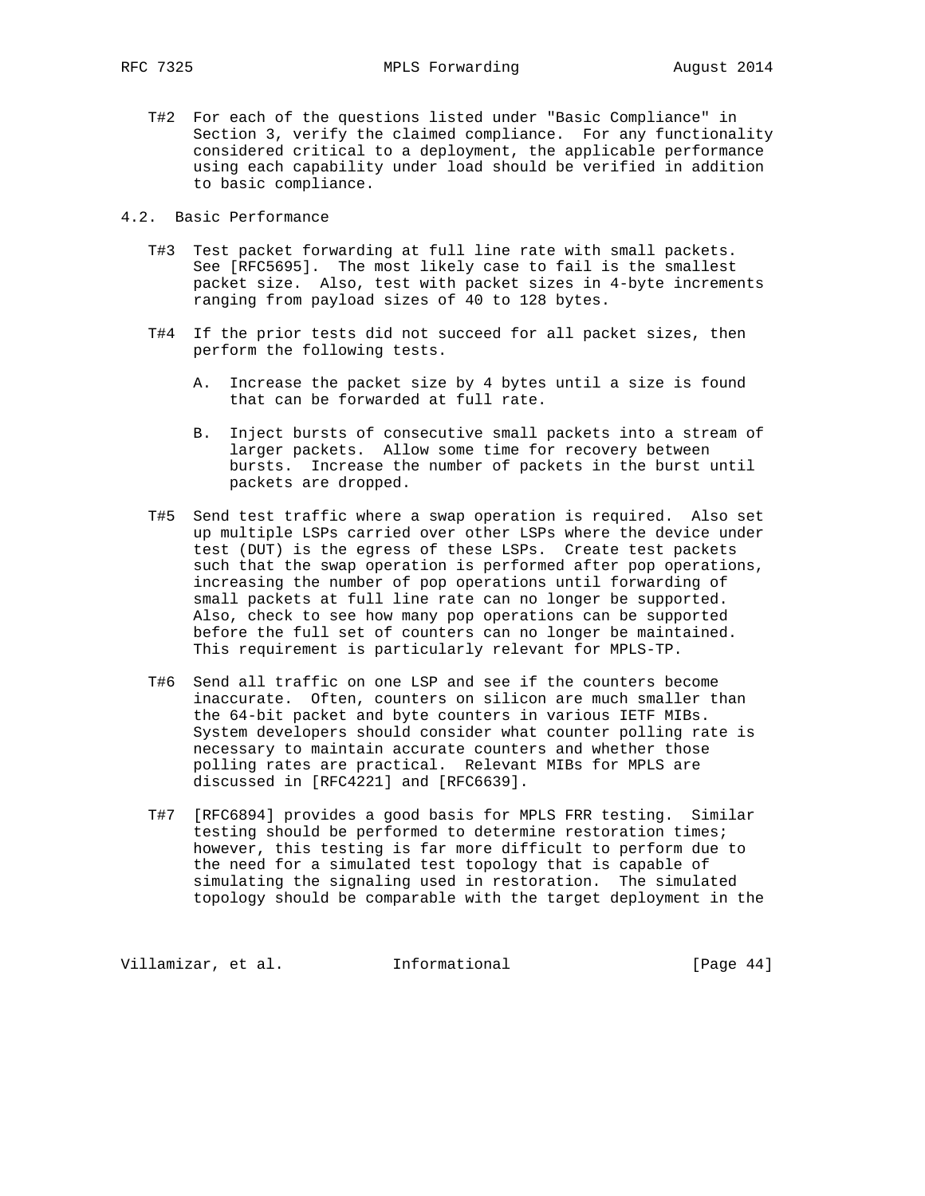T#2 For each of the questions listed under "Basic Compliance" in Section 3, verify the claimed compliance. For any functionality considered critical to a deployment, the applicable performance using each capability under load should be verified in addition to basic compliance.

### 4.2. Basic Performance

T#3 Test packet forwarding at full line rate with small packets. See [RFC5695]. The most likely case to fail is the smallest packet size. Also, test with packet sizes in 4-byte increments ranging from payload sizes of 40 to 128 bytes.

T#4 If the prior tests did not succeed for all packet sizes, then perform the following tests.

A. Increase the packet size by 4 bytes until a size is found that can be forwarded at full rate.

B. Inject bursts of consecutive small packets into a stream of larger packets. Allow some time for recovery between bursts. Increase the number of packets in the burst until packets are dropped.

T#5 Send test traffic where a swap operation is required. Also set up multiple LSPs carried over other LSPs where the device under test (DUT) is the egress of these LSPs. Create test packets such that the swap operation is performed after pop operations, increasing the number of pop operations until forwarding of small packets at full line rate can no longer be supported. Also, check to see how many pop operations can be supported before the full set of counters can no longer be maintained. This requirement is particularly relevant for MPLS-TP.

T#6 Send all traffic on one LSP and see if the counters become inaccurate. Often, counters on silicon are much smaller than the 64-bit packet and byte counters in various IETF MIBs. System developers should consider what counter polling rate is necessary to maintain accurate counters and whether those polling rates are practical. Relevant MIBs for MPLS are discussed in [RFC4221] and [RFC6639].

T#7 [RFC6894] provides a good basis for MPLS FRR testing. Similar testing should be performed to determine restoration times; however, this testing is far more difficult to perform due to the need for a simulated test topology that is capable of simulating the signaling used in restoration. The simulated topology should be comparable with the target deployment in the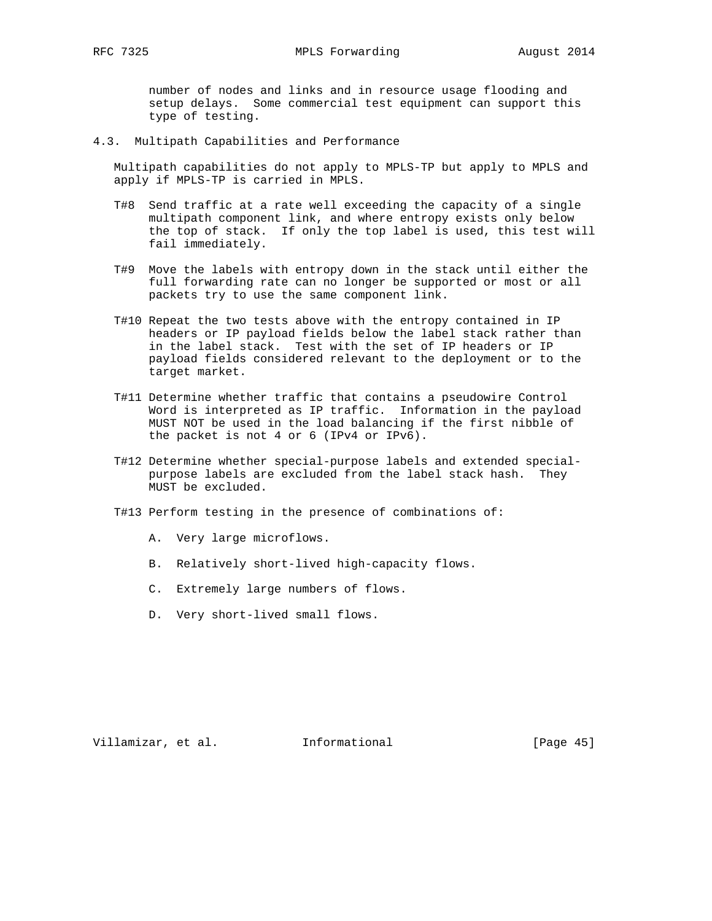number of nodes and links and in resource usage flooding and setup delays. Some commercial test equipment can support this type of testing.

### 4.3. Multipath Capabilities and Performance

Multipath capabilities do not apply to MPLS-TP but apply to MPLS and apply if MPLS-TP is carried in MPLS.

T#8 Send traffic at a rate well exceeding the capacity of a single multipath component link, and where entropy exists only below the top of stack. If only the top label is used, this test will fail immediately.

T#9 Move the labels with entropy down in the stack until either the full forwarding rate can no longer be supported or most or all packets try to use the same component link.

T#10 Repeat the two tests above with the entropy contained in IP headers or IP payload fields below the label stack rather than in the label stack. Test with the set of IP headers or IP payload fields considered relevant to the deployment or to the target market.

T#11 Determine whether traffic that contains a pseudowire Control Word is interpreted as IP traffic. Information in the payload MUST NOT be used in the load balancing if the first nibble of the packet is not 4 or 6 (IPv4 or IPv6).

T#12 Determine whether special-purpose labels and extended special-purpose labels are excluded from the label stack hash. They MUST be excluded.

T#13 Perform testing in the presence of combinations of:

A. Very large microflows.

B. Relatively short-lived high-capacity flows.

C. Extremely large numbers of flows.

D. Very short-lived small flows.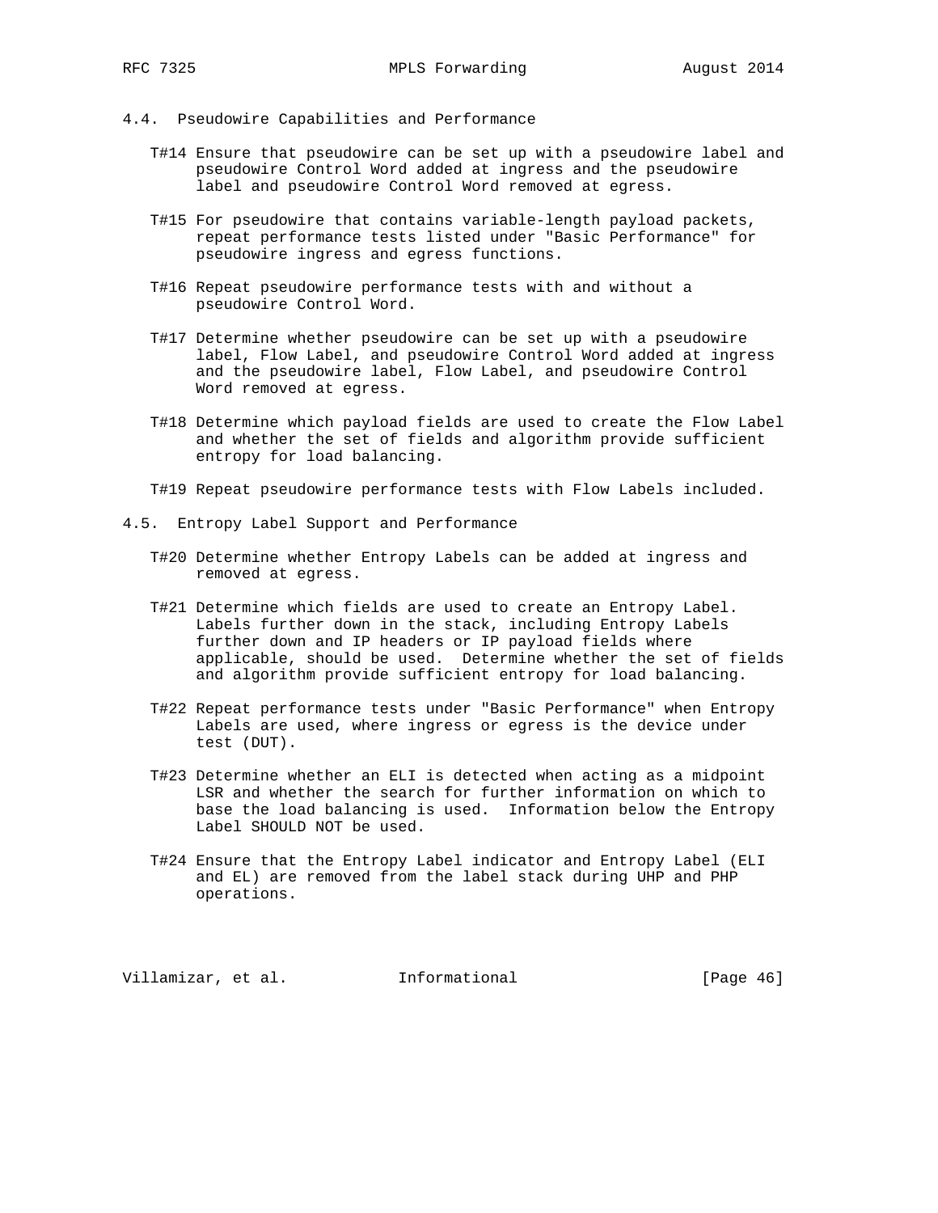### 4.4. Pseudowire Capabilities and Performance

T#14 Ensure that pseudowire can be set up with a pseudowire label and pseudowire Control Word added at ingress and the pseudowire label and pseudowire Control Word removed at egress.

T#15 For pseudowire that contains variable-length payload packets, repeat performance tests listed under "Basic Performance" for pseudowire ingress and egress functions.

T#16 Repeat pseudowire performance tests with and without a pseudowire Control Word.

T#17 Determine whether pseudowire can be set up with a pseudowire label, Flow Label, and pseudowire Control Word added at ingress and the pseudowire label, Flow Label, and pseudowire Control Word removed at egress.

T#18 Determine which payload fields are used to create the Flow Label and whether the set of fields and algorithm provide sufficient entropy for load balancing.

T#19 Repeat pseudowire performance tests with Flow Labels included.

### 4.5. Entropy Label Support and Performance

T#20 Determine whether Entropy Labels can be added at ingress and removed at egress.

T#21 Determine which fields are used to create an Entropy Label. Labels further down in the stack, including Entropy Labels further down and IP headers or IP payload fields where applicable, should be used. Determine whether the set of fields and algorithm provide sufficient entropy for load balancing.

T#22 Repeat performance tests under "Basic Performance" when Entropy Labels are used, where ingress or egress is the device under test (DUT).

T#23 Determine whether an ELI is detected when acting as a midpoint LSR and whether the search for further information on which to base the load balancing is used. Information below the Entropy Label SHOULD NOT be used.

T#24 Ensure that the Entropy Label indicator and Entropy Label (ELI and EL) are removed from the label stack during UHP and PHP operations.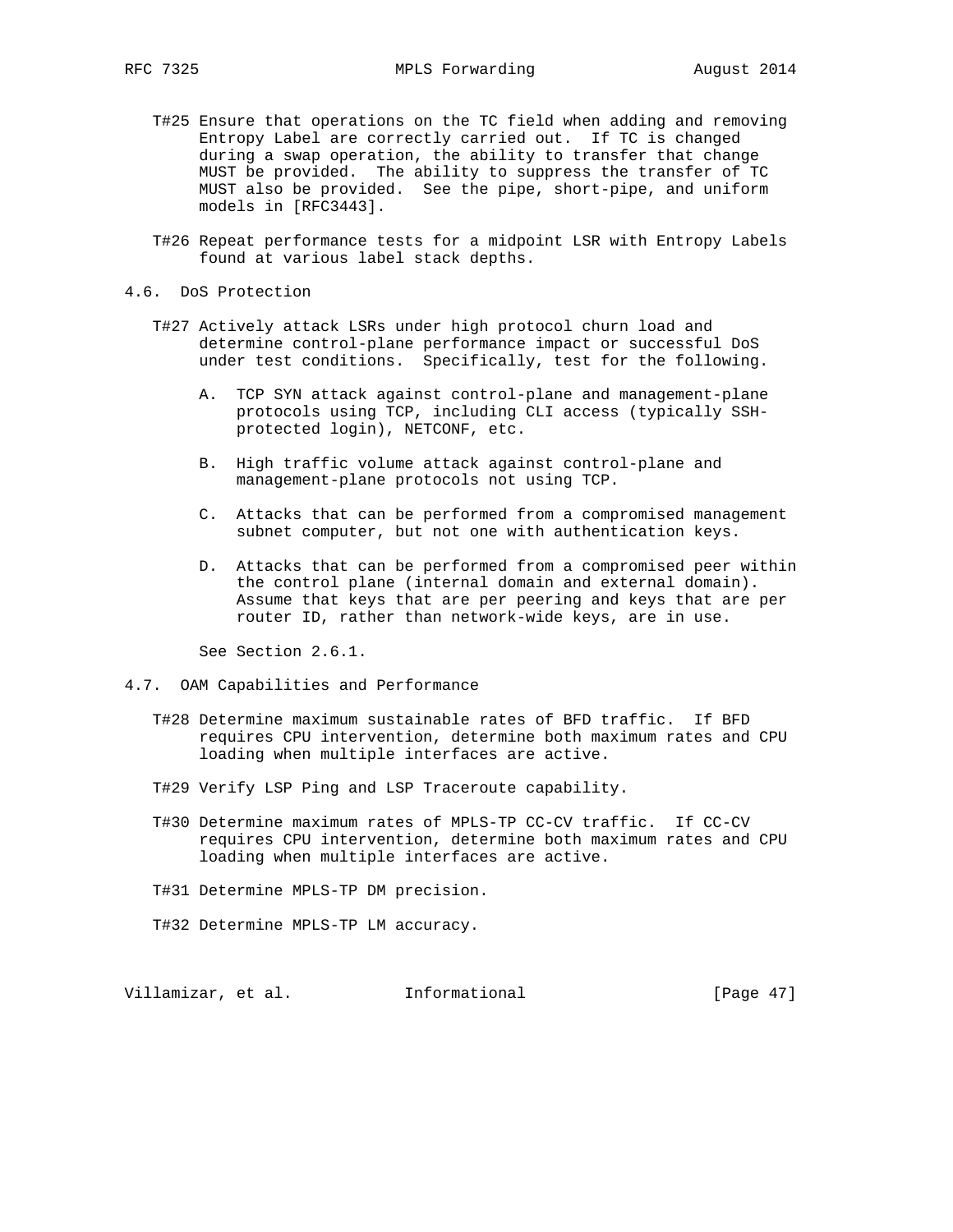T#25 Ensure that operations on the TC field when adding and removing Entropy Label are correctly carried out. If TC is changed during a swap operation, the ability to transfer that change MUST be provided. The ability to suppress the transfer of TC MUST also be provided. See the pipe, short-pipe, and uniform models in [RFC3443].

T#26 Repeat performance tests for a midpoint LSR with Entropy Labels found at various label stack depths.

### 4.6. DoS Protection

T#27 Actively attack LSRs under high protocol churn load and determine control-plane performance impact or successful DoS under test conditions. Specifically, test for the following.

A. TCP SYN attack against control-plane and management-plane protocols using TCP, including CLI access (typically SSH-protected login), NETCONF, etc.

B. High traffic volume attack against control-plane and management-plane protocols not using TCP.

C. Attacks that can be performed from a compromised management subnet computer, but not one with authentication keys.

D. Attacks that can be performed from a compromised peer within the control plane (internal domain and external domain). Assume that keys that are per peering and keys that are per router ID, rather than network-wide keys, are in use.

See Section 2.6.1.

### 4.7. OAM Capabilities and Performance

T#28 Determine maximum sustainable rates of BFD traffic. If BFD requires CPU intervention, determine both maximum rates and CPU loading when multiple interfaces are active.

T#29 Verify LSP Ping and LSP Traceroute capability.

T#30 Determine maximum rates of MPLS-TP CC-CV traffic. If CC-CV requires CPU intervention, determine both maximum rates and CPU loading when multiple interfaces are active.

T#31 Determine MPLS-TP DM precision.

T#32 Determine MPLS-TP LM accuracy.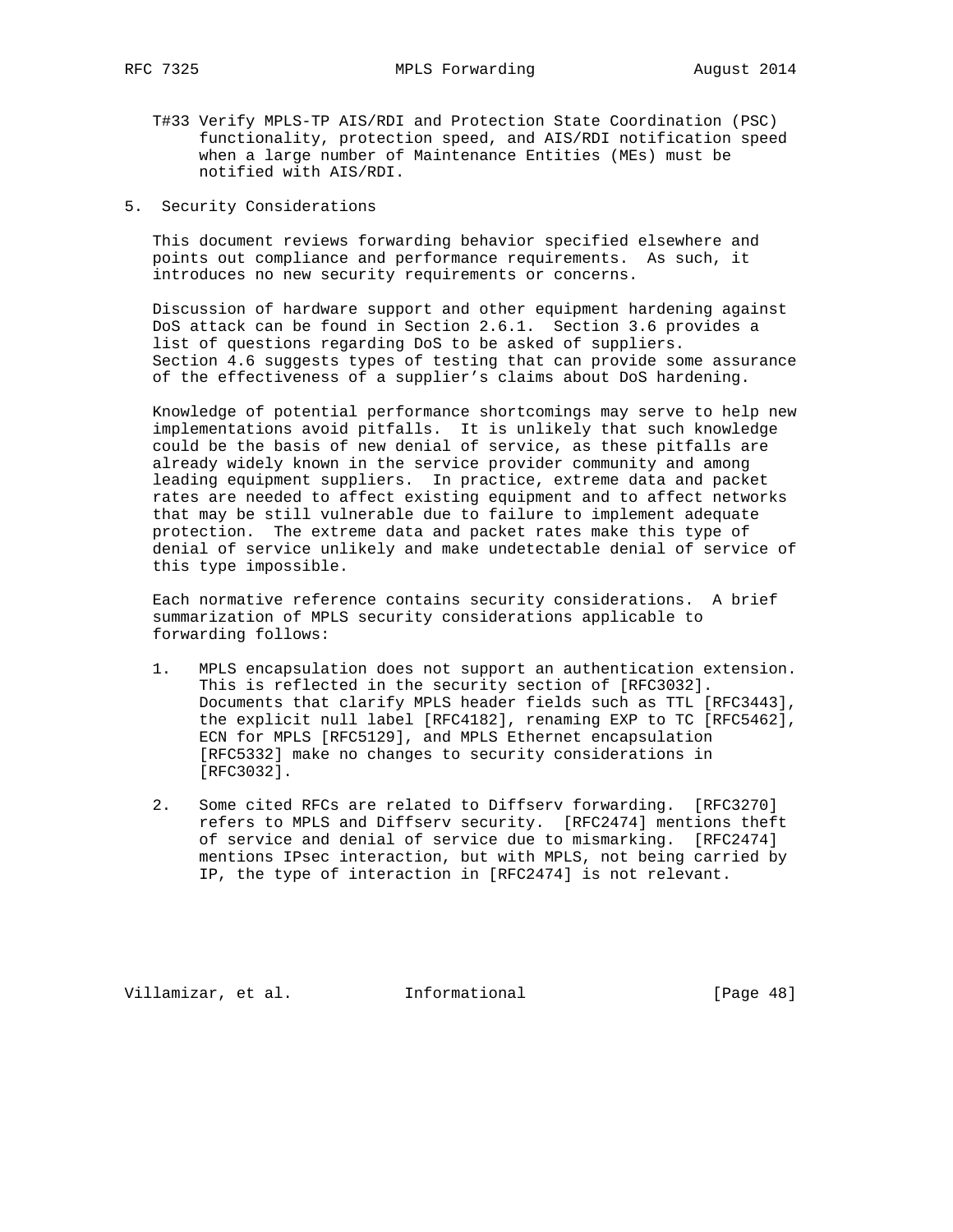T#33 Verify MPLS-TP AIS/RDI and Protection State Coordination (PSC) functionality, protection speed, and AIS/RDI notification speed when a large number of Maintenance Entities (MEs) must be notified with AIS/RDI.

## 5. Security Considerations

This document reviews forwarding behavior specified elsewhere and points out compliance and performance requirements. As such, it introduces no new security requirements or concerns.

Discussion of hardware support and other equipment hardening against DoS attack can be found in Section 2.6.1. Section 3.6 provides a list of questions regarding DoS to be asked of suppliers. Section 4.6 suggests types of testing that can provide some assurance of the effectiveness of a supplier's claims about DoS hardening.

Knowledge of potential performance shortcomings may serve to help new implementations avoid pitfalls. It is unlikely that such knowledge could be the basis of new denial of service, as these pitfalls are already widely known in the service provider community and among leading equipment suppliers. In practice, extreme data and packet rates are needed to affect existing equipment and to affect networks that may be still vulnerable due to failure to implement adequate protection. The extreme data and packet rates make this type of denial of service unlikely and make undetectable denial of service of this type impossible.

Each normative reference contains security considerations. A brief summarization of MPLS security considerations applicable to forwarding follows:

1. MPLS encapsulation does not support an authentication extension. This is reflected in the security section of [RFC3032]. Documents that clarify MPLS header fields such as TTL [RFC3443], the explicit null label [RFC4182], renaming EXP to TC [RFC5462], ECN for MPLS [RFC5129], and MPLS Ethernet encapsulation [RFC5332] make no changes to security considerations in [RFC3032].

2. Some cited RFCs are related to Diffserv forwarding. [RFC3270] refers to MPLS and Diffserv security. [RFC2474] mentions theft of service and denial of service due to mismarking. [RFC2474] mentions IPsec interaction, but with MPLS, not being carried by IP, the type of interaction in [RFC2474] is not relevant.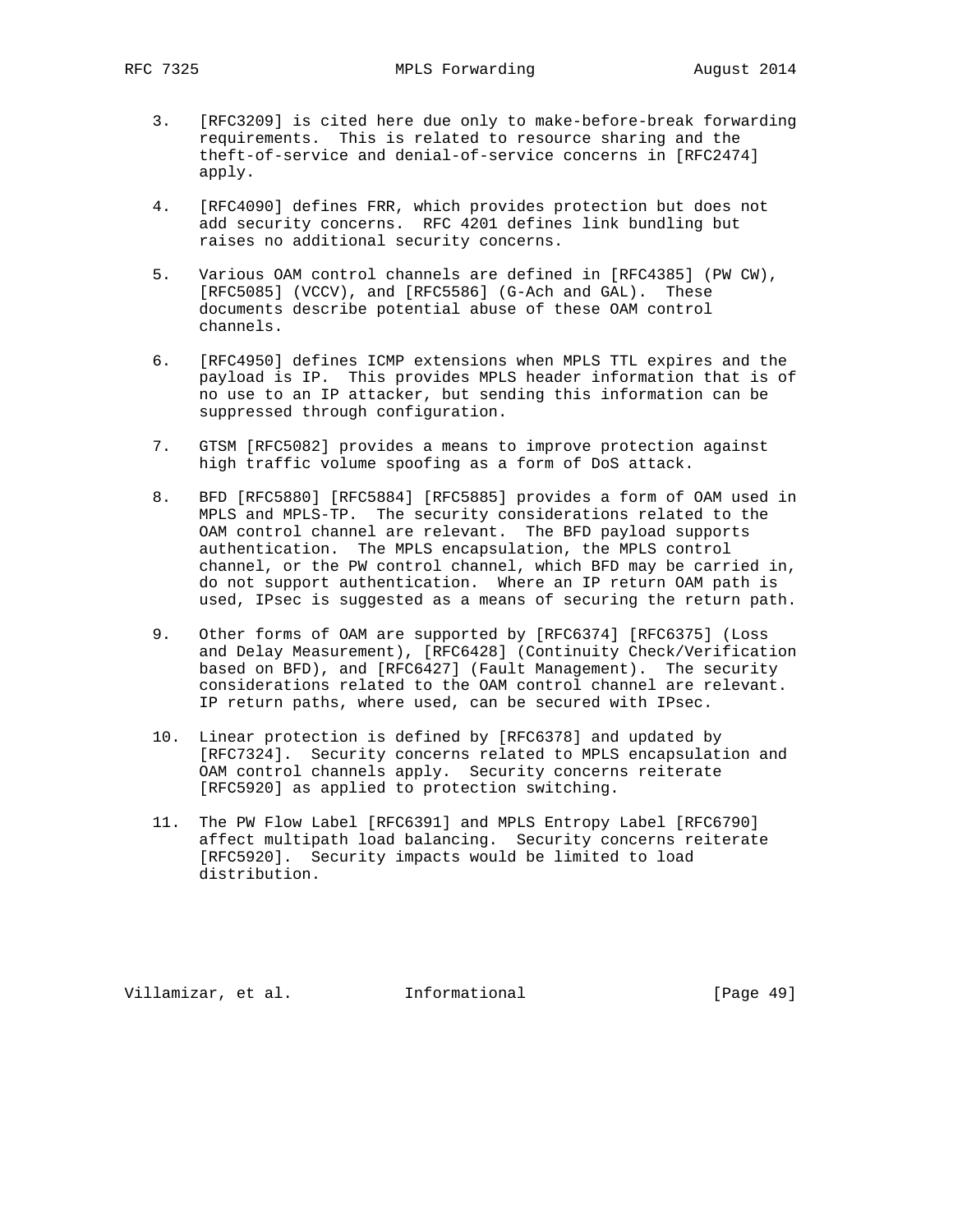3. [RFC3209] is cited here due only to make-before-break forwarding requirements. This is related to resource sharing and the theft-of-service and denial-of-service concerns in [RFC2474] apply.

4. [RFC4090] defines FRR, which provides protection but does not add security concerns. RFC 4201 defines link bundling but raises no additional security concerns.

5. Various OAM control channels are defined in [RFC4385] (PW CW), [RFC5085] (VCCV), and [RFC5586] (G-Ach and GAL). These documents describe potential abuse of these OAM control channels.

6. [RFC4950] defines ICMP extensions when MPLS TTL expires and the payload is IP. This provides MPLS header information that is of no use to an IP attacker, but sending this information can be suppressed through configuration.

7. GTSM [RFC5082] provides a means to improve protection against high traffic volume spoofing as a form of DoS attack.

8. BFD [RFC5880] [RFC5884] [RFC5885] provides a form of OAM used in MPLS and MPLS-TP. The security considerations related to the OAM control channel are relevant. The BFD payload supports authentication. The MPLS encapsulation, the MPLS control channel, or the PW control channel, which BFD may be carried in, do not support authentication. Where an IP return OAM path is used, IPsec is suggested as a means of securing the return path.

9. Other forms of OAM are supported by [RFC6374] [RFC6375] (Loss and Delay Measurement), [RFC6428] (Continuity Check/Verification based on BFD), and [RFC6427] (Fault Management). The security considerations related to the OAM control channel are relevant. IP return paths, where used, can be secured with IPsec.

10. Linear protection is defined by [RFC6378] and updated by [RFC7324]. Security concerns related to MPLS encapsulation and OAM control channels apply. Security concerns reiterate [RFC5920] as applied to protection switching.

11. The PW Flow Label [RFC6391] and MPLS Entropy Label [RFC6790] affect multipath load balancing. Security concerns reiterate [RFC5920]. Security impacts would be limited to load distribution.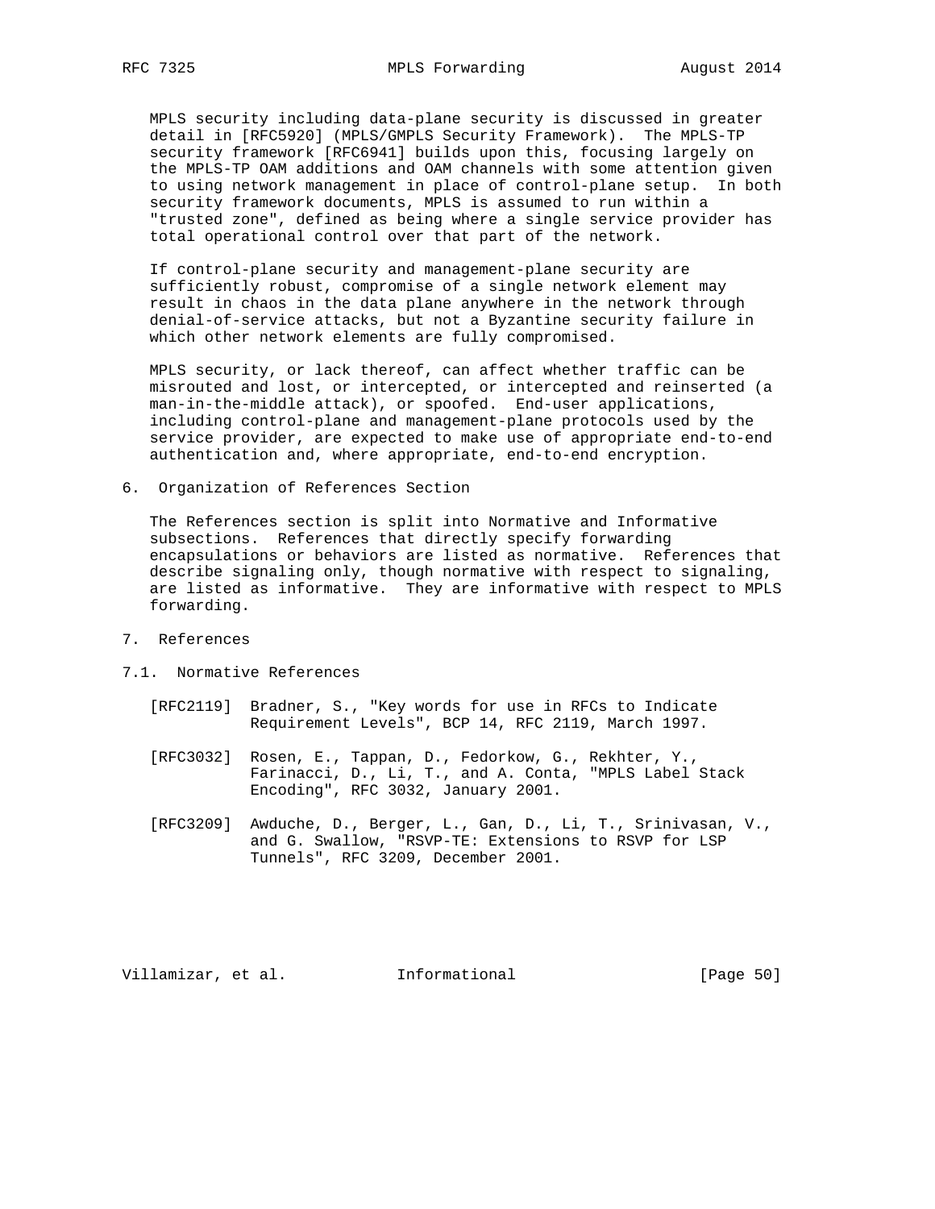MPLS security including data-plane security is discussed in greater detail in [RFC5920] (MPLS/GMPLS Security Framework). The MPLS-TP security framework [RFC6941] builds upon this, focusing largely on the MPLS-TP OAM additions and OAM channels with some attention given to using network management in place of control-plane setup. In both security framework documents, MPLS is assumed to run within a "trusted zone", defined as being where a single service provider has total operational control over that part of the network.

If control-plane security and management-plane security are sufficiently robust, compromise of a single network element may result in chaos in the data plane anywhere in the network through denial-of-service attacks, but not a Byzantine security failure in which other network elements are fully compromised.

MPLS security, or lack thereof, can affect whether traffic can be misrouted and lost, or intercepted, or intercepted and reinserted (a man-in-the-middle attack), or spoofed. End-user applications, including control-plane and management-plane protocols used by the service provider, are expected to make use of appropriate end-to-end authentication and, where appropriate, end-to-end encryption.

## 6. Organization of References Section

The References section is split into Normative and Informative subsections. References that directly specify forwarding encapsulations or behaviors are listed as normative. References that describe signaling only, though normative with respect to signaling, are listed as informative. They are informative with respect to MPLS forwarding.

## 7. References

### 7.1. Normative References

[RFC2119] Bradner, S., "Key words for use in RFCs to Indicate Requirement Levels", BCP 14, RFC 2119, March 1997.

[RFC3032] Rosen, E., Tappan, D., Fedorkow, G., Rekhter, Y., Farinacci, D., Li, T., and A. Conta, "MPLS Label Stack Encoding", RFC 3032, January 2001.

[RFC3209] Awduche, D., Berger, L., Gan, D., Li, T., Srinivasan, V., and G. Swallow, "RSVP-TE: Extensions to RSVP for LSP Tunnels", RFC 3209, December 2001.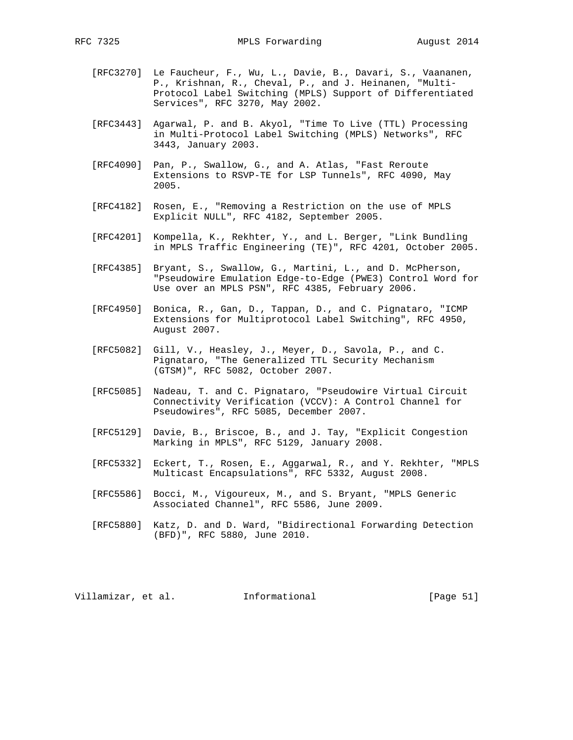[RFC3270] Le Faucheur, F., Wu, L., Davie, B., Davari, S., Vaananen, P., Krishnan, R., Cheval, P., and J. Heinanen, "Multi-Protocol Label Switching (MPLS) Support of Differentiated Services", RFC 3270, May 2002.

[RFC3443] Agarwal, P. and B. Akyol, "Time To Live (TTL) Processing in Multi-Protocol Label Switching (MPLS) Networks", RFC 3443, January 2003.

[RFC4090] Pan, P., Swallow, G., and A. Atlas, "Fast Reroute Extensions to RSVP-TE for LSP Tunnels", RFC 4090, May 2005.

[RFC4182] Rosen, E., "Removing a Restriction on the use of MPLS Explicit NULL", RFC 4182, September 2005.

[RFC4201] Kompella, K., Rekhter, Y., and L. Berger, "Link Bundling in MPLS Traffic Engineering (TE)", RFC 4201, October 2005.

[RFC4385] Bryant, S., Swallow, G., Martini, L., and D. McPherson, "Pseudowire Emulation Edge-to-Edge (PWE3) Control Word for Use over an MPLS PSN", RFC 4385, February 2006.

[RFC4950] Bonica, R., Gan, D., Tappan, D., and C. Pignataro, "ICMP Extensions for Multiprotocol Label Switching", RFC 4950, August 2007.

[RFC5082] Gill, V., Heasley, J., Meyer, D., Savola, P., and C. Pignataro, "The Generalized TTL Security Mechanism (GTSM)", RFC 5082, October 2007.

[RFC5085] Nadeau, T. and C. Pignataro, "Pseudowire Virtual Circuit Connectivity Verification (VCCV): A Control Channel for Pseudowires", RFC 5085, December 2007.

[RFC5129] Davie, B., Briscoe, B., and J. Tay, "Explicit Congestion Marking in MPLS", RFC 5129, January 2008.

[RFC5332] Eckert, T., Rosen, E., Aggarwal, R., and Y. Rekhter, "MPLS Multicast Encapsulations", RFC 5332, August 2008.

[RFC5586] Bocci, M., Vigoureux, M., and S. Bryant, "MPLS Generic Associated Channel", RFC 5586, June 2009.

[RFC5880] Katz, D. and D. Ward, "Bidirectional Forwarding Detection (BFD)", RFC 5880, June 2010.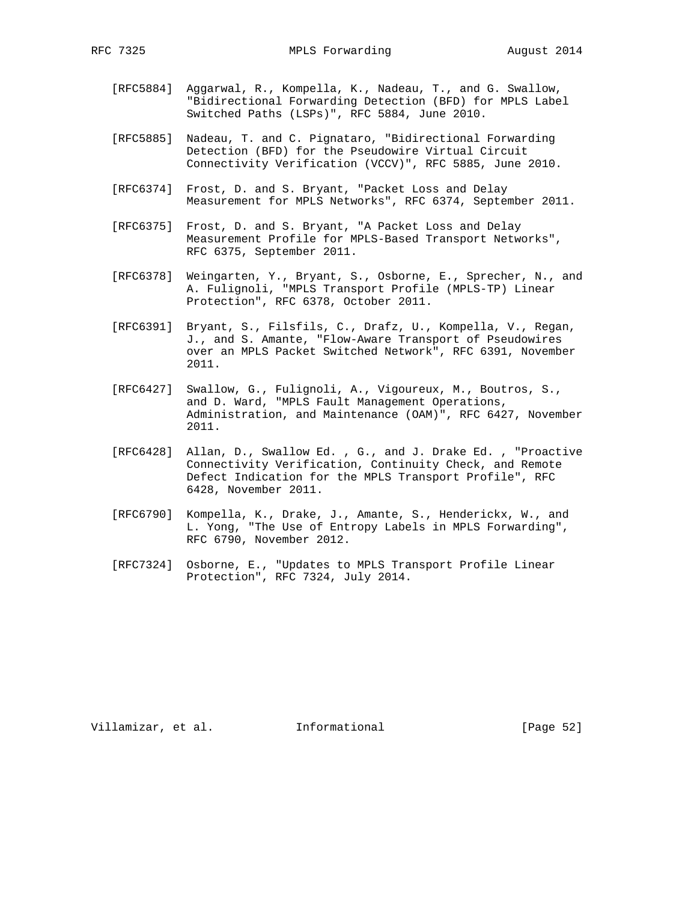[RFC5884] Aggarwal, R., Kompella, K., Nadeau, T., and G. Swallow, "Bidirectional Forwarding Detection (BFD) for MPLS Label Switched Paths (LSPs)", RFC 5884, June 2010.

[RFC5885] Nadeau, T. and C. Pignataro, "Bidirectional Forwarding Detection (BFD) for the Pseudowire Virtual Circuit Connectivity Verification (VCCV)", RFC 5885, June 2010.

[RFC6374] Frost, D. and S. Bryant, "Packet Loss and Delay Measurement for MPLS Networks", RFC 6374, September 2011.

[RFC6375] Frost, D. and S. Bryant, "A Packet Loss and Delay Measurement Profile for MPLS-Based Transport Networks", RFC 6375, September 2011.

[RFC6378] Weingarten, Y., Bryant, S., Osborne, E., Sprecher, N., and A. Fulignoli, "MPLS Transport Profile (MPLS-TP) Linear Protection", RFC 6378, October 2011.

[RFC6391] Bryant, S., Filsfils, C., Drafz, U., Kompella, V., Regan, J., and S. Amante, "Flow-Aware Transport of Pseudowires over an MPLS Packet Switched Network", RFC 6391, November 2011.

[RFC6427] Swallow, G., Fulignoli, A., Vigoureux, M., Boutros, S., and D. Ward, "MPLS Fault Management Operations, Administration, and Maintenance (OAM)", RFC 6427, November 2011.

[RFC6428] Allan, D., Swallow Ed. , G., and J. Drake Ed. , "Proactive Connectivity Verification, Continuity Check, and Remote Defect Indication for the MPLS Transport Profile", RFC 6428, November 2011.

[RFC6790] Kompella, K., Drake, J., Amante, S., Henderickx, W., and L. Yong, "The Use of Entropy Labels in MPLS Forwarding", RFC 6790, November 2012.

[RFC7324] Osborne, E., "Updates to MPLS Transport Profile Linear Protection", RFC 7324, July 2014.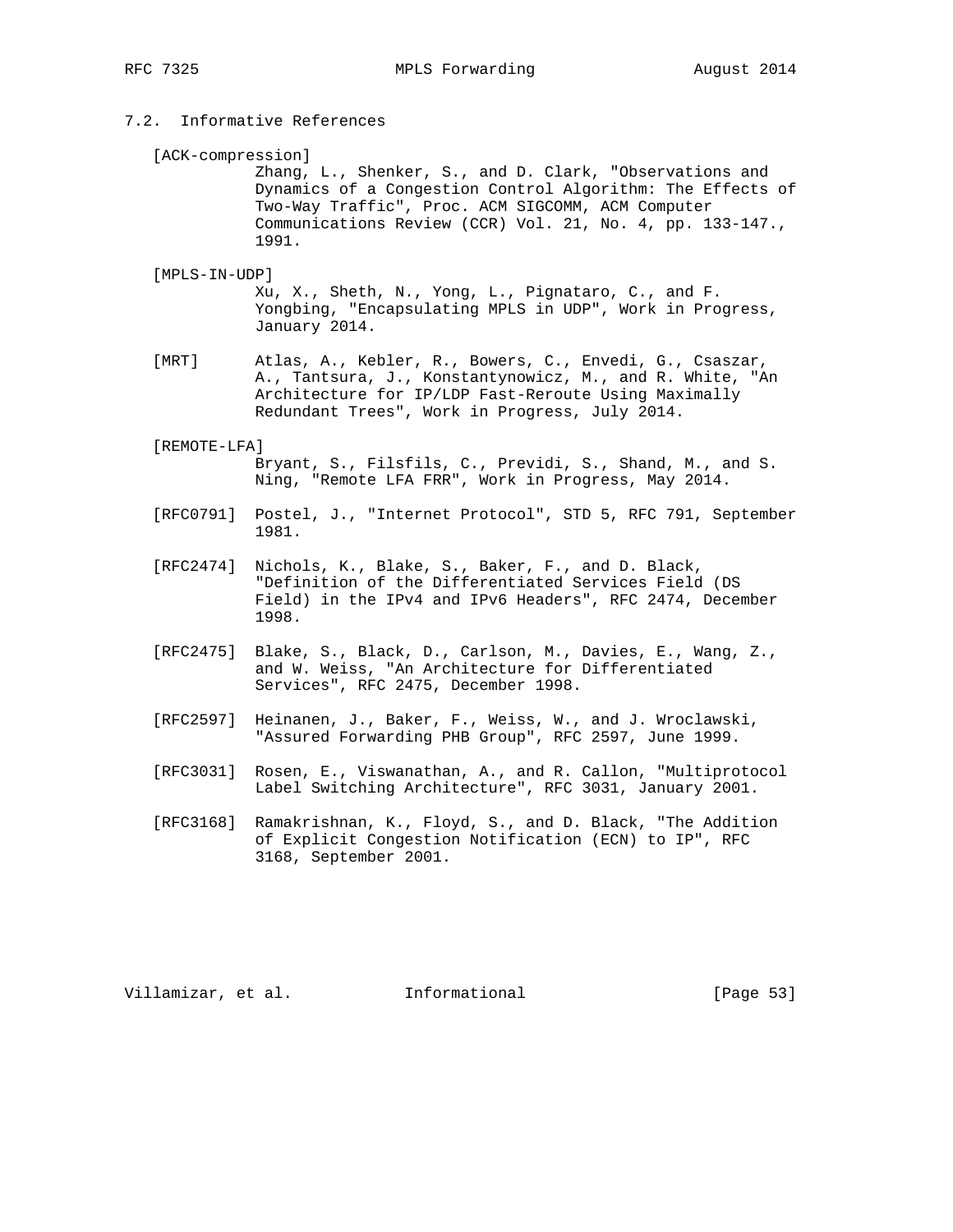### 7.2. Informative References

[ACK-compression]
Zhang, L., Shenker, S., and D. Clark, "Observations and Dynamics of a Congestion Control Algorithm: The Effects of Two-Way Traffic", Proc. ACM SIGCOMM, ACM Computer Communications Review (CCR) Vol. 21, No. 4, pp. 133-147., 1991.

[MPLS-IN-UDP]
Xu, X., Sheth, N., Yong, L., Pignataro, C., and F. Yongbing, "Encapsulating MPLS in UDP", Work in Progress, January 2014.

[MRT] Atlas, A., Kebler, R., Bowers, C., Envedi, G., Csaszar, A., Tantsura, J., Konstantynowicz, M., and R. White, "An Architecture for IP/LDP Fast-Reroute Using Maximally Redundant Trees", Work in Progress, July 2014.

[REMOTE-LFA]
Bryant, S., Filsfils, C., Previdi, S., Shand, M., and S. Ning, "Remote LFA FRR", Work in Progress, May 2014.

[RFC0791] Postel, J., "Internet Protocol", STD 5, RFC 791, September 1981.

[RFC2474] Nichols, K., Blake, S., Baker, F., and D. Black, "Definition of the Differentiated Services Field (DS Field) in the IPv4 and IPv6 Headers", RFC 2474, December 1998.

[RFC2475] Blake, S., Black, D., Carlson, M., Davies, E., Wang, Z., and W. Weiss, "An Architecture for Differentiated Services", RFC 2475, December 1998.

[RFC2597] Heinanen, J., Baker, F., Weiss, W., and J. Wroclawski, "Assured Forwarding PHB Group", RFC 2597, June 1999.

[RFC3031] Rosen, E., Viswanathan, A., and R. Callon, "Multiprotocol Label Switching Architecture", RFC 3031, January 2001.

[RFC3168] Ramakrishnan, K., Floyd, S., and D. Black, "The Addition of Explicit Congestion Notification (ECN) to IP", RFC 3168, September 2001.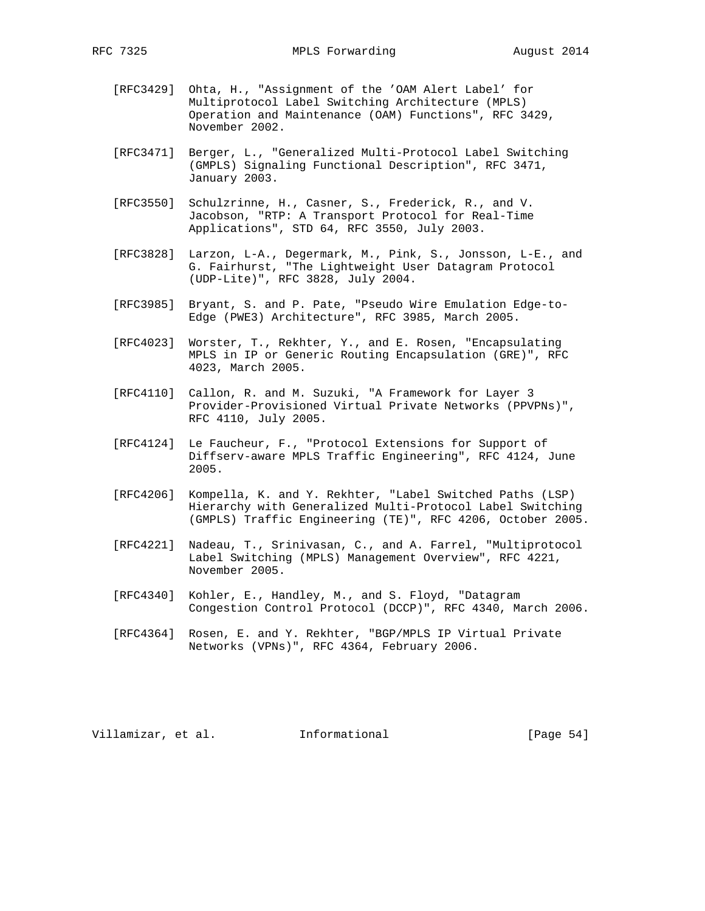[RFC3429] Ohta, H., "Assignment of the 'OAM Alert Label' for Multiprotocol Label Switching Architecture (MPLS) Operation and Maintenance (OAM) Functions", RFC 3429, November 2002.

[RFC3471] Berger, L., "Generalized Multi-Protocol Label Switching (GMPLS) Signaling Functional Description", RFC 3471, January 2003.

[RFC3550] Schulzrinne, H., Casner, S., Frederick, R., and V. Jacobson, "RTP: A Transport Protocol for Real-Time Applications", STD 64, RFC 3550, July 2003.

[RFC3828] Larzon, L-A., Degermark, M., Pink, S., Jonsson, L-E., and G. Fairhurst, "The Lightweight User Datagram Protocol (UDP-Lite)", RFC 3828, July 2004.

[RFC3985] Bryant, S. and P. Pate, "Pseudo Wire Emulation Edge-to-Edge (PWE3) Architecture", RFC 3985, March 2005.

[RFC4023] Worster, T., Rekhter, Y., and E. Rosen, "Encapsulating MPLS in IP or Generic Routing Encapsulation (GRE)", RFC 4023, March 2005.

[RFC4110] Callon, R. and M. Suzuki, "A Framework for Layer 3 Provider-Provisioned Virtual Private Networks (PPVPNs)", RFC 4110, July 2005.

[RFC4124] Le Faucheur, F., "Protocol Extensions for Support of Diffserv-aware MPLS Traffic Engineering", RFC 4124, June 2005.

[RFC4206] Kompella, K. and Y. Rekhter, "Label Switched Paths (LSP) Hierarchy with Generalized Multi-Protocol Label Switching (GMPLS) Traffic Engineering (TE)", RFC 4206, October 2005.

[RFC4221] Nadeau, T., Srinivasan, C., and A. Farrel, "Multiprotocol Label Switching (MPLS) Management Overview", RFC 4221, November 2005.

[RFC4340] Kohler, E., Handley, M., and S. Floyd, "Datagram Congestion Control Protocol (DCCP)", RFC 4340, March 2006.

[RFC4364] Rosen, E. and Y. Rekhter, "BGP/MPLS IP Virtual Private Networks (VPNs)", RFC 4364, February 2006.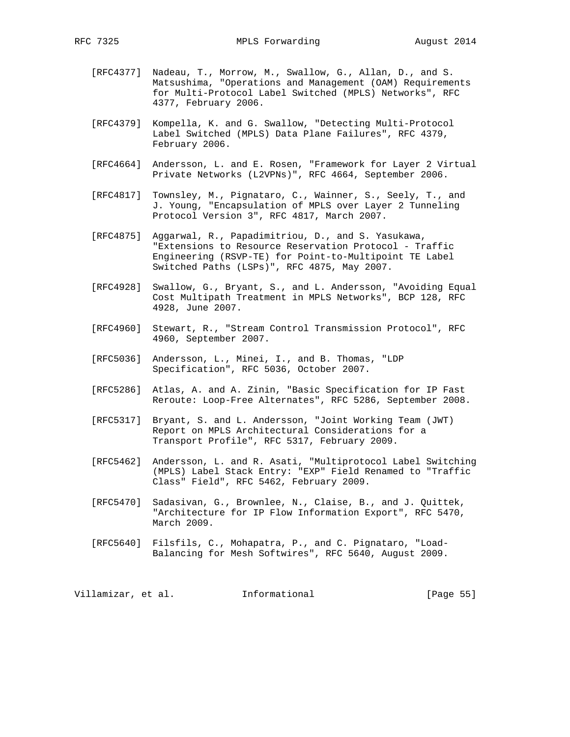[RFC4377] Nadeau, T., Morrow, M., Swallow, G., Allan, D., and S. Matsushima, "Operations and Management (OAM) Requirements for Multi-Protocol Label Switched (MPLS) Networks", RFC 4377, February 2006.

[RFC4379] Kompella, K. and G. Swallow, "Detecting Multi-Protocol Label Switched (MPLS) Data Plane Failures", RFC 4379, February 2006.

[RFC4664] Andersson, L. and E. Rosen, "Framework for Layer 2 Virtual Private Networks (L2VPNs)", RFC 4664, September 2006.

[RFC4817] Townsley, M., Pignataro, C., Wainner, S., Seely, T., and J. Young, "Encapsulation of MPLS over Layer 2 Tunneling Protocol Version 3", RFC 4817, March 2007.

[RFC4875] Aggarwal, R., Papadimitriou, D., and S. Yasukawa, "Extensions to Resource Reservation Protocol - Traffic Engineering (RSVP-TE) for Point-to-Multipoint TE Label Switched Paths (LSPs)", RFC 4875, May 2007.

[RFC4928] Swallow, G., Bryant, S., and L. Andersson, "Avoiding Equal Cost Multipath Treatment in MPLS Networks", BCP 128, RFC 4928, June 2007.

[RFC4960] Stewart, R., "Stream Control Transmission Protocol", RFC 4960, September 2007.

[RFC5036] Andersson, L., Minei, I., and B. Thomas, "LDP Specification", RFC 5036, October 2007.

[RFC5286] Atlas, A. and A. Zinin, "Basic Specification for IP Fast Reroute: Loop-Free Alternates", RFC 5286, September 2008.

[RFC5317] Bryant, S. and L. Andersson, "Joint Working Team (JWT) Report on MPLS Architectural Considerations for a Transport Profile", RFC 5317, February 2009.

[RFC5462] Andersson, L. and R. Asati, "Multiprotocol Label Switching (MPLS) Label Stack Entry: "EXP" Field Renamed to "Traffic Class" Field", RFC 5462, February 2009.

[RFC5470] Sadasivan, G., Brownlee, N., Claise, B., and J. Quittek, "Architecture for IP Flow Information Export", RFC 5470, March 2009.

[RFC5640] Filsfils, C., Mohapatra, P., and C. Pignataro, "Load-Balancing for Mesh Softwires", RFC 5640, August 2009.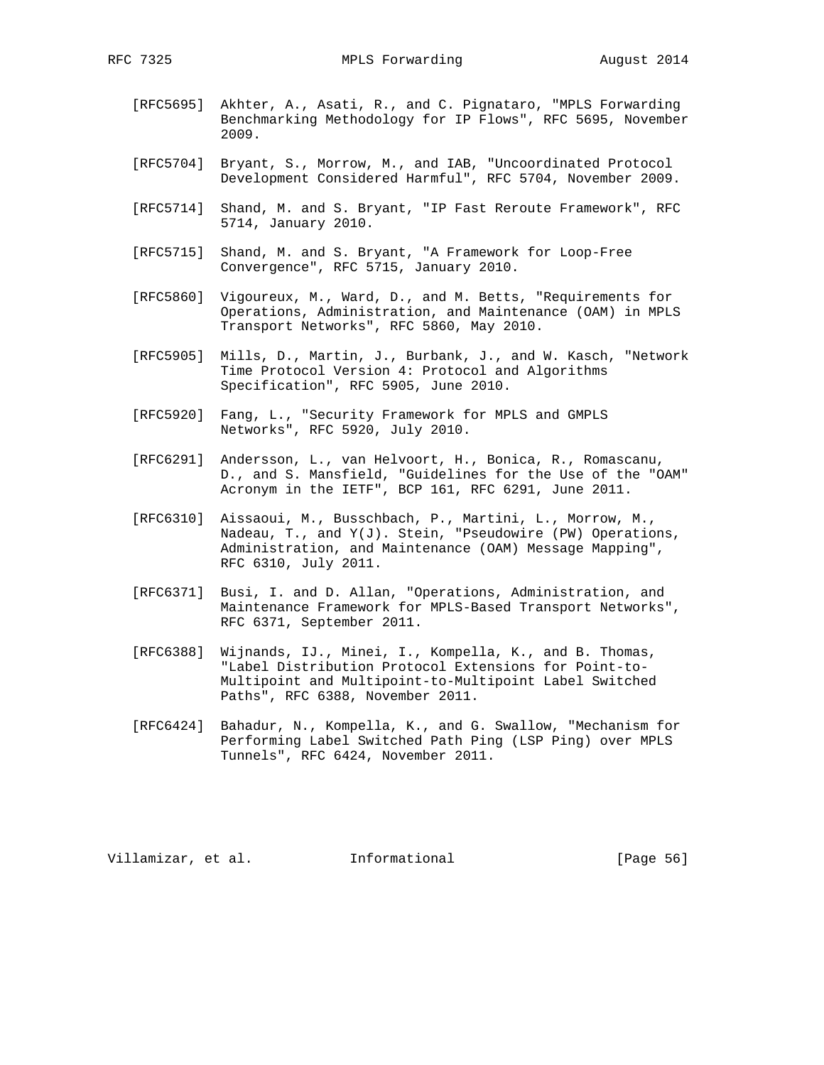[RFC5695] Akhter, A., Asati, R., and C. Pignataro, "MPLS Forwarding Benchmarking Methodology for IP Flows", RFC 5695, November 2009.

[RFC5704] Bryant, S., Morrow, M., and IAB, "Uncoordinated Protocol Development Considered Harmful", RFC 5704, November 2009.

[RFC5714] Shand, M. and S. Bryant, "IP Fast Reroute Framework", RFC 5714, January 2010.

[RFC5715] Shand, M. and S. Bryant, "A Framework for Loop-Free Convergence", RFC 5715, January 2010.

[RFC5860] Vigoureux, M., Ward, D., and M. Betts, "Requirements for Operations, Administration, and Maintenance (OAM) in MPLS Transport Networks", RFC 5860, May 2010.

[RFC5905] Mills, D., Martin, J., Burbank, J., and W. Kasch, "Network Time Protocol Version 4: Protocol and Algorithms Specification", RFC 5905, June 2010.

[RFC5920] Fang, L., "Security Framework for MPLS and GMPLS Networks", RFC 5920, July 2010.

[RFC6291] Andersson, L., van Helvoort, H., Bonica, R., Romascanu, D., and S. Mansfield, "Guidelines for the Use of the "OAM" Acronym in the IETF", BCP 161, RFC 6291, June 2011.

[RFC6310] Aissaoui, M., Busschbach, P., Martini, L., Morrow, M., Nadeau, T., and Y(J). Stein, "Pseudowire (PW) Operations, Administration, and Maintenance (OAM) Message Mapping", RFC 6310, July 2011.

[RFC6371] Busi, I. and D. Allan, "Operations, Administration, and Maintenance Framework for MPLS-Based Transport Networks", RFC 6371, September 2011.

[RFC6388] Wijnands, IJ., Minei, I., Kompella, K., and B. Thomas, "Label Distribution Protocol Extensions for Point-to-Multipoint and Multipoint-to-Multipoint Label Switched Paths", RFC 6388, November 2011.

[RFC6424] Bahadur, N., Kompella, K., and G. Swallow, "Mechanism for Performing Label Switched Path Ping (LSP Ping) over MPLS Tunnels", RFC 6424, November 2011.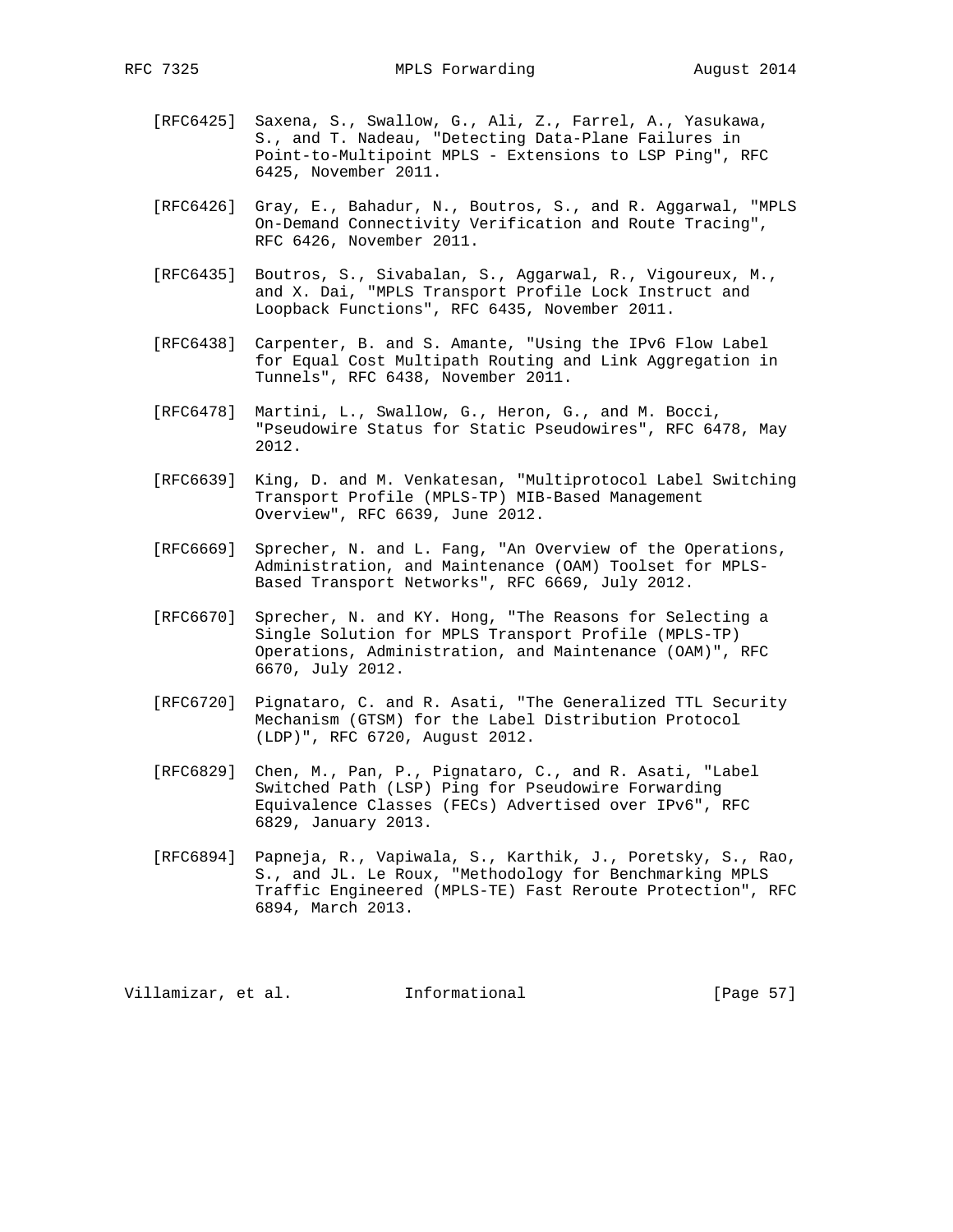[RFC6425] Saxena, S., Swallow, G., Ali, Z., Farrel, A., Yasukawa, S., and T. Nadeau, "Detecting Data-Plane Failures in Point-to-Multipoint MPLS - Extensions to LSP Ping", RFC 6425, November 2011.

[RFC6426] Gray, E., Bahadur, N., Boutros, S., and R. Aggarwal, "MPLS On-Demand Connectivity Verification and Route Tracing", RFC 6426, November 2011.

[RFC6435] Boutros, S., Sivabalan, S., Aggarwal, R., Vigoureux, M., and X. Dai, "MPLS Transport Profile Lock Instruct and Loopback Functions", RFC 6435, November 2011.

[RFC6438] Carpenter, B. and S. Amante, "Using the IPv6 Flow Label for Equal Cost Multipath Routing and Link Aggregation in Tunnels", RFC 6438, November 2011.

[RFC6478] Martini, L., Swallow, G., Heron, G., and M. Bocci, "Pseudowire Status for Static Pseudowires", RFC 6478, May 2012.

[RFC6639] King, D. and M. Venkatesan, "Multiprotocol Label Switching Transport Profile (MPLS-TP) MIB-Based Management Overview", RFC 6639, June 2012.

[RFC6669] Sprecher, N. and L. Fang, "An Overview of the Operations, Administration, and Maintenance (OAM) Toolset for MPLS-Based Transport Networks", RFC 6669, July 2012.

[RFC6670] Sprecher, N. and KY. Hong, "The Reasons for Selecting a Single Solution for MPLS Transport Profile (MPLS-TP) Operations, Administration, and Maintenance (OAM)", RFC 6670, July 2012.

[RFC6720] Pignataro, C. and R. Asati, "The Generalized TTL Security Mechanism (GTSM) for the Label Distribution Protocol (LDP)", RFC 6720, August 2012.

[RFC6829] Chen, M., Pan, P., Pignataro, C., and R. Asati, "Label Switched Path (LSP) Ping for Pseudowire Forwarding Equivalence Classes (FECs) Advertised over IPv6", RFC 6829, January 2013.

[RFC6894] Papneja, R., Vapiwala, S., Karthik, J., Poretsky, S., Rao, S., and JL. Le Roux, "Methodology for Benchmarking MPLS Traffic Engineered (MPLS-TE) Fast Reroute Protection", RFC 6894, March 2013.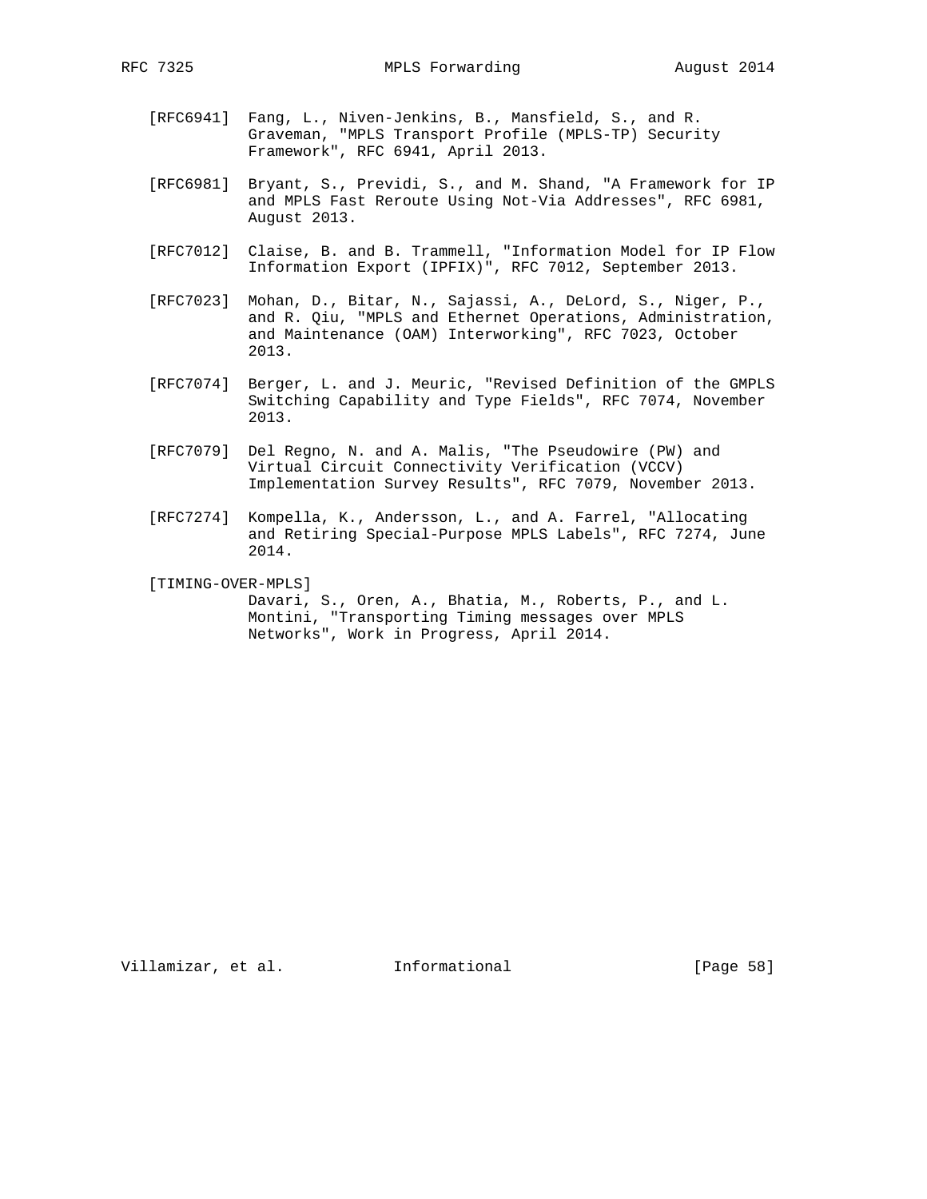[RFC6941] Fang, L., Niven-Jenkins, B., Mansfield, S., and R. Graveman, "MPLS Transport Profile (MPLS-TP) Security Framework", RFC 6941, April 2013.

[RFC6981] Bryant, S., Previdi, S., and M. Shand, "A Framework for IP and MPLS Fast Reroute Using Not-Via Addresses", RFC 6981, August 2013.

[RFC7012] Claise, B. and B. Trammell, "Information Model for IP Flow Information Export (IPFIX)", RFC 7012, September 2013.

[RFC7023] Mohan, D., Bitar, N., Sajassi, A., DeLord, S., Niger, P., and R. Qiu, "MPLS and Ethernet Operations, Administration, and Maintenance (OAM) Interworking", RFC 7023, October 2013.

[RFC7074] Berger, L. and J. Meuric, "Revised Definition of the GMPLS Switching Capability and Type Fields", RFC 7074, November 2013.

[RFC7079] Del Regno, N. and A. Malis, "The Pseudowire (PW) and Virtual Circuit Connectivity Verification (VCCV) Implementation Survey Results", RFC 7079, November 2013.

[RFC7274] Kompella, K., Andersson, L., and A. Farrel, "Allocating and Retiring Special-Purpose MPLS Labels", RFC 7274, June 2014.

[TIMING-OVER-MPLS] Davari, S., Oren, A., Bhatia, M., Roberts, P., and L. Montini, "Transporting Timing messages over MPLS Networks", Work in Progress, April 2014.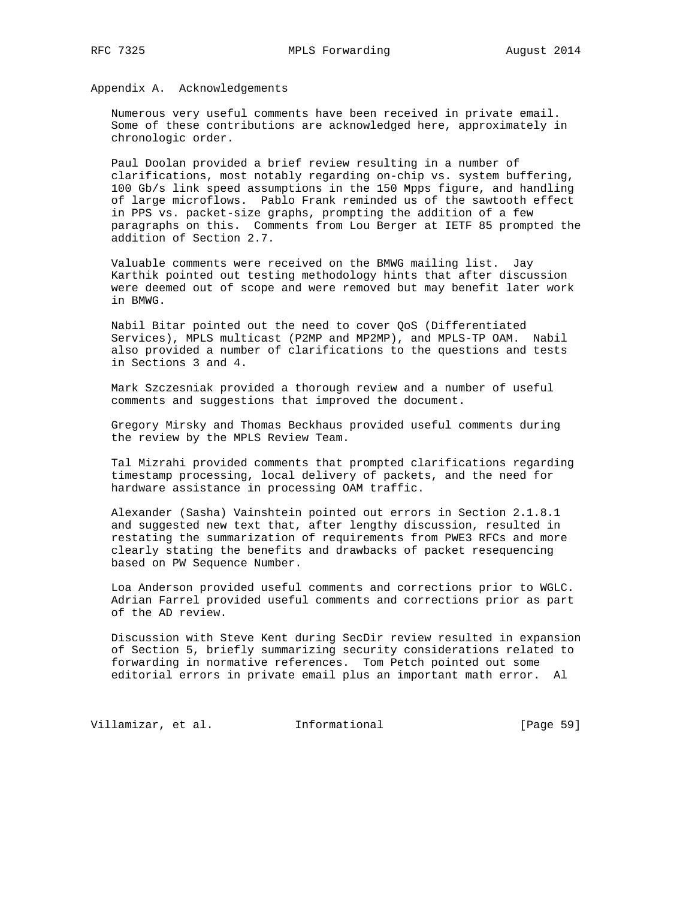## Appendix A. Acknowledgements

Numerous very useful comments have been received in private email. Some of these contributions are acknowledged here, approximately in chronologic order.

Paul Doolan provided a brief review resulting in a number of clarifications, most notably regarding on-chip vs. system buffering, 100 Gb/s link speed assumptions in the 150 Mpps figure, and handling of large microflows. Pablo Frank reminded us of the sawtooth effect in PPS vs. packet-size graphs, prompting the addition of a few paragraphs on this. Comments from Lou Berger at IETF 85 prompted the addition of Section 2.7.

Valuable comments were received on the BMWG mailing list. Jay Karthik pointed out testing methodology hints that after discussion were deemed out of scope and were removed but may benefit later work in BMWG.

Nabil Bitar pointed out the need to cover QoS (Differentiated Services), MPLS multicast (P2MP and MP2MP), and MPLS-TP OAM. Nabil also provided a number of clarifications to the questions and tests in Sections 3 and 4.

Mark Szczesniak provided a thorough review and a number of useful comments and suggestions that improved the document.

Gregory Mirsky and Thomas Beckhaus provided useful comments during the review by the MPLS Review Team.

Tal Mizrahi provided comments that prompted clarifications regarding timestamp processing, local delivery of packets, and the need for hardware assistance in processing OAM traffic.

Alexander (Sasha) Vainshtein pointed out errors in Section 2.1.8.1 and suggested new text that, after lengthy discussion, resulted in restating the summarization of requirements from PWE3 RFCs and more clearly stating the benefits and drawbacks of packet resequencing based on PW Sequence Number.

Loa Anderson provided useful comments and corrections prior to WGLC. Adrian Farrel provided useful comments and corrections prior as part of the AD review.

Discussion with Steve Kent during SecDir review resulted in expansion of Section 5, briefly summarizing security considerations related to forwarding in normative references. Tom Petch pointed out some editorial errors in private email plus an important math error. Al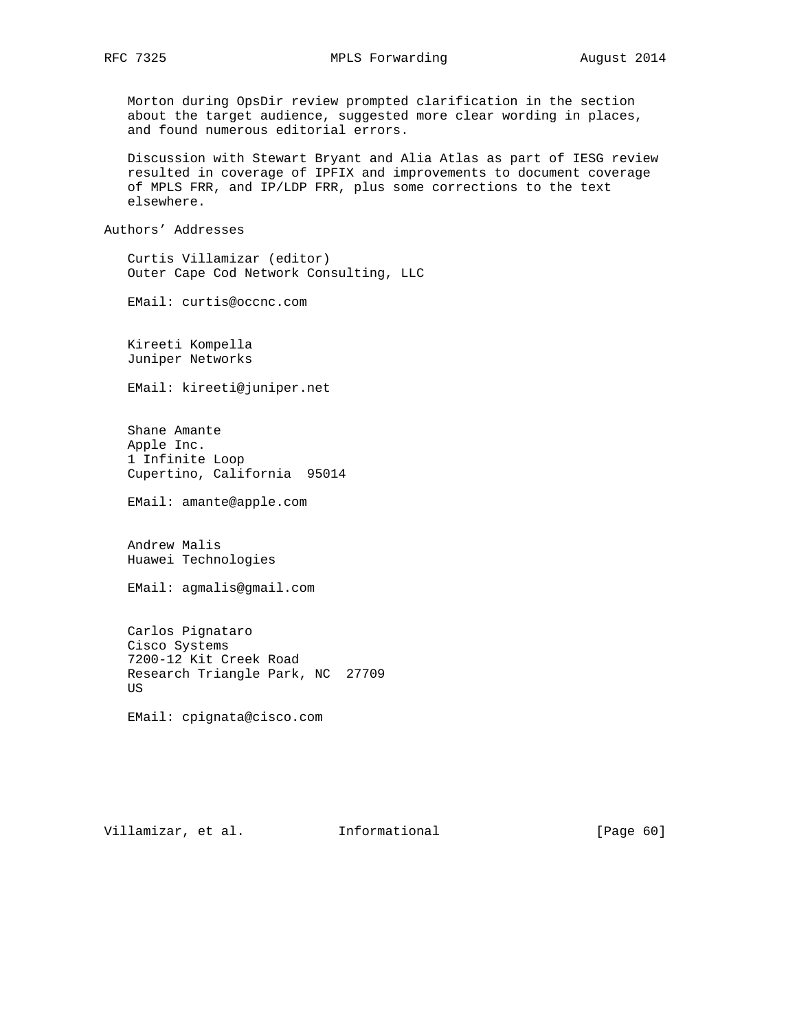Morton during OpsDir review prompted clarification in the section about the target audience, suggested more clear wording in places, and found numerous editorial errors.

Discussion with Stewart Bryant and Alia Atlas as part of IESG review resulted in coverage of IPFIX and improvements to document coverage of MPLS FRR, and IP/LDP FRR, plus some corrections to the text elsewhere.

## Authors' Addresses

Curtis Villamizar (editor)
Outer Cape Cod Network Consulting, LLC

EMail: curtis@occnc.com

Kireeti Kompella
Juniper Networks

EMail: kireeti@juniper.net

Shane Amante
Apple Inc.
1 Infinite Loop
Cupertino, California  95014

EMail: amante@apple.com

Andrew Malis
Huawei Technologies

EMail: agmalis@gmail.com

Carlos Pignataro
Cisco Systems
7200-12 Kit Creek Road
Research Triangle Park, NC  27709
US

EMail: cpignata@cisco.com